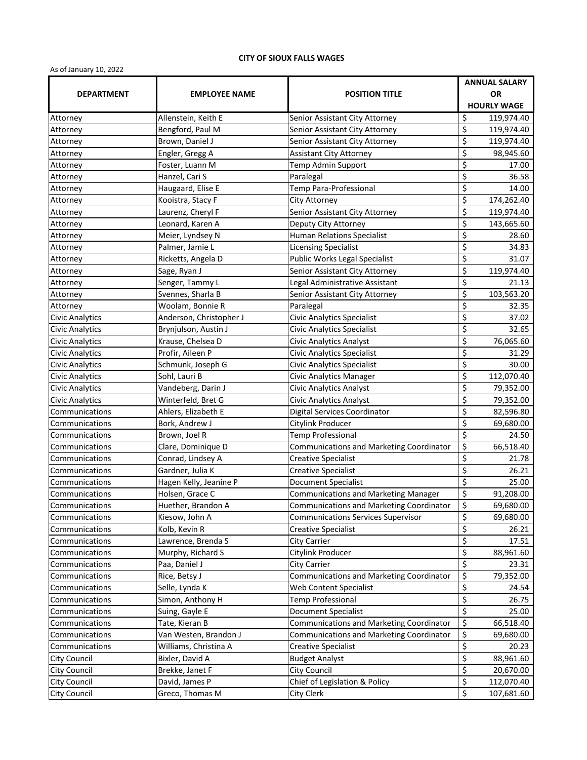# CITY OF SIOUX FALLS WAGES

As of January 10, 2022

| DEPARTMENT | EMPLOYEE NAME | POSITION TITLE | ANNUAL SALARY OR HOURLY WAGE |
|---|---|---|---|
| Attorney | Allenstein, Keith E | Senior Assistant City Attorney | $ 119,974.40 |
| Attorney | Bengford, Paul M | Senior Assistant City Attorney | $ 119,974.40 |
| Attorney | Brown, Daniel J | Senior Assistant City Attorney | $ 119,974.40 |
| Attorney | Engler, Gregg A | Assistant City Attorney | $ 98,945.60 |
| Attorney | Foster, Luann M | Temp Admin Support | $ 17.00 |
| Attorney | Hanzel, Cari S | Paralegal | $ 36.58 |
| Attorney | Haugaard, Elise E | Temp Para-Professional | $ 14.00 |
| Attorney | Kooistra, Stacy F | City Attorney | $ 174,262.40 |
| Attorney | Laurenz, Cheryl F | Senior Assistant City Attorney | $ 119,974.40 |
| Attorney | Leonard, Karen A | Deputy City Attorney | $ 143,665.60 |
| Attorney | Meier, Lyndsey N | Human Relations Specialist | $ 28.60 |
| Attorney | Palmer, Jamie L | Licensing Specialist | $ 34.83 |
| Attorney | Ricketts, Angela D | Public Works Legal Specialist | $ 31.07 |
| Attorney | Sage, Ryan J | Senior Assistant City Attorney | $ 119,974.40 |
| Attorney | Senger, Tammy L | Legal Administrative Assistant | $ 21.13 |
| Attorney | Svennes, Sharla B | Senior Assistant City Attorney | $ 103,563.20 |
| Attorney | Woolam, Bonnie R | Paralegal | $ 32.35 |
| Civic Analytics | Anderson, Christopher J | Civic Analytics Specialist | $ 37.02 |
| Civic Analytics | Brynjulson, Austin J | Civic Analytics Specialist | $ 32.65 |
| Civic Analytics | Krause, Chelsea D | Civic Analytics Analyst | $ 76,065.60 |
| Civic Analytics | Profir, Aileen P | Civic Analytics Specialist | $ 31.29 |
| Civic Analytics | Schmunk, Joseph G | Civic Analytics Specialist | $ 30.00 |
| Civic Analytics | Sohl, Lauri B | Civic Analytics Manager | $ 112,070.40 |
| Civic Analytics | Vandeberg, Darin J | Civic Analytics Analyst | $ 79,352.00 |
| Civic Analytics | Winterfeld, Bret G | Civic Analytics Analyst | $ 79,352.00 |
| Communications | Ahlers, Elizabeth E | Digital Services Coordinator | $ 82,596.80 |
| Communications | Bork, Andrew J | Citylink Producer | $ 69,680.00 |
| Communications | Brown, Joel R | Temp Professional | $ 24.50 |
| Communications | Clare, Dominique D | Communications and Marketing Coordinator | $ 66,518.40 |
| Communications | Conrad, Lindsey A | Creative Specialist | $ 21.78 |
| Communications | Gardner, Julia K | Creative Specialist | $ 26.21 |
| Communications | Hagen Kelly, Jeanine P | Document Specialist | $ 25.00 |
| Communications | Holsen, Grace C | Communications and Marketing Manager | $ 91,208.00 |
| Communications | Huether, Brandon A | Communications and Marketing Coordinator | $ 69,680.00 |
| Communications | Kiesow, John A | Communications Services Supervisor | $ 69,680.00 |
| Communications | Kolb, Kevin R | Creative Specialist | $ 26.21 |
| Communications | Lawrence, Brenda S | City Carrier | $ 17.51 |
| Communications | Murphy, Richard S | Citylink Producer | $ 88,961.60 |
| Communications | Paa, Daniel J | City Carrier | $ 23.31 |
| Communications | Rice, Betsy J | Communications and Marketing Coordinator | $ 79,352.00 |
| Communications | Selle, Lynda K | Web Content Specialist | $ 24.54 |
| Communications | Simon, Anthony H | Temp Professional | $ 26.75 |
| Communications | Suing, Gayle E | Document Specialist | $ 25.00 |
| Communications | Tate, Kieran B | Communications and Marketing Coordinator | $ 66,518.40 |
| Communications | Van Westen, Brandon J | Communications and Marketing Coordinator | $ 69,680.00 |
| Communications | Williams, Christina A | Creative Specialist | $ 20.23 |
| City Council | Bixler, David A | Budget Analyst | $ 88,961.60 |
| City Council | Brekke, Janet F | City Council | $ 20,670.00 |
| City Council | David, James P | Chief of Legislation & Policy | $ 112,070.40 |
| City Council | Greco, Thomas M | City Clerk | $ 107,681.60 |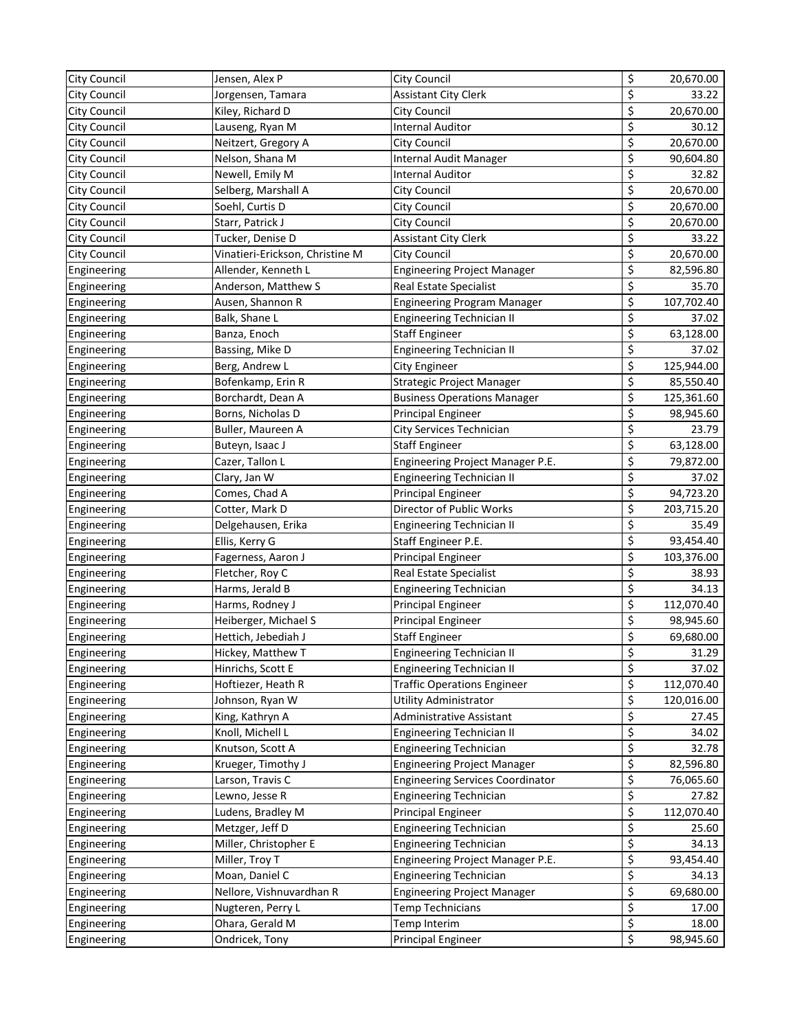| | | | | |
|---|---|---|---|---|
| City Council | Jensen, Alex P | City Council | $ | 20,670.00 |
| City Council | Jorgensen, Tamara | Assistant City Clerk | $ | 33.22 |
| City Council | Kiley, Richard D | City Council | $ | 20,670.00 |
| City Council | Lauseng, Ryan M | Internal Auditor | $ | 30.12 |
| City Council | Neitzert, Gregory A | City Council | $ | 20,670.00 |
| City Council | Nelson, Shana M | Internal Audit Manager | $ | 90,604.80 |
| City Council | Newell, Emily M | Internal Auditor | $ | 32.82 |
| City Council | Selberg, Marshall A | City Council | $ | 20,670.00 |
| City Council | Soehl, Curtis D | City Council | $ | 20,670.00 |
| City Council | Starr, Patrick J | City Council | $ | 20,670.00 |
| City Council | Tucker, Denise D | Assistant City Clerk | $ | 33.22 |
| City Council | Vinatieri-Erickson, Christine M | City Council | $ | 20,670.00 |
| Engineering | Allender, Kenneth L | Engineering Project Manager | $ | 82,596.80 |
| Engineering | Anderson, Matthew S | Real Estate Specialist | $ | 35.70 |
| Engineering | Ausen, Shannon R | Engineering Program Manager | $ | 107,702.40 |
| Engineering | Balk, Shane L | Engineering Technician II | $ | 37.02 |
| Engineering | Banza, Enoch | Staff Engineer | $ | 63,128.00 |
| Engineering | Bassing, Mike D | Engineering Technician II | $ | 37.02 |
| Engineering | Berg, Andrew L | City Engineer | $ | 125,944.00 |
| Engineering | Bofenkamp, Erin R | Strategic Project Manager | $ | 85,550.40 |
| Engineering | Borchardt, Dean A | Business Operations Manager | $ | 125,361.60 |
| Engineering | Borns, Nicholas D | Principal Engineer | $ | 98,945.60 |
| Engineering | Buller, Maureen A | City Services Technician | $ | 23.79 |
| Engineering | Buteyn, Isaac J | Staff Engineer | $ | 63,128.00 |
| Engineering | Cazer, Tallon L | Engineering Project Manager P.E. | $ | 79,872.00 |
| Engineering | Clary, Jan W | Engineering Technician II | $ | 37.02 |
| Engineering | Comes, Chad A | Principal Engineer | $ | 94,723.20 |
| Engineering | Cotter, Mark D | Director of Public Works | $ | 203,715.20 |
| Engineering | Delgehausen, Erika | Engineering Technician II | $ | 35.49 |
| Engineering | Ellis, Kerry G | Staff Engineer P.E. | $ | 93,454.40 |
| Engineering | Fagerness, Aaron J | Principal Engineer | $ | 103,376.00 |
| Engineering | Fletcher, Roy C | Real Estate Specialist | $ | 38.93 |
| Engineering | Harms, Jerald B | Engineering Technician | $ | 34.13 |
| Engineering | Harms, Rodney J | Principal Engineer | $ | 112,070.40 |
| Engineering | Heiberger, Michael S | Principal Engineer | $ | 98,945.60 |
| Engineering | Hettich, Jebediah J | Staff Engineer | $ | 69,680.00 |
| Engineering | Hickey, Matthew T | Engineering Technician II | $ | 31.29 |
| Engineering | Hinrichs, Scott E | Engineering Technician II | $ | 37.02 |
| Engineering | Hoftiezer, Heath R | Traffic Operations Engineer | $ | 112,070.40 |
| Engineering | Johnson, Ryan W | Utility Administrator | $ | 120,016.00 |
| Engineering | King, Kathryn A | Administrative Assistant | $ | 27.45 |
| Engineering | Knoll, Michell L | Engineering Technician II | $ | 34.02 |
| Engineering | Knutson, Scott A | Engineering Technician | $ | 32.78 |
| Engineering | Krueger, Timothy J | Engineering Project Manager | $ | 82,596.80 |
| Engineering | Larson, Travis C | Engineering Services Coordinator | $ | 76,065.60 |
| Engineering | Lewno, Jesse R | Engineering Technician | $ | 27.82 |
| Engineering | Ludens, Bradley M | Principal Engineer | $ | 112,070.40 |
| Engineering | Metzger, Jeff D | Engineering Technician | $ | 25.60 |
| Engineering | Miller, Christopher E | Engineering Technician | $ | 34.13 |
| Engineering | Miller, Troy T | Engineering Project Manager P.E. | $ | 93,454.40 |
| Engineering | Moan, Daniel C | Engineering Technician | $ | 34.13 |
| Engineering | Nellore, Vishnuvardhan R | Engineering Project Manager | $ | 69,680.00 |
| Engineering | Nugteren, Perry L | Temp Technicians | $ | 17.00 |
| Engineering | Ohara, Gerald M | Temp Interim | $ | 18.00 |
| Engineering | Ondricek, Tony | Principal Engineer | $ | 98,945.60 |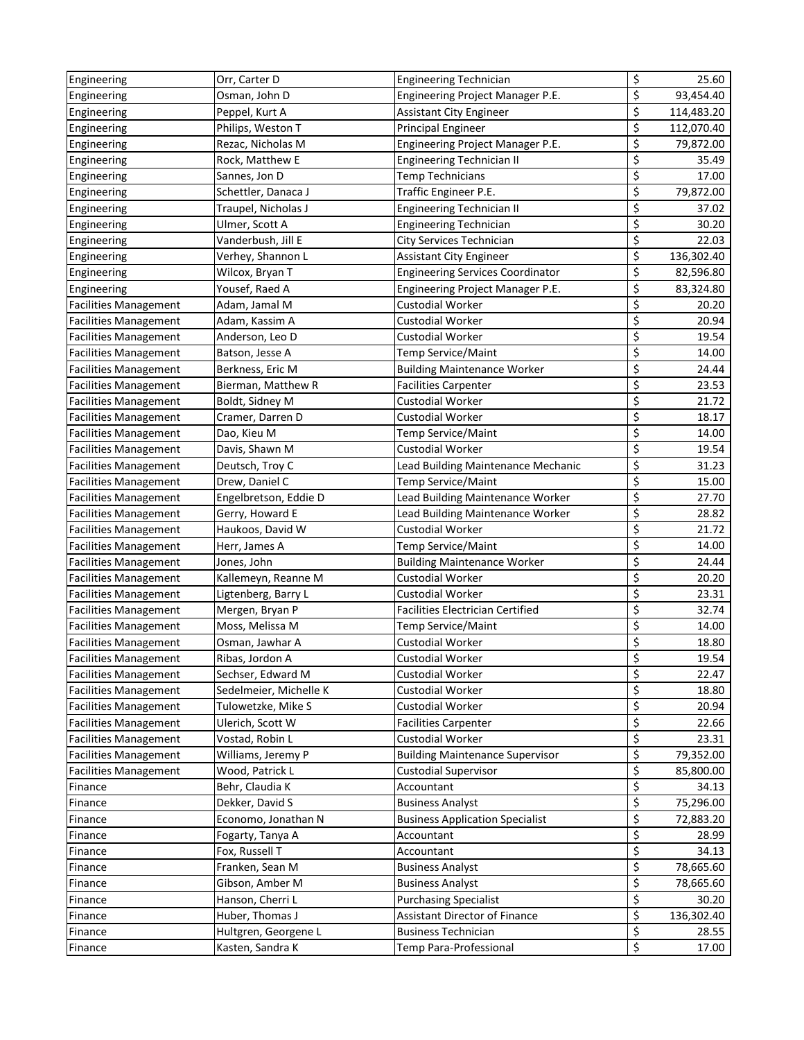| Engineering | Orr, Carter D | Engineering Technician | $ | 25.60 |
|---|---|---|---|---|
| Engineering | Osman, John D | Engineering Project Manager P.E. | $ | 93,454.40 |
| Engineering | Peppel, Kurt A | Assistant City Engineer | $ | 114,483.20 |
| Engineering | Philips, Weston T | Principal Engineer | $ | 112,070.40 |
| Engineering | Rezac, Nicholas M | Engineering Project Manager P.E. | $ | 79,872.00 |
| Engineering | Rock, Matthew E | Engineering Technician II | $ | 35.49 |
| Engineering | Sannes, Jon D | Temp Technicians | $ | 17.00 |
| Engineering | Schettler, Danaca J | Traffic Engineer P.E. | $ | 79,872.00 |
| Engineering | Traupel, Nicholas J | Engineering Technician II | $ | 37.02 |
| Engineering | Ulmer, Scott A | Engineering Technician | $ | 30.20 |
| Engineering | Vanderbush, Jill E | City Services Technician | $ | 22.03 |
| Engineering | Verhey, Shannon L | Assistant City Engineer | $ | 136,302.40 |
| Engineering | Wilcox, Bryan T | Engineering Services Coordinator | $ | 82,596.80 |
| Engineering | Yousef, Raed A | Engineering Project Manager P.E. | $ | 83,324.80 |
| Facilities Management | Adam, Jamal M | Custodial Worker | $ | 20.20 |
| Facilities Management | Adam, Kassim A | Custodial Worker | $ | 20.94 |
| Facilities Management | Anderson, Leo D | Custodial Worker | $ | 19.54 |
| Facilities Management | Batson, Jesse A | Temp Service/Maint | $ | 14.00 |
| Facilities Management | Berkness, Eric M | Building Maintenance Worker | $ | 24.44 |
| Facilities Management | Bierman, Matthew R | Facilities Carpenter | $ | 23.53 |
| Facilities Management | Boldt, Sidney M | Custodial Worker | $ | 21.72 |
| Facilities Management | Cramer, Darren D | Custodial Worker | $ | 18.17 |
| Facilities Management | Dao, Kieu M | Temp Service/Maint | $ | 14.00 |
| Facilities Management | Davis, Shawn M | Custodial Worker | $ | 19.54 |
| Facilities Management | Deutsch, Troy C | Lead Building Maintenance Mechanic | $ | 31.23 |
| Facilities Management | Drew, Daniel C | Temp Service/Maint | $ | 15.00 |
| Facilities Management | Engelbretson, Eddie D | Lead Building Maintenance Worker | $ | 27.70 |
| Facilities Management | Gerry, Howard E | Lead Building Maintenance Worker | $ | 28.82 |
| Facilities Management | Haukoos, David W | Custodial Worker | $ | 21.72 |
| Facilities Management | Herr, James A | Temp Service/Maint | $ | 14.00 |
| Facilities Management | Jones, John | Building Maintenance Worker | $ | 24.44 |
| Facilities Management | Kallemeyn, Reanne M | Custodial Worker | $ | 20.20 |
| Facilities Management | Ligtenberg, Barry L | Custodial Worker | $ | 23.31 |
| Facilities Management | Mergen, Bryan P | Facilities Electrician Certified | $ | 32.74 |
| Facilities Management | Moss, Melissa M | Temp Service/Maint | $ | 14.00 |
| Facilities Management | Osman, Jawhar A | Custodial Worker | $ | 18.80 |
| Facilities Management | Ribas, Jordon A | Custodial Worker | $ | 19.54 |
| Facilities Management | Sechser, Edward M | Custodial Worker | $ | 22.47 |
| Facilities Management | Sedelmeier, Michelle K | Custodial Worker | $ | 18.80 |
| Facilities Management | Tulowetzke, Mike S | Custodial Worker | $ | 20.94 |
| Facilities Management | Ulerich, Scott W | Facilities Carpenter | $ | 22.66 |
| Facilities Management | Vostad, Robin L | Custodial Worker | $ | 23.31 |
| Facilities Management | Williams, Jeremy P | Building Maintenance Supervisor | $ | 79,352.00 |
| Facilities Management | Wood, Patrick L | Custodial Supervisor | $ | 85,800.00 |
| Finance | Behr, Claudia K | Accountant | $ | 34.13 |
| Finance | Dekker, David S | Business Analyst | $ | 75,296.00 |
| Finance | Economo, Jonathan N | Business Application Specialist | $ | 72,883.20 |
| Finance | Fogarty, Tanya A | Accountant | $ | 28.99 |
| Finance | Fox, Russell T | Accountant | $ | 34.13 |
| Finance | Franken, Sean M | Business Analyst | $ | 78,665.60 |
| Finance | Gibson, Amber M | Business Analyst | $ | 78,665.60 |
| Finance | Hanson, Cherri L | Purchasing Specialist | $ | 30.20 |
| Finance | Huber, Thomas J | Assistant Director of Finance | $ | 136,302.40 |
| Finance | Hultgren, Georgene L | Business Technician | $ | 28.55 |
| Finance | Kasten, Sandra K | Temp Para-Professional | $ | 17.00 |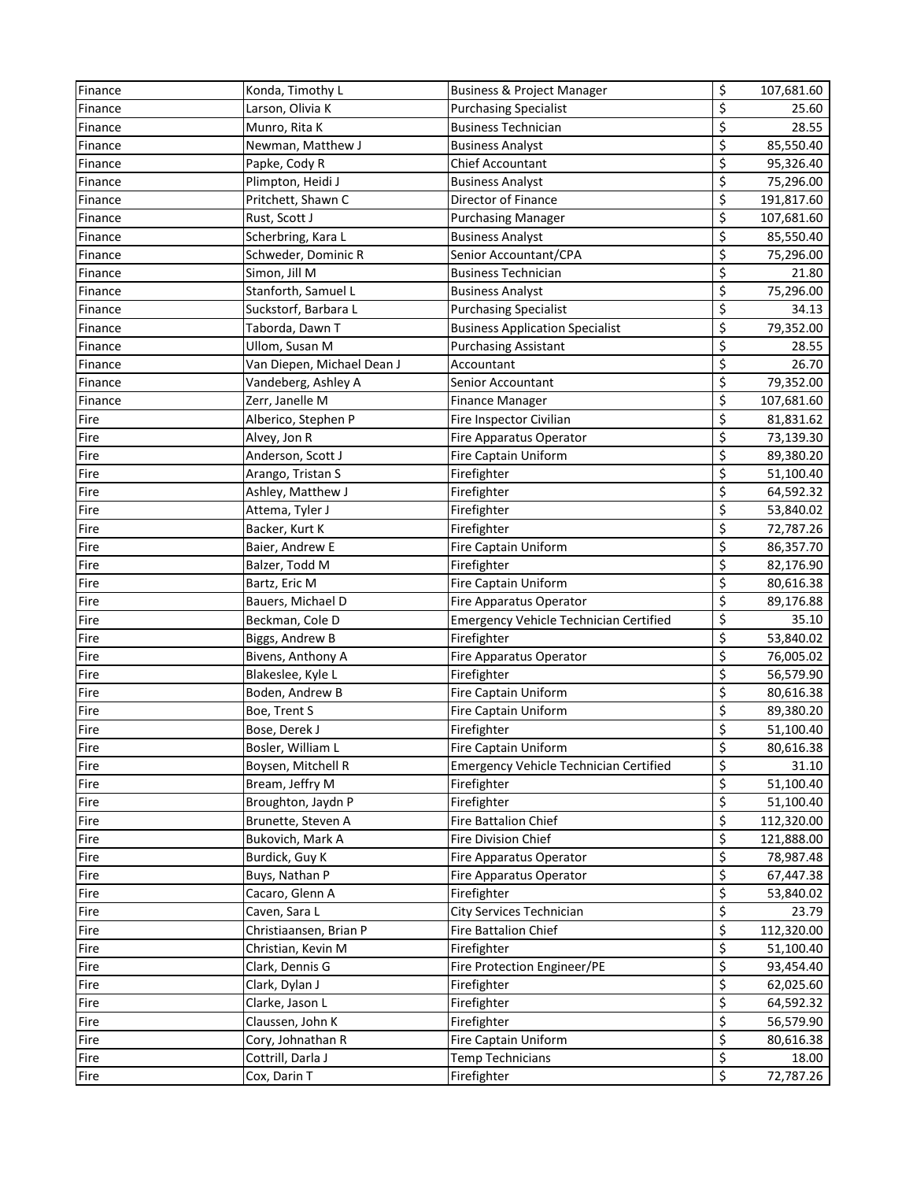| Finance | Konda, Timothy L | Business & Project Manager | $ | 107,681.60 |
|---|---|---|---|---|
| Finance | Larson, Olivia K | Purchasing Specialist | $ | 25.60 |
| Finance | Munro, Rita K | Business Technician | $ | 28.55 |
| Finance | Newman, Matthew J | Business Analyst | $ | 85,550.40 |
| Finance | Papke, Cody R | Chief Accountant | $ | 95,326.40 |
| Finance | Plimpton, Heidi J | Business Analyst | $ | 75,296.00 |
| Finance | Pritchett, Shawn C | Director of Finance | $ | 191,817.60 |
| Finance | Rust, Scott J | Purchasing Manager | $ | 107,681.60 |
| Finance | Scherbring, Kara L | Business Analyst | $ | 85,550.40 |
| Finance | Schweder, Dominic R | Senior Accountant/CPA | $ | 75,296.00 |
| Finance | Simon, Jill M | Business Technician | $ | 21.80 |
| Finance | Stanforth, Samuel L | Business Analyst | $ | 75,296.00 |
| Finance | Suckstorf, Barbara L | Purchasing Specialist | $ | 34.13 |
| Finance | Taborda, Dawn T | Business Application Specialist | $ | 79,352.00 |
| Finance | Ullom, Susan M | Purchasing Assistant | $ | 28.55 |
| Finance | Van Diepen, Michael Dean J | Accountant | $ | 26.70 |
| Finance | Vandeberg, Ashley A | Senior Accountant | $ | 79,352.00 |
| Finance | Zerr, Janelle M | Finance Manager | $ | 107,681.60 |
| Fire | Alberico, Stephen P | Fire Inspector Civilian | $ | 81,831.62 |
| Fire | Alvey, Jon R | Fire Apparatus Operator | $ | 73,139.30 |
| Fire | Anderson, Scott J | Fire Captain Uniform | $ | 89,380.20 |
| Fire | Arango, Tristan S | Firefighter | $ | 51,100.40 |
| Fire | Ashley, Matthew J | Firefighter | $ | 64,592.32 |
| Fire | Attema, Tyler J | Firefighter | $ | 53,840.02 |
| Fire | Backer, Kurt K | Firefighter | $ | 72,787.26 |
| Fire | Baier, Andrew E | Fire Captain Uniform | $ | 86,357.70 |
| Fire | Balzer, Todd M | Firefighter | $ | 82,176.90 |
| Fire | Bartz, Eric M | Fire Captain Uniform | $ | 80,616.38 |
| Fire | Bauers, Michael D | Fire Apparatus Operator | $ | 89,176.88 |
| Fire | Beckman, Cole D | Emergency Vehicle Technician Certified | $ | 35.10 |
| Fire | Biggs, Andrew B | Firefighter | $ | 53,840.02 |
| Fire | Bivens, Anthony A | Fire Apparatus Operator | $ | 76,005.02 |
| Fire | Blakeslee, Kyle L | Firefighter | $ | 56,579.90 |
| Fire | Boden, Andrew B | Fire Captain Uniform | $ | 80,616.38 |
| Fire | Boe, Trent S | Fire Captain Uniform | $ | 89,380.20 |
| Fire | Bose, Derek J | Firefighter | $ | 51,100.40 |
| Fire | Bosler, William L | Fire Captain Uniform | $ | 80,616.38 |
| Fire | Boysen, Mitchell R | Emergency Vehicle Technician Certified | $ | 31.10 |
| Fire | Bream, Jeffry M | Firefighter | $ | 51,100.40 |
| Fire | Broughton, Jaydn P | Firefighter | $ | 51,100.40 |
| Fire | Brunette, Steven A | Fire Battalion Chief | $ | 112,320.00 |
| Fire | Bukovich, Mark A | Fire Division Chief | $ | 121,888.00 |
| Fire | Burdick, Guy K | Fire Apparatus Operator | $ | 78,987.48 |
| Fire | Buys, Nathan P | Fire Apparatus Operator | $ | 67,447.38 |
| Fire | Cacaro, Glenn A | Firefighter | $ | 53,840.02 |
| Fire | Caven, Sara L | City Services Technician | $ | 23.79 |
| Fire | Christiaansen, Brian P | Fire Battalion Chief | $ | 112,320.00 |
| Fire | Christian, Kevin M | Firefighter | $ | 51,100.40 |
| Fire | Clark, Dennis G | Fire Protection Engineer/PE | $ | 93,454.40 |
| Fire | Clark, Dylan J | Firefighter | $ | 62,025.60 |
| Fire | Clarke, Jason L | Firefighter | $ | 64,592.32 |
| Fire | Claussen, John K | Firefighter | $ | 56,579.90 |
| Fire | Cory, Johnathan R | Fire Captain Uniform | $ | 80,616.38 |
| Fire | Cottrill, Darla J | Temp Technicians | $ | 18.00 |
| Fire | Cox, Darin T | Firefighter | $ | 72,787.26 |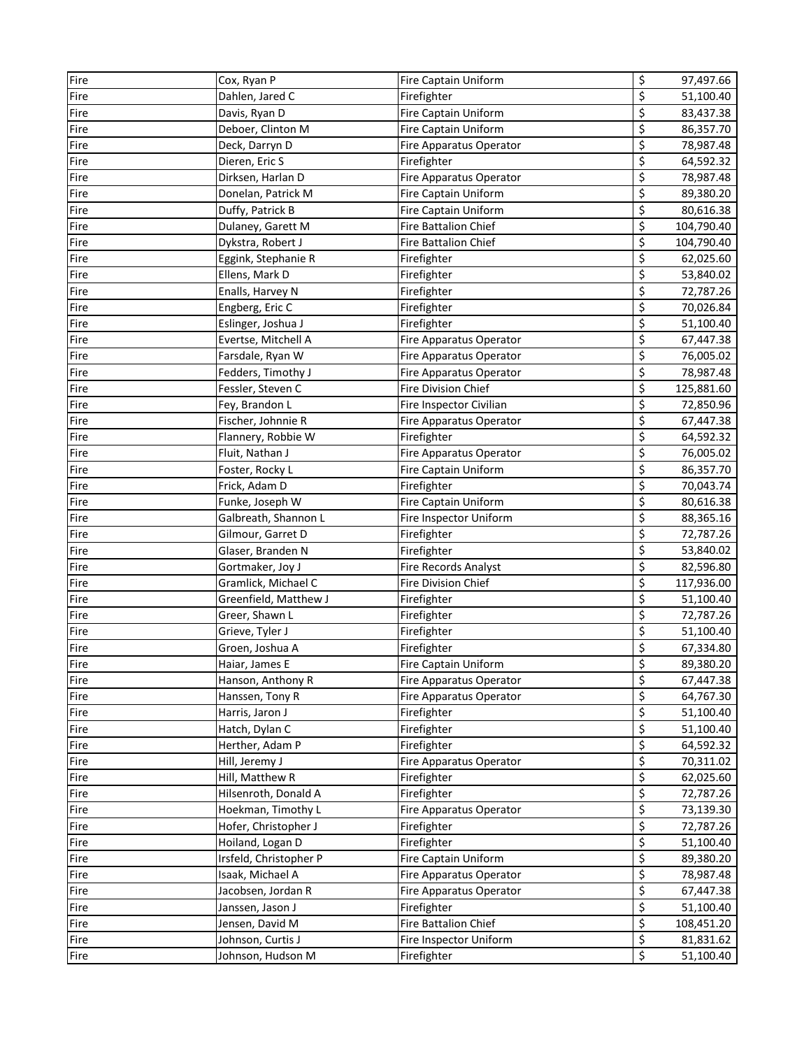| Fire | Cox, Ryan P | Fire Captain Uniform | $ | 97,497.66 |
|---|---|---|---|---|
| Fire | Dahlen, Jared C | Firefighter | $ | 51,100.40 |
| Fire | Davis, Ryan D | Fire Captain Uniform | $ | 83,437.38 |
| Fire | Deboer, Clinton M | Fire Captain Uniform | $ | 86,357.70 |
| Fire | Deck, Darryn D | Fire Apparatus Operator | $ | 78,987.48 |
| Fire | Dieren, Eric S | Firefighter | $ | 64,592.32 |
| Fire | Dirksen, Harlan D | Fire Apparatus Operator | $ | 78,987.48 |
| Fire | Donelan, Patrick M | Fire Captain Uniform | $ | 89,380.20 |
| Fire | Duffy, Patrick B | Fire Captain Uniform | $ | 80,616.38 |
| Fire | Dulaney, Garett M | Fire Battalion Chief | $ | 104,790.40 |
| Fire | Dykstra, Robert J | Fire Battalion Chief | $ | 104,790.40 |
| Fire | Eggink, Stephanie R | Firefighter | $ | 62,025.60 |
| Fire | Ellens, Mark D | Firefighter | $ | 53,840.02 |
| Fire | Enalls, Harvey N | Firefighter | $ | 72,787.26 |
| Fire | Engberg, Eric C | Firefighter | $ | 70,026.84 |
| Fire | Eslinger, Joshua J | Firefighter | $ | 51,100.40 |
| Fire | Evertse, Mitchell A | Fire Apparatus Operator | $ | 67,447.38 |
| Fire | Farsdale, Ryan W | Fire Apparatus Operator | $ | 76,005.02 |
| Fire | Fedders, Timothy J | Fire Apparatus Operator | $ | 78,987.48 |
| Fire | Fessler, Steven C | Fire Division Chief | $ | 125,881.60 |
| Fire | Fey, Brandon L | Fire Inspector Civilian | $ | 72,850.96 |
| Fire | Fischer, Johnnie R | Fire Apparatus Operator | $ | 67,447.38 |
| Fire | Flannery, Robbie W | Firefighter | $ | 64,592.32 |
| Fire | Fluit, Nathan J | Fire Apparatus Operator | $ | 76,005.02 |
| Fire | Foster, Rocky L | Fire Captain Uniform | $ | 86,357.70 |
| Fire | Frick, Adam D | Firefighter | $ | 70,043.74 |
| Fire | Funke, Joseph W | Fire Captain Uniform | $ | 80,616.38 |
| Fire | Galbreath, Shannon L | Fire Inspector Uniform | $ | 88,365.16 |
| Fire | Gilmour, Garret D | Firefighter | $ | 72,787.26 |
| Fire | Glaser, Branden N | Firefighter | $ | 53,840.02 |
| Fire | Gortmaker, Joy J | Fire Records Analyst | $ | 82,596.80 |
| Fire | Gramlick, Michael C | Fire Division Chief | $ | 117,936.00 |
| Fire | Greenfield, Matthew J | Firefighter | $ | 51,100.40 |
| Fire | Greer, Shawn L | Firefighter | $ | 72,787.26 |
| Fire | Grieve, Tyler J | Firefighter | $ | 51,100.40 |
| Fire | Groen, Joshua A | Firefighter | $ | 67,334.80 |
| Fire | Haiar, James E | Fire Captain Uniform | $ | 89,380.20 |
| Fire | Hanson, Anthony R | Fire Apparatus Operator | $ | 67,447.38 |
| Fire | Hanssen, Tony R | Fire Apparatus Operator | $ | 64,767.30 |
| Fire | Harris, Jaron J | Firefighter | $ | 51,100.40 |
| Fire | Hatch, Dylan C | Firefighter | $ | 51,100.40 |
| Fire | Herther, Adam P | Firefighter | $ | 64,592.32 |
| Fire | Hill, Jeremy J | Fire Apparatus Operator | $ | 70,311.02 |
| Fire | Hill, Matthew R | Firefighter | $ | 62,025.60 |
| Fire | Hilsenroth, Donald A | Firefighter | $ | 72,787.26 |
| Fire | Hoekman, Timothy L | Fire Apparatus Operator | $ | 73,139.30 |
| Fire | Hofer, Christopher J | Firefighter | $ | 72,787.26 |
| Fire | Hoiland, Logan D | Firefighter | $ | 51,100.40 |
| Fire | Irsfeld, Christopher P | Fire Captain Uniform | $ | 89,380.20 |
| Fire | Isaak, Michael A | Fire Apparatus Operator | $ | 78,987.48 |
| Fire | Jacobsen, Jordan R | Fire Apparatus Operator | $ | 67,447.38 |
| Fire | Janssen, Jason J | Firefighter | $ | 51,100.40 |
| Fire | Jensen, David M | Fire Battalion Chief | $ | 108,451.20 |
| Fire | Johnson, Curtis J | Fire Inspector Uniform | $ | 81,831.62 |
| Fire | Johnson, Hudson M | Firefighter | $ | 51,100.40 |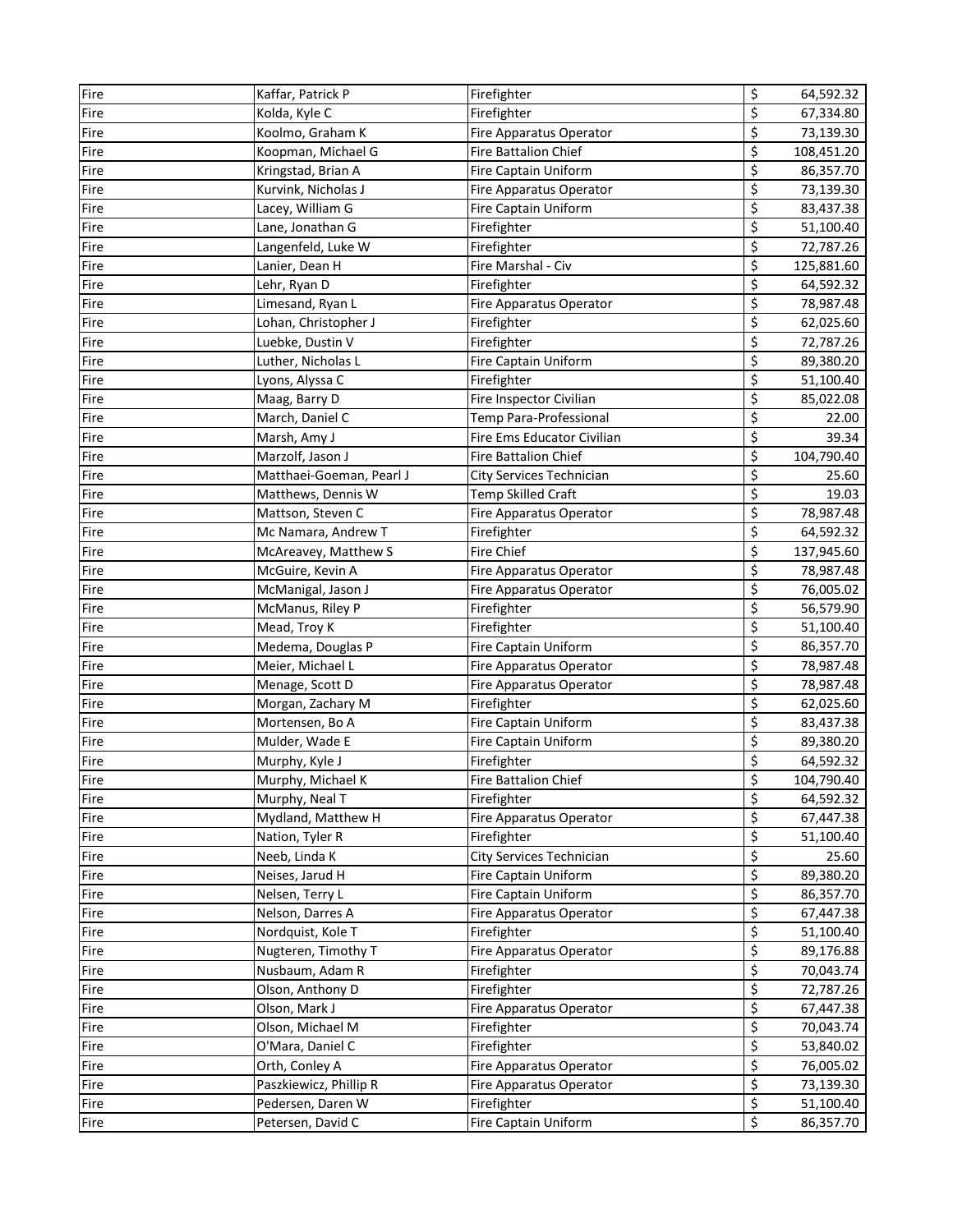| Fire | Kaffar, Patrick P | Firefighter | $ | 64,592.32 |
|---|---|---|---|---|
| Fire | Kolda, Kyle C | Firefighter | $ | 67,334.80 |
| Fire | Koolmo, Graham K | Fire Apparatus Operator | $ | 73,139.30 |
| Fire | Koopman, Michael G | Fire Battalion Chief | $ | 108,451.20 |
| Fire | Kringstad, Brian A | Fire Captain Uniform | $ | 86,357.70 |
| Fire | Kurvink, Nicholas J | Fire Apparatus Operator | $ | 73,139.30 |
| Fire | Lacey, William G | Fire Captain Uniform | $ | 83,437.38 |
| Fire | Lane, Jonathan G | Firefighter | $ | 51,100.40 |
| Fire | Langenfeld, Luke W | Firefighter | $ | 72,787.26 |
| Fire | Lanier, Dean H | Fire Marshal - Civ | $ | 125,881.60 |
| Fire | Lehr, Ryan D | Firefighter | $ | 64,592.32 |
| Fire | Limesand, Ryan L | Fire Apparatus Operator | $ | 78,987.48 |
| Fire | Lohan, Christopher J | Firefighter | $ | 62,025.60 |
| Fire | Luebke, Dustin V | Firefighter | $ | 72,787.26 |
| Fire | Luther, Nicholas L | Fire Captain Uniform | $ | 89,380.20 |
| Fire | Lyons, Alyssa C | Firefighter | $ | 51,100.40 |
| Fire | Maag, Barry D | Fire Inspector Civilian | $ | 85,022.08 |
| Fire | March, Daniel C | Temp Para-Professional | $ | 22.00 |
| Fire | Marsh, Amy J | Fire Ems Educator Civilian | $ | 39.34 |
| Fire | Marzolf, Jason J | Fire Battalion Chief | $ | 104,790.40 |
| Fire | Matthaei-Goeman, Pearl J | City Services Technician | $ | 25.60 |
| Fire | Matthews, Dennis W | Temp Skilled Craft | $ | 19.03 |
| Fire | Mattson, Steven C | Fire Apparatus Operator | $ | 78,987.48 |
| Fire | Mc Namara, Andrew T | Firefighter | $ | 64,592.32 |
| Fire | McAreavey, Matthew S | Fire Chief | $ | 137,945.60 |
| Fire | McGuire, Kevin A | Fire Apparatus Operator | $ | 78,987.48 |
| Fire | McManigal, Jason J | Fire Apparatus Operator | $ | 76,005.02 |
| Fire | McManus, Riley P | Firefighter | $ | 56,579.90 |
| Fire | Mead, Troy K | Firefighter | $ | 51,100.40 |
| Fire | Medema, Douglas P | Fire Captain Uniform | $ | 86,357.70 |
| Fire | Meier, Michael L | Fire Apparatus Operator | $ | 78,987.48 |
| Fire | Menage, Scott D | Fire Apparatus Operator | $ | 78,987.48 |
| Fire | Morgan, Zachary M | Firefighter | $ | 62,025.60 |
| Fire | Mortensen, Bo A | Fire Captain Uniform | $ | 83,437.38 |
| Fire | Mulder, Wade E | Fire Captain Uniform | $ | 89,380.20 |
| Fire | Murphy, Kyle J | Firefighter | $ | 64,592.32 |
| Fire | Murphy, Michael K | Fire Battalion Chief | $ | 104,790.40 |
| Fire | Murphy, Neal T | Firefighter | $ | 64,592.32 |
| Fire | Mydland, Matthew H | Fire Apparatus Operator | $ | 67,447.38 |
| Fire | Nation, Tyler R | Firefighter | $ | 51,100.40 |
| Fire | Neeb, Linda K | City Services Technician | $ | 25.60 |
| Fire | Neises, Jarud H | Fire Captain Uniform | $ | 89,380.20 |
| Fire | Nelsen, Terry L | Fire Captain Uniform | $ | 86,357.70 |
| Fire | Nelson, Darres A | Fire Apparatus Operator | $ | 67,447.38 |
| Fire | Nordquist, Kole T | Firefighter | $ | 51,100.40 |
| Fire | Nugteren, Timothy T | Fire Apparatus Operator | $ | 89,176.88 |
| Fire | Nusbaum, Adam R | Firefighter | $ | 70,043.74 |
| Fire | Olson, Anthony D | Firefighter | $ | 72,787.26 |
| Fire | Olson, Mark J | Fire Apparatus Operator | $ | 67,447.38 |
| Fire | Olson, Michael M | Firefighter | $ | 70,043.74 |
| Fire | O'Mara, Daniel C | Firefighter | $ | 53,840.02 |
| Fire | Orth, Conley A | Fire Apparatus Operator | $ | 76,005.02 |
| Fire | Paszkiewicz, Phillip R | Fire Apparatus Operator | $ | 73,139.30 |
| Fire | Pedersen, Daren W | Firefighter | $ | 51,100.40 |
| Fire | Petersen, David C | Fire Captain Uniform | $ | 86,357.70 |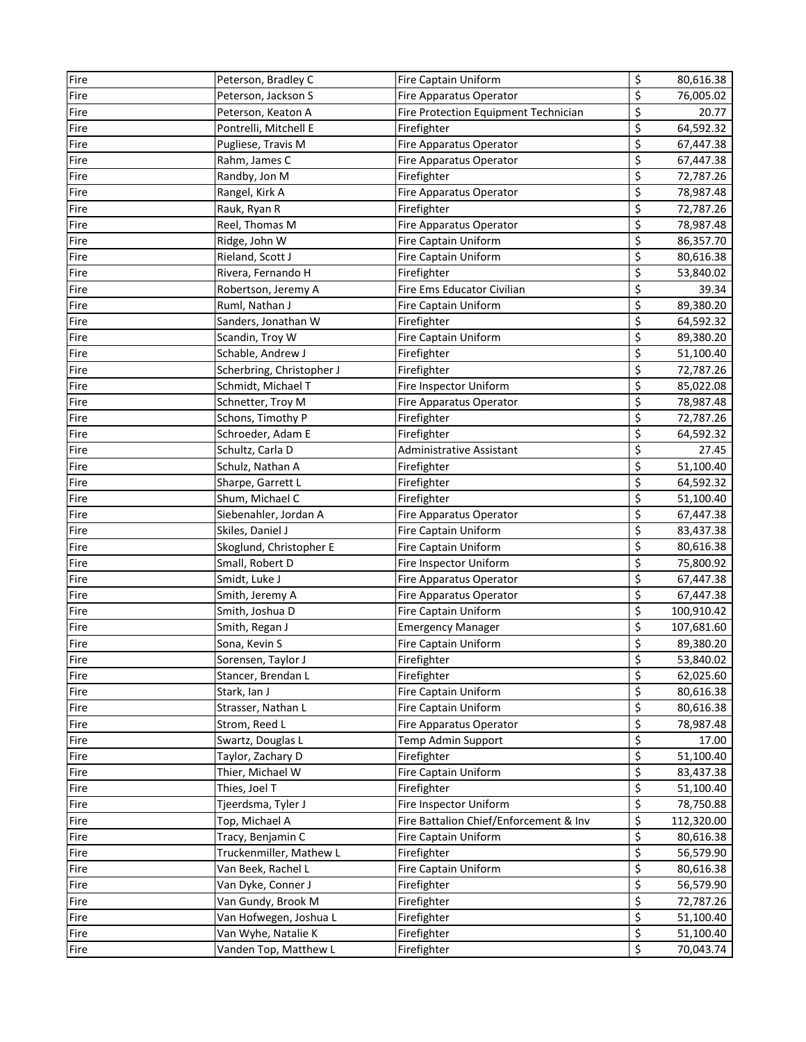| Fire | Peterson, Bradley C | Fire Captain Uniform | $ | 80,616.38 |
|---|---|---|---|---|
| Fire | Peterson, Jackson S | Fire Apparatus Operator | $ | 76,005.02 |
| Fire | Peterson, Keaton A | Fire Protection Equipment Technician | $ | 20.77 |
| Fire | Pontrelli, Mitchell E | Firefighter | $ | 64,592.32 |
| Fire | Pugliese, Travis M | Fire Apparatus Operator | $ | 67,447.38 |
| Fire | Rahm, James C | Fire Apparatus Operator | $ | 67,447.38 |
| Fire | Randby, Jon M | Firefighter | $ | 72,787.26 |
| Fire | Rangel, Kirk A | Fire Apparatus Operator | $ | 78,987.48 |
| Fire | Rauk, Ryan R | Firefighter | $ | 72,787.26 |
| Fire | Reel, Thomas M | Fire Apparatus Operator | $ | 78,987.48 |
| Fire | Ridge, John W | Fire Captain Uniform | $ | 86,357.70 |
| Fire | Rieland, Scott J | Fire Captain Uniform | $ | 80,616.38 |
| Fire | Rivera, Fernando H | Firefighter | $ | 53,840.02 |
| Fire | Robertson, Jeremy A | Fire Ems Educator Civilian | $ | 39.34 |
| Fire | Ruml, Nathan J | Fire Captain Uniform | $ | 89,380.20 |
| Fire | Sanders, Jonathan W | Firefighter | $ | 64,592.32 |
| Fire | Scandin, Troy W | Fire Captain Uniform | $ | 89,380.20 |
| Fire | Schable, Andrew J | Firefighter | $ | 51,100.40 |
| Fire | Scherbring, Christopher J | Firefighter | $ | 72,787.26 |
| Fire | Schmidt, Michael T | Fire Inspector Uniform | $ | 85,022.08 |
| Fire | Schnetter, Troy M | Fire Apparatus Operator | $ | 78,987.48 |
| Fire | Schons, Timothy P | Firefighter | $ | 72,787.26 |
| Fire | Schroeder, Adam E | Firefighter | $ | 64,592.32 |
| Fire | Schultz, Carla D | Administrative Assistant | $ | 27.45 |
| Fire | Schulz, Nathan A | Firefighter | $ | 51,100.40 |
| Fire | Sharpe, Garrett L | Firefighter | $ | 64,592.32 |
| Fire | Shum, Michael C | Firefighter | $ | 51,100.40 |
| Fire | Siebenahler, Jordan A | Fire Apparatus Operator | $ | 67,447.38 |
| Fire | Skiles, Daniel J | Fire Captain Uniform | $ | 83,437.38 |
| Fire | Skoglund, Christopher E | Fire Captain Uniform | $ | 80,616.38 |
| Fire | Small, Robert D | Fire Inspector Uniform | $ | 75,800.92 |
| Fire | Smidt, Luke J | Fire Apparatus Operator | $ | 67,447.38 |
| Fire | Smith, Jeremy A | Fire Apparatus Operator | $ | 67,447.38 |
| Fire | Smith, Joshua D | Fire Captain Uniform | $ | 100,910.42 |
| Fire | Smith, Regan J | Emergency Manager | $ | 107,681.60 |
| Fire | Sona, Kevin S | Fire Captain Uniform | $ | 89,380.20 |
| Fire | Sorensen, Taylor J | Firefighter | $ | 53,840.02 |
| Fire | Stancer, Brendan L | Firefighter | $ | 62,025.60 |
| Fire | Stark, Ian J | Fire Captain Uniform | $ | 80,616.38 |
| Fire | Strasser, Nathan L | Fire Captain Uniform | $ | 80,616.38 |
| Fire | Strom, Reed L | Fire Apparatus Operator | $ | 78,987.48 |
| Fire | Swartz, Douglas L | Temp Admin Support | $ | 17.00 |
| Fire | Taylor, Zachary D | Firefighter | $ | 51,100.40 |
| Fire | Thier, Michael W | Fire Captain Uniform | $ | 83,437.38 |
| Fire | Thies, Joel T | Firefighter | $ | 51,100.40 |
| Fire | Tjeerdsma, Tyler J | Fire Inspector Uniform | $ | 78,750.88 |
| Fire | Top, Michael A | Fire Battalion Chief/Enforcement & Inv | $ | 112,320.00 |
| Fire | Tracy, Benjamin C | Fire Captain Uniform | $ | 80,616.38 |
| Fire | Truckenmiller, Mathew L | Firefighter | $ | 56,579.90 |
| Fire | Van Beek, Rachel L | Fire Captain Uniform | $ | 80,616.38 |
| Fire | Van Dyke, Conner J | Firefighter | $ | 56,579.90 |
| Fire | Van Gundy, Brook M | Firefighter | $ | 72,787.26 |
| Fire | Van Hofwegen, Joshua L | Firefighter | $ | 51,100.40 |
| Fire | Van Wyhe, Natalie K | Firefighter | $ | 51,100.40 |
| Fire | Vanden Top, Matthew L | Firefighter | $ | 70,043.74 |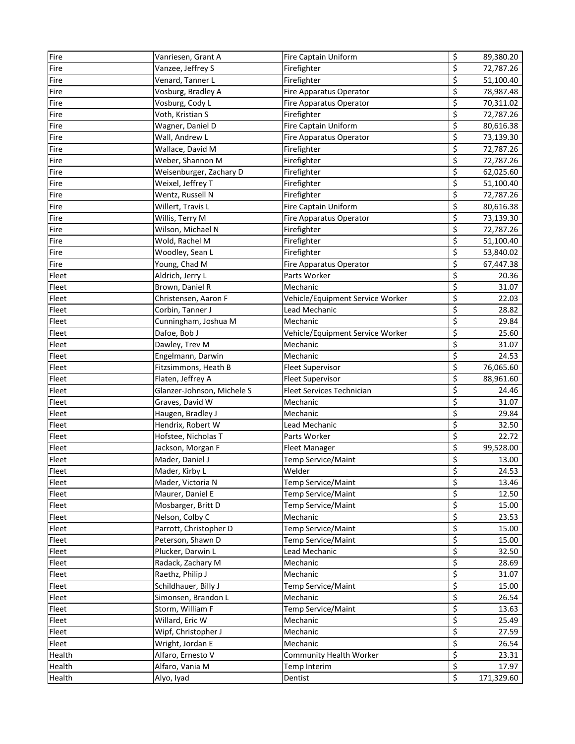| Fire | Vanriesen, Grant A | Fire Captain Uniform | $ | 89,380.20 |
|---|---|---|---|---|
| Fire | Vanzee, Jeffrey S | Firefighter | $ | 72,787.26 |
| Fire | Venard, Tanner L | Firefighter | $ | 51,100.40 |
| Fire | Vosburg, Bradley A | Fire Apparatus Operator | $ | 78,987.48 |
| Fire | Vosburg, Cody L | Fire Apparatus Operator | $ | 70,311.02 |
| Fire | Voth, Kristian S | Firefighter | $ | 72,787.26 |
| Fire | Wagner, Daniel D | Fire Captain Uniform | $ | 80,616.38 |
| Fire | Wall, Andrew L | Fire Apparatus Operator | $ | 73,139.30 |
| Fire | Wallace, David M | Firefighter | $ | 72,787.26 |
| Fire | Weber, Shannon M | Firefighter | $ | 72,787.26 |
| Fire | Weisenburger, Zachary D | Firefighter | $ | 62,025.60 |
| Fire | Weixel, Jeffrey T | Firefighter | $ | 51,100.40 |
| Fire | Wentz, Russell N | Firefighter | $ | 72,787.26 |
| Fire | Willert, Travis L | Fire Captain Uniform | $ | 80,616.38 |
| Fire | Willis, Terry M | Fire Apparatus Operator | $ | 73,139.30 |
| Fire | Wilson, Michael N | Firefighter | $ | 72,787.26 |
| Fire | Wold, Rachel M | Firefighter | $ | 51,100.40 |
| Fire | Woodley, Sean L | Firefighter | $ | 53,840.02 |
| Fire | Young, Chad M | Fire Apparatus Operator | $ | 67,447.38 |
| Fleet | Aldrich, Jerry L | Parts Worker | $ | 20.36 |
| Fleet | Brown, Daniel R | Mechanic | $ | 31.07 |
| Fleet | Christensen, Aaron F | Vehicle/Equipment Service Worker | $ | 22.03 |
| Fleet | Corbin, Tanner J | Lead Mechanic | $ | 28.82 |
| Fleet | Cunningham, Joshua M | Mechanic | $ | 29.84 |
| Fleet | Dafoe, Bob J | Vehicle/Equipment Service Worker | $ | 25.60 |
| Fleet | Dawley, Trev M | Mechanic | $ | 31.07 |
| Fleet | Engelmann, Darwin | Mechanic | $ | 24.53 |
| Fleet | Fitzsimmons, Heath B | Fleet Supervisor | $ | 76,065.60 |
| Fleet | Flaten, Jeffrey A | Fleet Supervisor | $ | 88,961.60 |
| Fleet | Glanzer-Johnson, Michele S | Fleet Services Technician | $ | 24.46 |
| Fleet | Graves, David W | Mechanic | $ | 31.07 |
| Fleet | Haugen, Bradley J | Mechanic | $ | 29.84 |
| Fleet | Hendrix, Robert W | Lead Mechanic | $ | 32.50 |
| Fleet | Hofstee, Nicholas T | Parts Worker | $ | 22.72 |
| Fleet | Jackson, Morgan F | Fleet Manager | $ | 99,528.00 |
| Fleet | Mader, Daniel J | Temp Service/Maint | $ | 13.00 |
| Fleet | Mader, Kirby L | Welder | $ | 24.53 |
| Fleet | Mader, Victoria N | Temp Service/Maint | $ | 13.46 |
| Fleet | Maurer, Daniel E | Temp Service/Maint | $ | 12.50 |
| Fleet | Mosbarger, Britt D | Temp Service/Maint | $ | 15.00 |
| Fleet | Nelson, Colby C | Mechanic | $ | 23.53 |
| Fleet | Parrott, Christopher D | Temp Service/Maint | $ | 15.00 |
| Fleet | Peterson, Shawn D | Temp Service/Maint | $ | 15.00 |
| Fleet | Plucker, Darwin L | Lead Mechanic | $ | 32.50 |
| Fleet | Radack, Zachary M | Mechanic | $ | 28.69 |
| Fleet | Raethz, Philip J | Mechanic | $ | 31.07 |
| Fleet | Schildhauer, Billy J | Temp Service/Maint | $ | 15.00 |
| Fleet | Simonsen, Brandon L | Mechanic | $ | 26.54 |
| Fleet | Storm, William F | Temp Service/Maint | $ | 13.63 |
| Fleet | Willard, Eric W | Mechanic | $ | 25.49 |
| Fleet | Wipf, Christopher J | Mechanic | $ | 27.59 |
| Fleet | Wright, Jordan E | Mechanic | $ | 26.54 |
| Health | Alfaro, Ernesto V | Community Health Worker | $ | 23.31 |
| Health | Alfaro, Vania M | Temp Interim | $ | 17.97 |
| Health | Alyo, Iyad | Dentist | $ | 171,329.60 |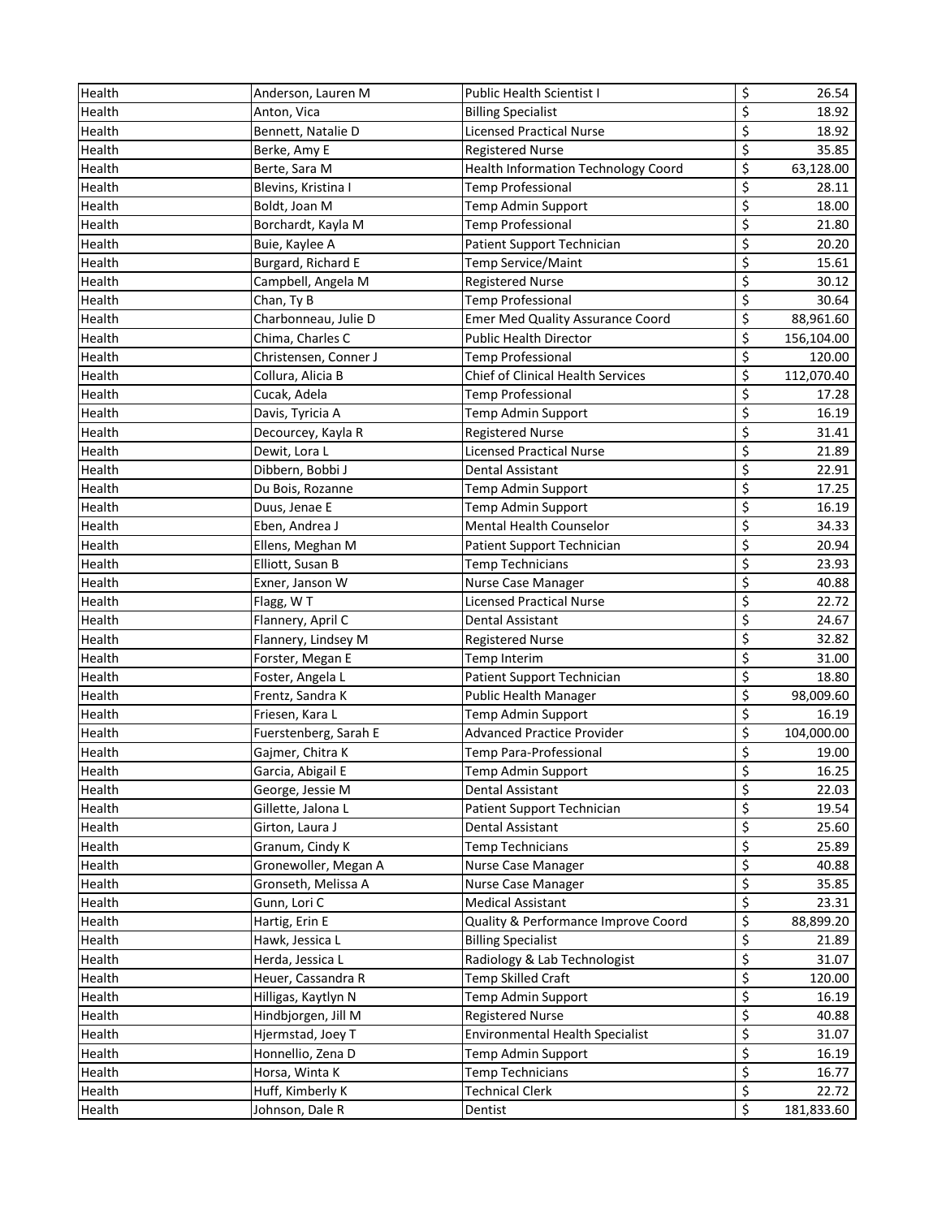| Health | Anderson, Lauren M | Public Health Scientist I | $ | 26.54 |
|---|---|---|---|---|
| Health | Anton, Vica | Billing Specialist | $ | 18.92 |
| Health | Bennett, Natalie D | Licensed Practical Nurse | $ | 18.92 |
| Health | Berke, Amy E | Registered Nurse | $ | 35.85 |
| Health | Berte, Sara M | Health Information Technology Coord | $ | 63,128.00 |
| Health | Blevins, Kristina I | Temp Professional | $ | 28.11 |
| Health | Boldt, Joan M | Temp Admin Support | $ | 18.00 |
| Health | Borchardt, Kayla M | Temp Professional | $ | 21.80 |
| Health | Buie, Kaylee A | Patient Support Technician | $ | 20.20 |
| Health | Burgard, Richard E | Temp Service/Maint | $ | 15.61 |
| Health | Campbell, Angela M | Registered Nurse | $ | 30.12 |
| Health | Chan, Ty B | Temp Professional | $ | 30.64 |
| Health | Charbonneau, Julie D | Emer Med Quality Assurance Coord | $ | 88,961.60 |
| Health | Chima, Charles C | Public Health Director | $ | 156,104.00 |
| Health | Christensen, Conner J | Temp Professional | $ | 120.00 |
| Health | Collura, Alicia B | Chief of Clinical Health Services | $ | 112,070.40 |
| Health | Cucak, Adela | Temp Professional | $ | 17.28 |
| Health | Davis, Tyricia A | Temp Admin Support | $ | 16.19 |
| Health | Decourcey, Kayla R | Registered Nurse | $ | 31.41 |
| Health | Dewit, Lora L | Licensed Practical Nurse | $ | 21.89 |
| Health | Dibbern, Bobbi J | Dental Assistant | $ | 22.91 |
| Health | Du Bois, Rozanne | Temp Admin Support | $ | 17.25 |
| Health | Duus, Jenae E | Temp Admin Support | $ | 16.19 |
| Health | Eben, Andrea J | Mental Health Counselor | $ | 34.33 |
| Health | Ellens, Meghan M | Patient Support Technician | $ | 20.94 |
| Health | Elliott, Susan B | Temp Technicians | $ | 23.93 |
| Health | Exner, Janson W | Nurse Case Manager | $ | 40.88 |
| Health | Flagg, W T | Licensed Practical Nurse | $ | 22.72 |
| Health | Flannery, April C | Dental Assistant | $ | 24.67 |
| Health | Flannery, Lindsey M | Registered Nurse | $ | 32.82 |
| Health | Forster, Megan E | Temp Interim | $ | 31.00 |
| Health | Foster, Angela L | Patient Support Technician | $ | 18.80 |
| Health | Frentz, Sandra K | Public Health Manager | $ | 98,009.60 |
| Health | Friesen, Kara L | Temp Admin Support | $ | 16.19 |
| Health | Fuerstenberg, Sarah E | Advanced Practice Provider | $ | 104,000.00 |
| Health | Gajmer, Chitra K | Temp Para-Professional | $ | 19.00 |
| Health | Garcia, Abigail E | Temp Admin Support | $ | 16.25 |
| Health | George, Jessie M | Dental Assistant | $ | 22.03 |
| Health | Gillette, Jalona L | Patient Support Technician | $ | 19.54 |
| Health | Girton, Laura J | Dental Assistant | $ | 25.60 |
| Health | Granum, Cindy K | Temp Technicians | $ | 25.89 |
| Health | Gronewoller, Megan A | Nurse Case Manager | $ | 40.88 |
| Health | Gronseth, Melissa A | Nurse Case Manager | $ | 35.85 |
| Health | Gunn, Lori C | Medical Assistant | $ | 23.31 |
| Health | Hartig, Erin E | Quality & Performance Improve Coord | $ | 88,899.20 |
| Health | Hawk, Jessica L | Billing Specialist | $ | 21.89 |
| Health | Herda, Jessica L | Radiology & Lab Technologist | $ | 31.07 |
| Health | Heuer, Cassandra R | Temp Skilled Craft | $ | 120.00 |
| Health | Hilligas, Kaytlyn N | Temp Admin Support | $ | 16.19 |
| Health | Hindbjorgen, Jill M | Registered Nurse | $ | 40.88 |
| Health | Hjermstad, Joey T | Environmental Health Specialist | $ | 31.07 |
| Health | Honnellio, Zena D | Temp Admin Support | $ | 16.19 |
| Health | Horsa, Winta K | Temp Technicians | $ | 16.77 |
| Health | Huff, Kimberly K | Technical Clerk | $ | 22.72 |
| Health | Johnson, Dale R | Dentist | $ | 181,833.60 |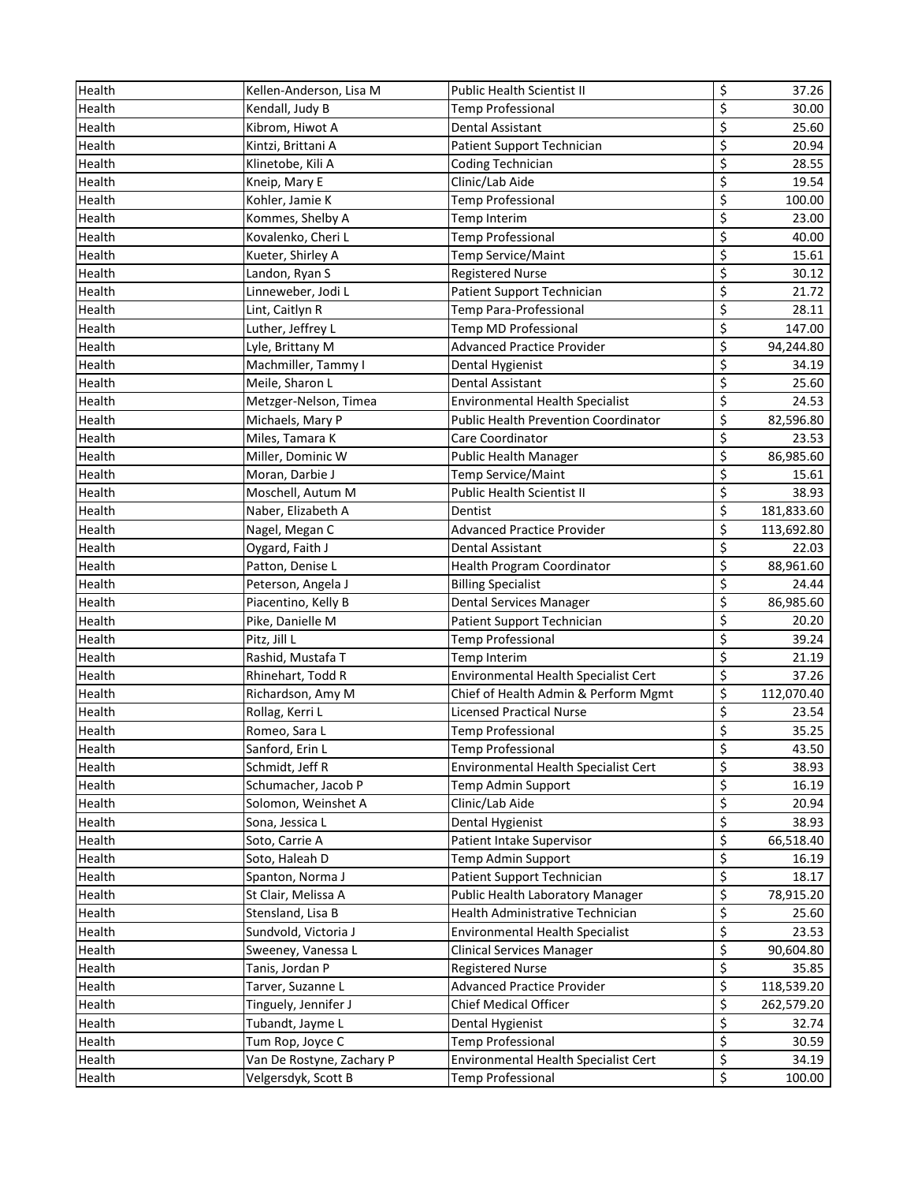| Health | Kellen-Anderson, Lisa M | Public Health Scientist II | $ | 37.26 |
|---|---|---|---|---|
| Health | Kendall, Judy B | Temp Professional | $ | 30.00 |
| Health | Kibrom, Hiwot A | Dental Assistant | $ | 25.60 |
| Health | Kintzi, Brittani A | Patient Support Technician | $ | 20.94 |
| Health | Klinetobe, Kili A | Coding Technician | $ | 28.55 |
| Health | Kneip, Mary E | Clinic/Lab Aide | $ | 19.54 |
| Health | Kohler, Jamie K | Temp Professional | $ | 100.00 |
| Health | Kommes, Shelby A | Temp Interim | $ | 23.00 |
| Health | Kovalenko, Cheri L | Temp Professional | $ | 40.00 |
| Health | Kueter, Shirley A | Temp Service/Maint | $ | 15.61 |
| Health | Landon, Ryan S | Registered Nurse | $ | 30.12 |
| Health | Linneweber, Jodi L | Patient Support Technician | $ | 21.72 |
| Health | Lint, Caitlyn R | Temp Para-Professional | $ | 28.11 |
| Health | Luther, Jeffrey L | Temp MD Professional | $ | 147.00 |
| Health | Lyle, Brittany M | Advanced Practice Provider | $ | 94,244.80 |
| Health | Machmiller, Tammy I | Dental Hygienist | $ | 34.19 |
| Health | Meile, Sharon L | Dental Assistant | $ | 25.60 |
| Health | Metzger-Nelson, Timea | Environmental Health Specialist | $ | 24.53 |
| Health | Michaels, Mary P | Public Health Prevention Coordinator | $ | 82,596.80 |
| Health | Miles, Tamara K | Care Coordinator | $ | 23.53 |
| Health | Miller, Dominic W | Public Health Manager | $ | 86,985.60 |
| Health | Moran, Darbie J | Temp Service/Maint | $ | 15.61 |
| Health | Moschell, Autum M | Public Health Scientist II | $ | 38.93 |
| Health | Naber, Elizabeth A | Dentist | $ | 181,833.60 |
| Health | Nagel, Megan C | Advanced Practice Provider | $ | 113,692.80 |
| Health | Oygard, Faith J | Dental Assistant | $ | 22.03 |
| Health | Patton, Denise L | Health Program Coordinator | $ | 88,961.60 |
| Health | Peterson, Angela J | Billing Specialist | $ | 24.44 |
| Health | Piacentino, Kelly B | Dental Services Manager | $ | 86,985.60 |
| Health | Pike, Danielle M | Patient Support Technician | $ | 20.20 |
| Health | Pitz, Jill L | Temp Professional | $ | 39.24 |
| Health | Rashid, Mustafa T | Temp Interim | $ | 21.19 |
| Health | Rhinehart, Todd R | Environmental Health Specialist Cert | $ | 37.26 |
| Health | Richardson, Amy M | Chief of Health Admin & Perform Mgmt | $ | 112,070.40 |
| Health | Rollag, Kerri L | Licensed Practical Nurse | $ | 23.54 |
| Health | Romeo, Sara L | Temp Professional | $ | 35.25 |
| Health | Sanford, Erin L | Temp Professional | $ | 43.50 |
| Health | Schmidt, Jeff R | Environmental Health Specialist Cert | $ | 38.93 |
| Health | Schumacher, Jacob P | Temp Admin Support | $ | 16.19 |
| Health | Solomon, Weinshet A | Clinic/Lab Aide | $ | 20.94 |
| Health | Sona, Jessica L | Dental Hygienist | $ | 38.93 |
| Health | Soto, Carrie A | Patient Intake Supervisor | $ | 66,518.40 |
| Health | Soto, Haleah D | Temp Admin Support | $ | 16.19 |
| Health | Spanton, Norma J | Patient Support Technician | $ | 18.17 |
| Health | St Clair, Melissa A | Public Health Laboratory Manager | $ | 78,915.20 |
| Health | Stensland, Lisa B | Health Administrative Technician | $ | 25.60 |
| Health | Sundvold, Victoria J | Environmental Health Specialist | $ | 23.53 |
| Health | Sweeney, Vanessa L | Clinical Services Manager | $ | 90,604.80 |
| Health | Tanis, Jordan P | Registered Nurse | $ | 35.85 |
| Health | Tarver, Suzanne L | Advanced Practice Provider | $ | 118,539.20 |
| Health | Tinguely, Jennifer J | Chief Medical Officer | $ | 262,579.20 |
| Health | Tubandt, Jayme L | Dental Hygienist | $ | 32.74 |
| Health | Tum Rop, Joyce C | Temp Professional | $ | 30.59 |
| Health | Van De Rostyne, Zachary P | Environmental Health Specialist Cert | $ | 34.19 |
| Health | Velgersdyk, Scott B | Temp Professional | $ | 100.00 |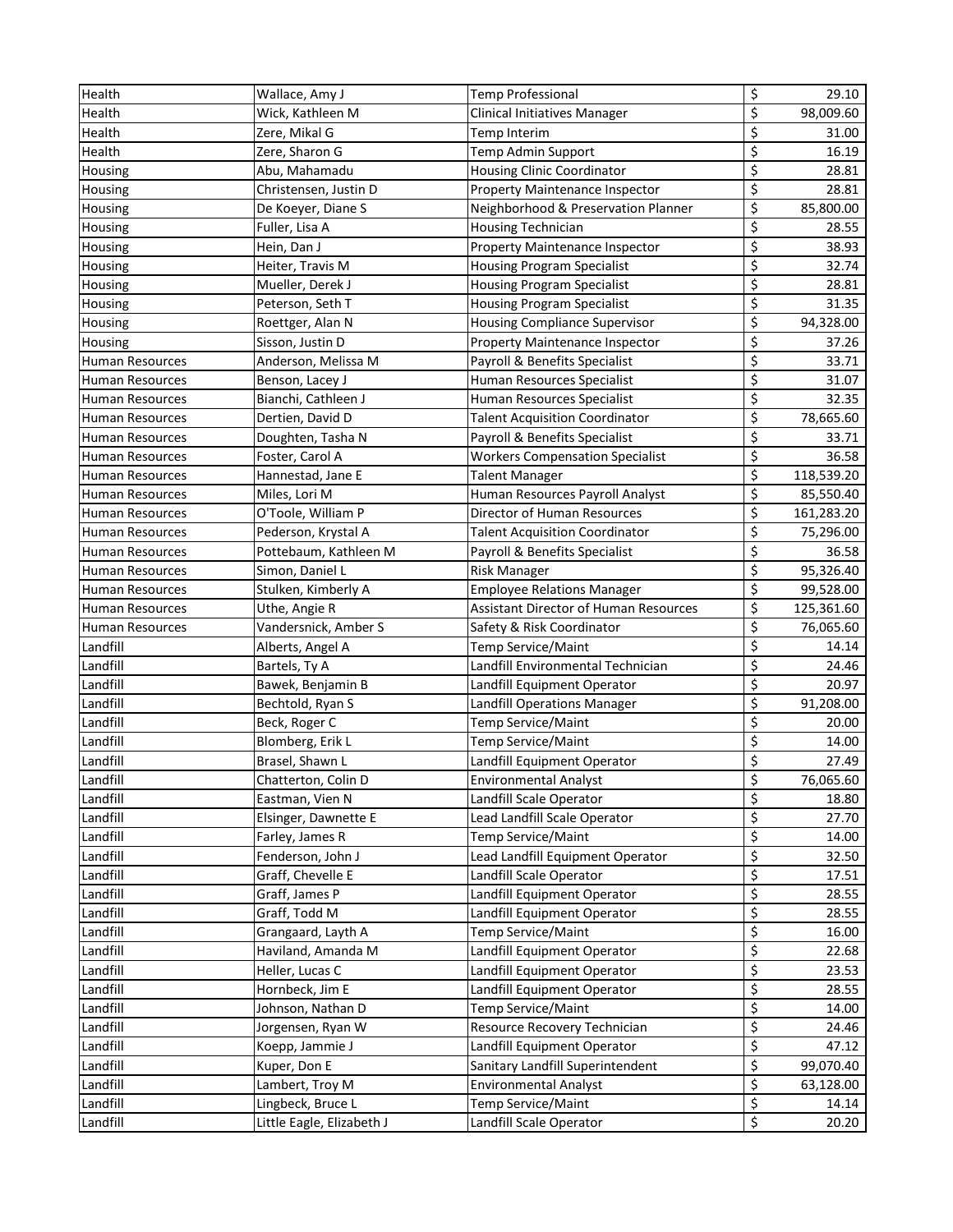| Health | Wallace, Amy J | Temp Professional | $ | 29.10 |
|---|---|---|---|---|
| Health | Wick, Kathleen M | Clinical Initiatives Manager | $ | 98,009.60 |
| Health | Zere, Mikal G | Temp Interim | $ | 31.00 |
| Health | Zere, Sharon G | Temp Admin Support | $ | 16.19 |
| Housing | Abu, Mahamadu | Housing Clinic Coordinator | $ | 28.81 |
| Housing | Christensen, Justin D | Property Maintenance Inspector | $ | 28.81 |
| Housing | De Koeyer, Diane S | Neighborhood & Preservation Planner | $ | 85,800.00 |
| Housing | Fuller, Lisa A | Housing Technician | $ | 28.55 |
| Housing | Hein, Dan J | Property Maintenance Inspector | $ | 38.93 |
| Housing | Heiter, Travis M | Housing Program Specialist | $ | 32.74 |
| Housing | Mueller, Derek J | Housing Program Specialist | $ | 28.81 |
| Housing | Peterson, Seth T | Housing Program Specialist | $ | 31.35 |
| Housing | Roettger, Alan N | Housing Compliance Supervisor | $ | 94,328.00 |
| Housing | Sisson, Justin D | Property Maintenance Inspector | $ | 37.26 |
| Human Resources | Anderson, Melissa M | Payroll & Benefits Specialist | $ | 33.71 |
| Human Resources | Benson, Lacey J | Human Resources Specialist | $ | 31.07 |
| Human Resources | Bianchi, Cathleen J | Human Resources Specialist | $ | 32.35 |
| Human Resources | Dertien, David D | Talent Acquisition Coordinator | $ | 78,665.60 |
| Human Resources | Doughten, Tasha N | Payroll & Benefits Specialist | $ | 33.71 |
| Human Resources | Foster, Carol A | Workers Compensation Specialist | $ | 36.58 |
| Human Resources | Hannestad, Jane E | Talent Manager | $ | 118,539.20 |
| Human Resources | Miles, Lori M | Human Resources Payroll Analyst | $ | 85,550.40 |
| Human Resources | O'Toole, William P | Director of Human Resources | $ | 161,283.20 |
| Human Resources | Pederson, Krystal A | Talent Acquisition Coordinator | $ | 75,296.00 |
| Human Resources | Pottebaum, Kathleen M | Payroll & Benefits Specialist | $ | 36.58 |
| Human Resources | Simon, Daniel L | Risk Manager | $ | 95,326.40 |
| Human Resources | Stulken, Kimberly A | Employee Relations Manager | $ | 99,528.00 |
| Human Resources | Uthe, Angie R | Assistant Director of Human Resources | $ | 125,361.60 |
| Human Resources | Vandersnick, Amber S | Safety & Risk Coordinator | $ | 76,065.60 |
| Landfill | Alberts, Angel A | Temp Service/Maint | $ | 14.14 |
| Landfill | Bartels, Ty A | Landfill Environmental Technician | $ | 24.46 |
| Landfill | Bawek, Benjamin B | Landfill Equipment Operator | $ | 20.97 |
| Landfill | Bechtold, Ryan S | Landfill Operations Manager | $ | 91,208.00 |
| Landfill | Beck, Roger C | Temp Service/Maint | $ | 20.00 |
| Landfill | Blomberg, Erik L | Temp Service/Maint | $ | 14.00 |
| Landfill | Brasel, Shawn L | Landfill Equipment Operator | $ | 27.49 |
| Landfill | Chatterton, Colin D | Environmental Analyst | $ | 76,065.60 |
| Landfill | Eastman, Vien N | Landfill Scale Operator | $ | 18.80 |
| Landfill | Elsinger, Dawnette E | Lead Landfill Scale Operator | $ | 27.70 |
| Landfill | Farley, James R | Temp Service/Maint | $ | 14.00 |
| Landfill | Fenderson, John J | Lead Landfill Equipment Operator | $ | 32.50 |
| Landfill | Graff, Chevelle E | Landfill Scale Operator | $ | 17.51 |
| Landfill | Graff, James P | Landfill Equipment Operator | $ | 28.55 |
| Landfill | Graff, Todd M | Landfill Equipment Operator | $ | 28.55 |
| Landfill | Grangaard, Layth A | Temp Service/Maint | $ | 16.00 |
| Landfill | Haviland, Amanda M | Landfill Equipment Operator | $ | 22.68 |
| Landfill | Heller, Lucas C | Landfill Equipment Operator | $ | 23.53 |
| Landfill | Hornbeck, Jim E | Landfill Equipment Operator | $ | 28.55 |
| Landfill | Johnson, Nathan D | Temp Service/Maint | $ | 14.00 |
| Landfill | Jorgensen, Ryan W | Resource Recovery Technician | $ | 24.46 |
| Landfill | Koepp, Jammie J | Landfill Equipment Operator | $ | 47.12 |
| Landfill | Kuper, Don E | Sanitary Landfill Superintendent | $ | 99,070.40 |
| Landfill | Lambert, Troy M | Environmental Analyst | $ | 63,128.00 |
| Landfill | Lingbeck, Bruce L | Temp Service/Maint | $ | 14.14 |
| Landfill | Little Eagle, Elizabeth J | Landfill Scale Operator | $ | 20.20 |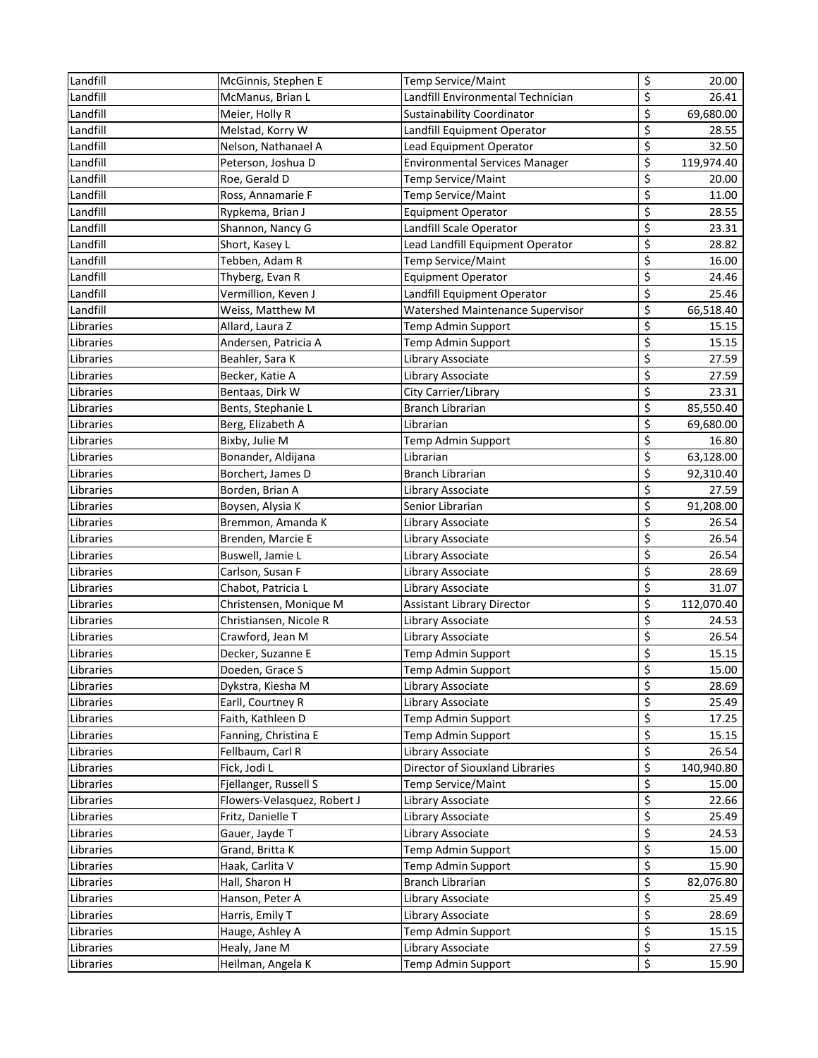| Landfill | McGinnis, Stephen E | Temp Service/Maint | $ | 20.00 |
|---|---|---|---|---|
| Landfill | McManus, Brian L | Landfill Environmental Technician | $ | 26.41 |
| Landfill | Meier, Holly R | Sustainability Coordinator | $ | 69,680.00 |
| Landfill | Melstad, Korry W | Landfill Equipment Operator | $ | 28.55 |
| Landfill | Nelson, Nathanael A | Lead Equipment Operator | $ | 32.50 |
| Landfill | Peterson, Joshua D | Environmental Services Manager | $ | 119,974.40 |
| Landfill | Roe, Gerald D | Temp Service/Maint | $ | 20.00 |
| Landfill | Ross, Annamarie F | Temp Service/Maint | $ | 11.00 |
| Landfill | Rypkema, Brian J | Equipment Operator | $ | 28.55 |
| Landfill | Shannon, Nancy G | Landfill Scale Operator | $ | 23.31 |
| Landfill | Short, Kasey L | Lead Landfill Equipment Operator | $ | 28.82 |
| Landfill | Tebben, Adam R | Temp Service/Maint | $ | 16.00 |
| Landfill | Thyberg, Evan R | Equipment Operator | $ | 24.46 |
| Landfill | Vermillion, Keven J | Landfill Equipment Operator | $ | 25.46 |
| Landfill | Weiss, Matthew M | Watershed Maintenance Supervisor | $ | 66,518.40 |
| Libraries | Allard, Laura Z | Temp Admin Support | $ | 15.15 |
| Libraries | Andersen, Patricia A | Temp Admin Support | $ | 15.15 |
| Libraries | Beahler, Sara K | Library Associate | $ | 27.59 |
| Libraries | Becker, Katie A | Library Associate | $ | 27.59 |
| Libraries | Bentaas, Dirk W | City Carrier/Library | $ | 23.31 |
| Libraries | Bents, Stephanie L | Branch Librarian | $ | 85,550.40 |
| Libraries | Berg, Elizabeth A | Librarian | $ | 69,680.00 |
| Libraries | Bixby, Julie M | Temp Admin Support | $ | 16.80 |
| Libraries | Bonander, Aldijana | Librarian | $ | 63,128.00 |
| Libraries | Borchert, James D | Branch Librarian | $ | 92,310.40 |
| Libraries | Borden, Brian A | Library Associate | $ | 27.59 |
| Libraries | Boysen, Alysia K | Senior Librarian | $ | 91,208.00 |
| Libraries | Bremmon, Amanda K | Library Associate | $ | 26.54 |
| Libraries | Brenden, Marcie E | Library Associate | $ | 26.54 |
| Libraries | Buswell, Jamie L | Library Associate | $ | 26.54 |
| Libraries | Carlson, Susan F | Library Associate | $ | 28.69 |
| Libraries | Chabot, Patricia L | Library Associate | $ | 31.07 |
| Libraries | Christensen, Monique M | Assistant Library Director | $ | 112,070.40 |
| Libraries | Christiansen, Nicole R | Library Associate | $ | 24.53 |
| Libraries | Crawford, Jean M | Library Associate | $ | 26.54 |
| Libraries | Decker, Suzanne E | Temp Admin Support | $ | 15.15 |
| Libraries | Doeden, Grace S | Temp Admin Support | $ | 15.00 |
| Libraries | Dykstra, Kiesha M | Library Associate | $ | 28.69 |
| Libraries | Earll, Courtney R | Library Associate | $ | 25.49 |
| Libraries | Faith, Kathleen D | Temp Admin Support | $ | 17.25 |
| Libraries | Fanning, Christina E | Temp Admin Support | $ | 15.15 |
| Libraries | Fellbaum, Carl R | Library Associate | $ | 26.54 |
| Libraries | Fick, Jodi L | Director of Siouxland Libraries | $ | 140,940.80 |
| Libraries | Fjellanger, Russell S | Temp Service/Maint | $ | 15.00 |
| Libraries | Flowers-Velasquez, Robert J | Library Associate | $ | 22.66 |
| Libraries | Fritz, Danielle T | Library Associate | $ | 25.49 |
| Libraries | Gauer, Jayde T | Library Associate | $ | 24.53 |
| Libraries | Grand, Britta K | Temp Admin Support | $ | 15.00 |
| Libraries | Haak, Carlita V | Temp Admin Support | $ | 15.90 |
| Libraries | Hall, Sharon H | Branch Librarian | $ | 82,076.80 |
| Libraries | Hanson, Peter A | Library Associate | $ | 25.49 |
| Libraries | Harris, Emily T | Library Associate | $ | 28.69 |
| Libraries | Hauge, Ashley A | Temp Admin Support | $ | 15.15 |
| Libraries | Healy, Jane M | Library Associate | $ | 27.59 |
| Libraries | Heilman, Angela K | Temp Admin Support | $ | 15.90 |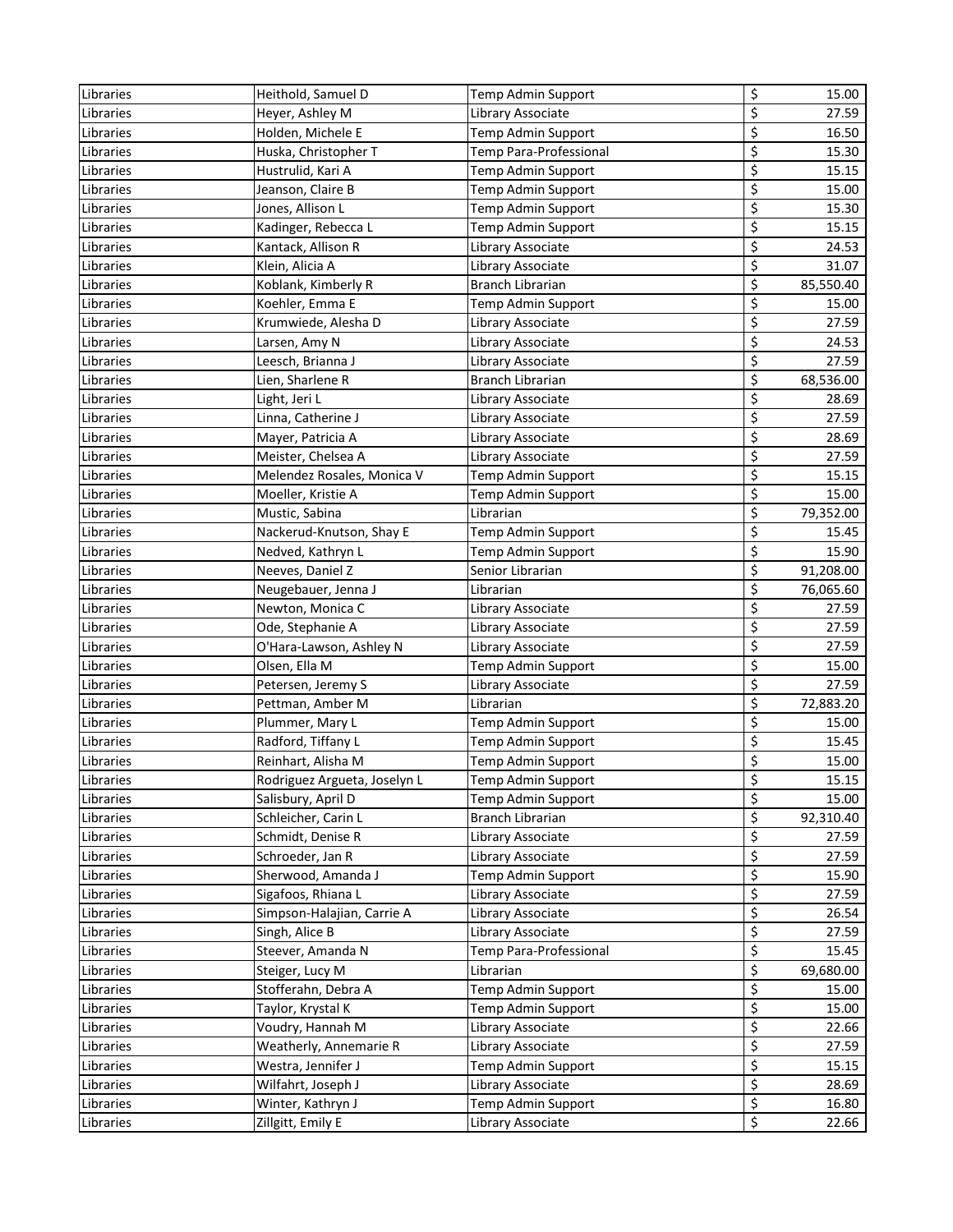| Libraries | Heithold, Samuel D | Temp Admin Support | $ | 15.00 |
|---|---|---|---|---|
| Libraries | Heyer, Ashley M | Library Associate | $ | 27.59 |
| Libraries | Holden, Michele E | Temp Admin Support | $ | 16.50 |
| Libraries | Huska, Christopher T | Temp Para-Professional | $ | 15.30 |
| Libraries | Hustrulid, Kari A | Temp Admin Support | $ | 15.15 |
| Libraries | Jeanson, Claire B | Temp Admin Support | $ | 15.00 |
| Libraries | Jones, Allison L | Temp Admin Support | $ | 15.30 |
| Libraries | Kadinger, Rebecca L | Temp Admin Support | $ | 15.15 |
| Libraries | Kantack, Allison R | Library Associate | $ | 24.53 |
| Libraries | Klein, Alicia A | Library Associate | $ | 31.07 |
| Libraries | Koblank, Kimberly R | Branch Librarian | $ | 85,550.40 |
| Libraries | Koehler, Emma E | Temp Admin Support | $ | 15.00 |
| Libraries | Krumwiede, Alesha D | Library Associate | $ | 27.59 |
| Libraries | Larsen, Amy N | Library Associate | $ | 24.53 |
| Libraries | Leesch, Brianna J | Library Associate | $ | 27.59 |
| Libraries | Lien, Sharlene R | Branch Librarian | $ | 68,536.00 |
| Libraries | Light, Jeri L | Library Associate | $ | 28.69 |
| Libraries | Linna, Catherine J | Library Associate | $ | 27.59 |
| Libraries | Mayer, Patricia A | Library Associate | $ | 28.69 |
| Libraries | Meister, Chelsea A | Library Associate | $ | 27.59 |
| Libraries | Melendez Rosales, Monica V | Temp Admin Support | $ | 15.15 |
| Libraries | Moeller, Kristie A | Temp Admin Support | $ | 15.00 |
| Libraries | Mustic, Sabina | Librarian | $ | 79,352.00 |
| Libraries | Nackerud-Knutson, Shay E | Temp Admin Support | $ | 15.45 |
| Libraries | Nedved, Kathryn L | Temp Admin Support | $ | 15.90 |
| Libraries | Neeves, Daniel Z | Senior Librarian | $ | 91,208.00 |
| Libraries | Neugebauer, Jenna J | Librarian | $ | 76,065.60 |
| Libraries | Newton, Monica C | Library Associate | $ | 27.59 |
| Libraries | Ode, Stephanie A | Library Associate | $ | 27.59 |
| Libraries | O'Hara-Lawson, Ashley N | Library Associate | $ | 27.59 |
| Libraries | Olsen, Ella M | Temp Admin Support | $ | 15.00 |
| Libraries | Petersen, Jeremy S | Library Associate | $ | 27.59 |
| Libraries | Pettman, Amber M | Librarian | $ | 72,883.20 |
| Libraries | Plummer, Mary L | Temp Admin Support | $ | 15.00 |
| Libraries | Radford, Tiffany L | Temp Admin Support | $ | 15.45 |
| Libraries | Reinhart, Alisha M | Temp Admin Support | $ | 15.00 |
| Libraries | Rodriguez Argueta, Joselyn L | Temp Admin Support | $ | 15.15 |
| Libraries | Salisbury, April D | Temp Admin Support | $ | 15.00 |
| Libraries | Schleicher, Carin L | Branch Librarian | $ | 92,310.40 |
| Libraries | Schmidt, Denise R | Library Associate | $ | 27.59 |
| Libraries | Schroeder, Jan R | Library Associate | $ | 27.59 |
| Libraries | Sherwood, Amanda J | Temp Admin Support | $ | 15.90 |
| Libraries | Sigafoos, Rhiana L | Library Associate | $ | 27.59 |
| Libraries | Simpson-Halajian, Carrie A | Library Associate | $ | 26.54 |
| Libraries | Singh, Alice B | Library Associate | $ | 27.59 |
| Libraries | Steever, Amanda N | Temp Para-Professional | $ | 15.45 |
| Libraries | Steiger, Lucy M | Librarian | $ | 69,680.00 |
| Libraries | Stofferahn, Debra A | Temp Admin Support | $ | 15.00 |
| Libraries | Taylor, Krystal K | Temp Admin Support | $ | 15.00 |
| Libraries | Voudry, Hannah M | Library Associate | $ | 22.66 |
| Libraries | Weatherly, Annemarie R | Library Associate | $ | 27.59 |
| Libraries | Westra, Jennifer J | Temp Admin Support | $ | 15.15 |
| Libraries | Wilfahrt, Joseph J | Library Associate | $ | 28.69 |
| Libraries | Winter, Kathryn J | Temp Admin Support | $ | 16.80 |
| Libraries | Zillgitt, Emily E | Library Associate | $ | 22.66 |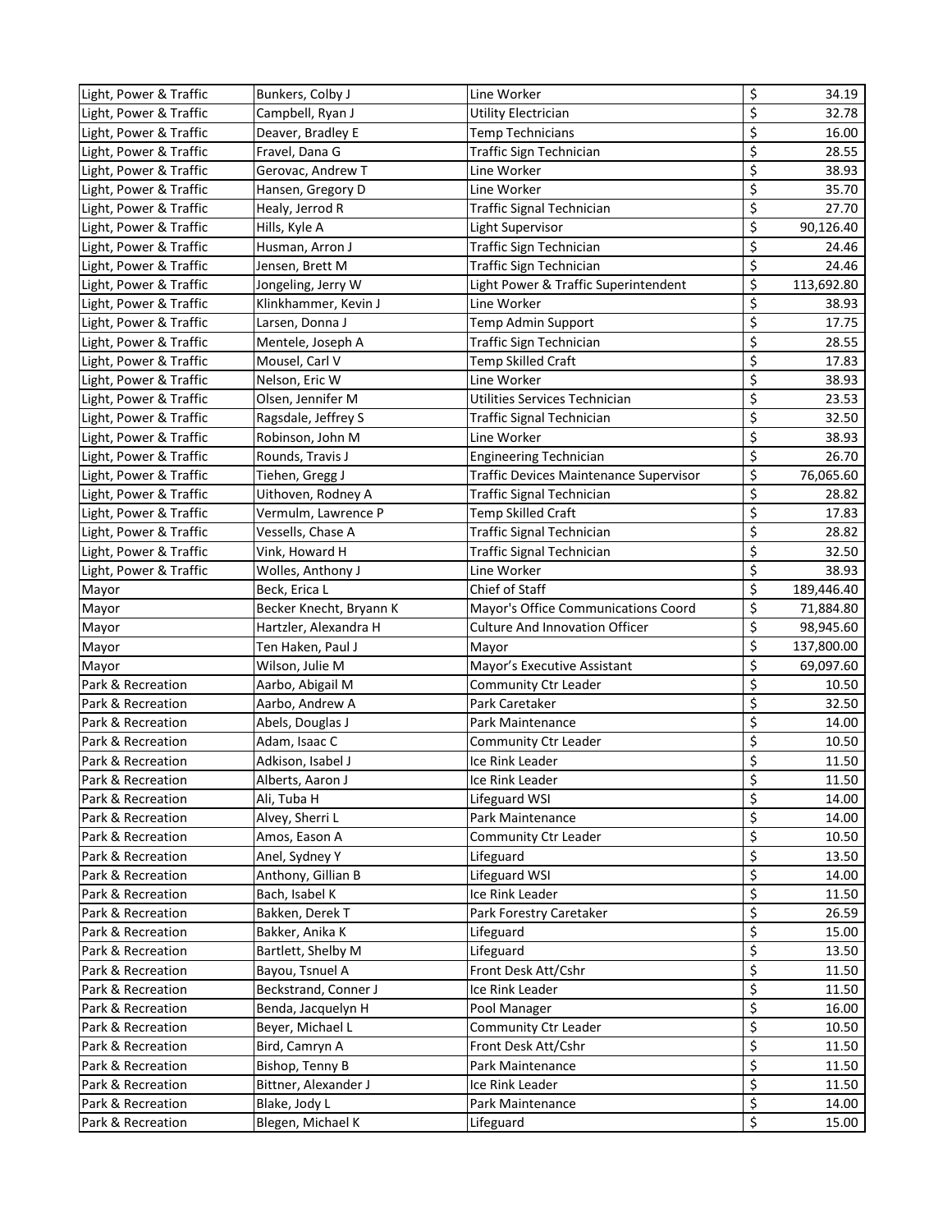| Light, Power & Traffic | Bunkers, Colby J | Line Worker | $ | 34.19 |
|---|---|---|---|---|
| Light, Power & Traffic | Campbell, Ryan J | Utility Electrician | $ | 32.78 |
| Light, Power & Traffic | Deaver, Bradley E | Temp Technicians | $ | 16.00 |
| Light, Power & Traffic | Fravel, Dana G | Traffic Sign Technician | $ | 28.55 |
| Light, Power & Traffic | Gerovac, Andrew T | Line Worker | $ | 38.93 |
| Light, Power & Traffic | Hansen, Gregory D | Line Worker | $ | 35.70 |
| Light, Power & Traffic | Healy, Jerrod R | Traffic Signal Technician | $ | 27.70 |
| Light, Power & Traffic | Hills, Kyle A | Light Supervisor | $ | 90,126.40 |
| Light, Power & Traffic | Husman, Arron J | Traffic Sign Technician | $ | 24.46 |
| Light, Power & Traffic | Jensen, Brett M | Traffic Sign Technician | $ | 24.46 |
| Light, Power & Traffic | Jongeling, Jerry W | Light Power & Traffic Superintendent | $ | 113,692.80 |
| Light, Power & Traffic | Klinkhammer, Kevin J | Line Worker | $ | 38.93 |
| Light, Power & Traffic | Larsen, Donna J | Temp Admin Support | $ | 17.75 |
| Light, Power & Traffic | Mentele, Joseph A | Traffic Sign Technician | $ | 28.55 |
| Light, Power & Traffic | Mousel, Carl V | Temp Skilled Craft | $ | 17.83 |
| Light, Power & Traffic | Nelson, Eric W | Line Worker | $ | 38.93 |
| Light, Power & Traffic | Olsen, Jennifer M | Utilities Services Technician | $ | 23.53 |
| Light, Power & Traffic | Ragsdale, Jeffrey S | Traffic Signal Technician | $ | 32.50 |
| Light, Power & Traffic | Robinson, John M | Line Worker | $ | 38.93 |
| Light, Power & Traffic | Rounds, Travis J | Engineering Technician | $ | 26.70 |
| Light, Power & Traffic | Tiehen, Gregg J | Traffic Devices Maintenance Supervisor | $ | 76,065.60 |
| Light, Power & Traffic | Uithoven, Rodney A | Traffic Signal Technician | $ | 28.82 |
| Light, Power & Traffic | Vermulm, Lawrence P | Temp Skilled Craft | $ | 17.83 |
| Light, Power & Traffic | Vessels, Chase A | Traffic Signal Technician | $ | 28.82 |
| Light, Power & Traffic | Vink, Howard H | Traffic Signal Technician | $ | 32.50 |
| Light, Power & Traffic | Wolles, Anthony J | Line Worker | $ | 38.93 |
| Mayor | Beck, Erica L | Chief of Staff | $ | 189,446.40 |
| Mayor | Becker Knecht, Bryann K | Mayor's Office Communications Coord | $ | 71,884.80 |
| Mayor | Hartzler, Alexandra H | Culture And Innovation Officer | $ | 98,945.60 |
| Mayor | Ten Haken, Paul J | Mayor | $ | 137,800.00 |
| Mayor | Wilson, Julie M | Mayor's Executive Assistant | $ | 69,097.60 |
| Park & Recreation | Aarbo, Abigail M | Community Ctr Leader | $ | 10.50 |
| Park & Recreation | Aarbo, Andrew A | Park Caretaker | $ | 32.50 |
| Park & Recreation | Abels, Douglas J | Park Maintenance | $ | 14.00 |
| Park & Recreation | Adam, Isaac C | Community Ctr Leader | $ | 10.50 |
| Park & Recreation | Adkison, Isabel J | Ice Rink Leader | $ | 11.50 |
| Park & Recreation | Alberts, Aaron J | Ice Rink Leader | $ | 11.50 |
| Park & Recreation | Ali, Tuba H | Lifeguard WSI | $ | 14.00 |
| Park & Recreation | Alvey, Sherri L | Park Maintenance | $ | 14.00 |
| Park & Recreation | Amos, Eason A | Community Ctr Leader | $ | 10.50 |
| Park & Recreation | Anel, Sydney Y | Lifeguard | $ | 13.50 |
| Park & Recreation | Anthony, Gillian B | Lifeguard WSI | $ | 14.00 |
| Park & Recreation | Bach, Isabel K | Ice Rink Leader | $ | 11.50 |
| Park & Recreation | Bakken, Derek T | Park Forestry Caretaker | $ | 26.59 |
| Park & Recreation | Bakker, Anika K | Lifeguard | $ | 15.00 |
| Park & Recreation | Bartlett, Shelby M | Lifeguard | $ | 13.50 |
| Park & Recreation | Bayou, Tsnuel A | Front Desk Att/Cshr | $ | 11.50 |
| Park & Recreation | Beckstrand, Conner J | Ice Rink Leader | $ | 11.50 |
| Park & Recreation | Benda, Jacquelyn H | Pool Manager | $ | 16.00 |
| Park & Recreation | Beyer, Michael L | Community Ctr Leader | $ | 10.50 |
| Park & Recreation | Bird, Camryn A | Front Desk Att/Cshr | $ | 11.50 |
| Park & Recreation | Bishop, Tenny B | Park Maintenance | $ | 11.50 |
| Park & Recreation | Bittner, Alexander J | Ice Rink Leader | $ | 11.50 |
| Park & Recreation | Blake, Jody L | Park Maintenance | $ | 14.00 |
| Park & Recreation | Blegen, Michael K | Lifeguard | $ | 15.00 |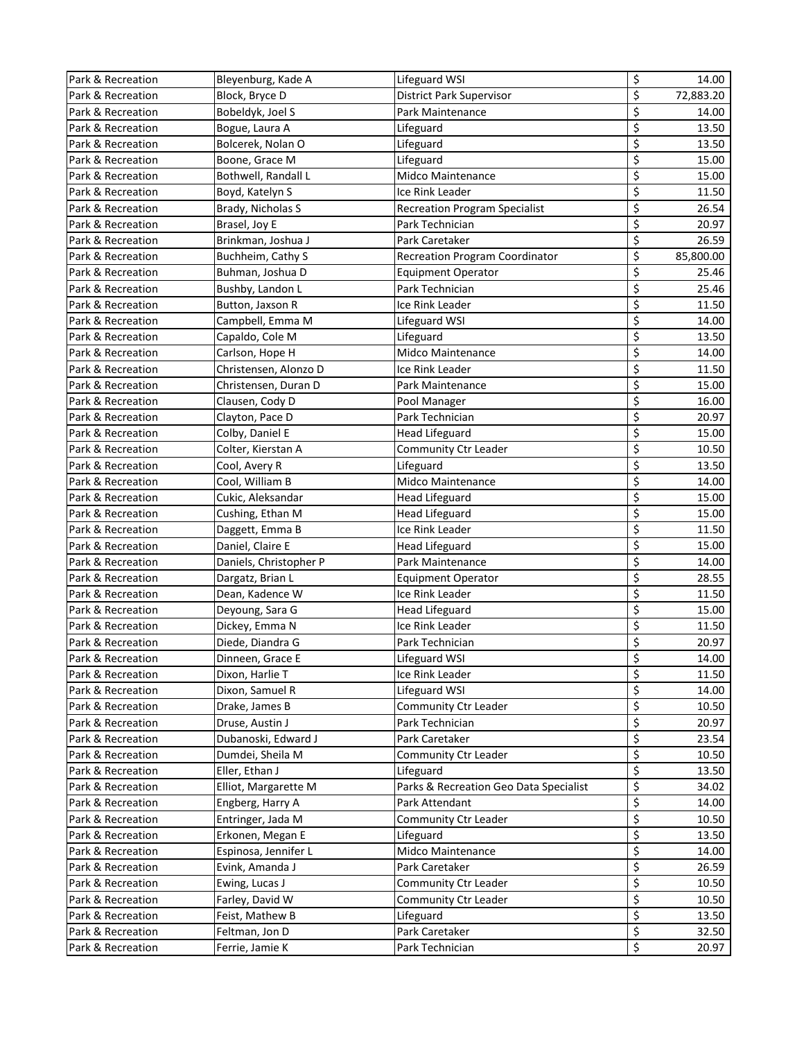| Park & Recreation | Bleyenburg, Kade A | Lifeguard WSI | $ | 14.00 |
|---|---|---|---|---|
| Park & Recreation | Block, Bryce D | District Park Supervisor | $ | 72,883.20 |
| Park & Recreation | Bobeldyk, Joel S | Park Maintenance | $ | 14.00 |
| Park & Recreation | Bogue, Laura A | Lifeguard | $ | 13.50 |
| Park & Recreation | Bolcerek, Nolan O | Lifeguard | $ | 13.50 |
| Park & Recreation | Boone, Grace M | Lifeguard | $ | 15.00 |
| Park & Recreation | Bothwell, Randall L | Midco Maintenance | $ | 15.00 |
| Park & Recreation | Boyd, Katelyn S | Ice Rink Leader | $ | 11.50 |
| Park & Recreation | Brady, Nicholas S | Recreation Program Specialist | $ | 26.54 |
| Park & Recreation | Brasel, Joy E | Park Technician | $ | 20.97 |
| Park & Recreation | Brinkman, Joshua J | Park Caretaker | $ | 26.59 |
| Park & Recreation | Buchheim, Cathy S | Recreation Program Coordinator | $ | 85,800.00 |
| Park & Recreation | Buhman, Joshua D | Equipment Operator | $ | 25.46 |
| Park & Recreation | Bushby, Landon L | Park Technician | $ | 25.46 |
| Park & Recreation | Button, Jaxson R | Ice Rink Leader | $ | 11.50 |
| Park & Recreation | Campbell, Emma M | Lifeguard WSI | $ | 14.00 |
| Park & Recreation | Capaldo, Cole M | Lifeguard | $ | 13.50 |
| Park & Recreation | Carlson, Hope H | Midco Maintenance | $ | 14.00 |
| Park & Recreation | Christensen, Alonzo D | Ice Rink Leader | $ | 11.50 |
| Park & Recreation | Christensen, Duran D | Park Maintenance | $ | 15.00 |
| Park & Recreation | Clausen, Cody D | Pool Manager | $ | 16.00 |
| Park & Recreation | Clayton, Pace D | Park Technician | $ | 20.97 |
| Park & Recreation | Colby, Daniel E | Head Lifeguard | $ | 15.00 |
| Park & Recreation | Colter, Kierstan A | Community Ctr Leader | $ | 10.50 |
| Park & Recreation | Cool, Avery R | Lifeguard | $ | 13.50 |
| Park & Recreation | Cool, William B | Midco Maintenance | $ | 14.00 |
| Park & Recreation | Cukic, Aleksandar | Head Lifeguard | $ | 15.00 |
| Park & Recreation | Cushing, Ethan M | Head Lifeguard | $ | 15.00 |
| Park & Recreation | Daggett, Emma B | Ice Rink Leader | $ | 11.50 |
| Park & Recreation | Daniel, Claire E | Head Lifeguard | $ | 15.00 |
| Park & Recreation | Daniels, Christopher P | Park Maintenance | $ | 14.00 |
| Park & Recreation | Dargatz, Brian L | Equipment Operator | $ | 28.55 |
| Park & Recreation | Dean, Kadence W | Ice Rink Leader | $ | 11.50 |
| Park & Recreation | Deyoung, Sara G | Head Lifeguard | $ | 15.00 |
| Park & Recreation | Dickey, Emma N | Ice Rink Leader | $ | 11.50 |
| Park & Recreation | Diede, Diandra G | Park Technician | $ | 20.97 |
| Park & Recreation | Dinneen, Grace E | Lifeguard WSI | $ | 14.00 |
| Park & Recreation | Dixon, Harlie T | Ice Rink Leader | $ | 11.50 |
| Park & Recreation | Dixon, Samuel R | Lifeguard WSI | $ | 14.00 |
| Park & Recreation | Drake, James B | Community Ctr Leader | $ | 10.50 |
| Park & Recreation | Druse, Austin J | Park Technician | $ | 20.97 |
| Park & Recreation | Dubanoski, Edward J | Park Caretaker | $ | 23.54 |
| Park & Recreation | Dumdei, Sheila M | Community Ctr Leader | $ | 10.50 |
| Park & Recreation | Eller, Ethan J | Lifeguard | $ | 13.50 |
| Park & Recreation | Elliot, Margarette M | Parks & Recreation Geo Data Specialist | $ | 34.02 |
| Park & Recreation | Engberg, Harry A | Park Attendant | $ | 14.00 |
| Park & Recreation | Entringer, Jada M | Community Ctr Leader | $ | 10.50 |
| Park & Recreation | Erkonen, Megan E | Lifeguard | $ | 13.50 |
| Park & Recreation | Espinosa, Jennifer L | Midco Maintenance | $ | 14.00 |
| Park & Recreation | Evink, Amanda J | Park Caretaker | $ | 26.59 |
| Park & Recreation | Ewing, Lucas J | Community Ctr Leader | $ | 10.50 |
| Park & Recreation | Farley, David W | Community Ctr Leader | $ | 10.50 |
| Park & Recreation | Feist, Mathew B | Lifeguard | $ | 13.50 |
| Park & Recreation | Feltman, Jon D | Park Caretaker | $ | 32.50 |
| Park & Recreation | Ferrie, Jamie K | Park Technician | $ | 20.97 |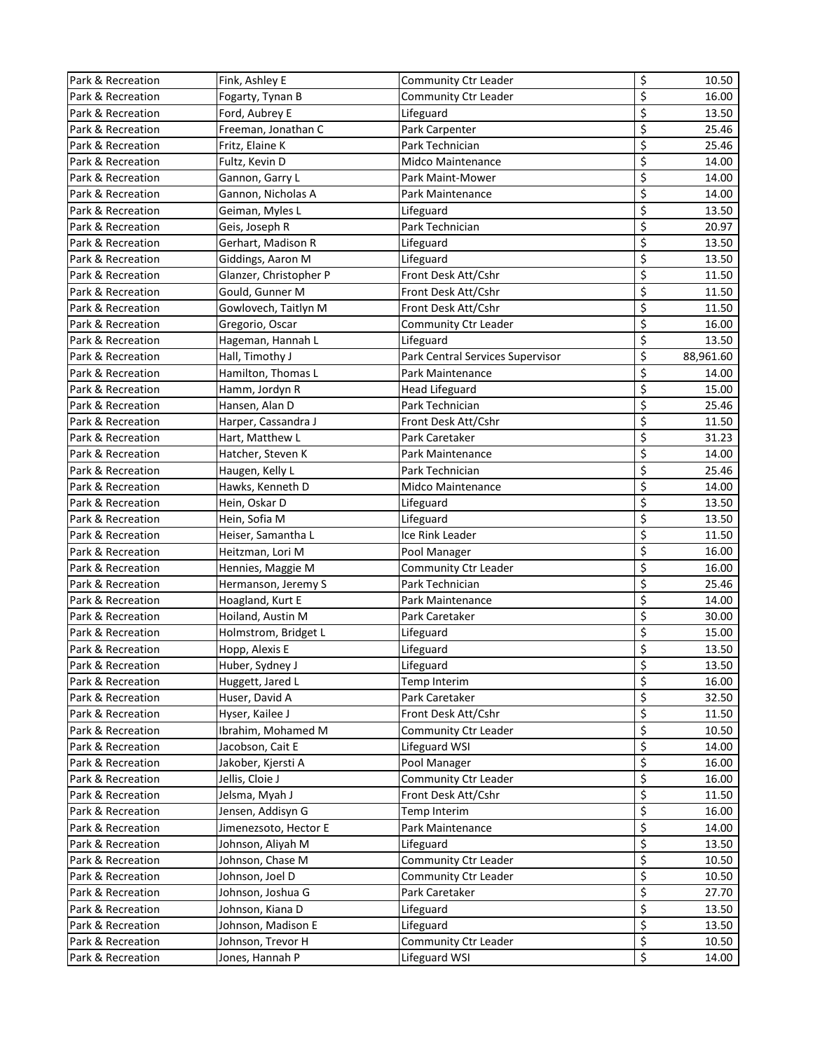| Park & Recreation | Fink, Ashley E | Community Ctr Leader | $ | 10.50 |
|---|---|---|---|---|
| Park & Recreation | Fogarty, Tynan B | Community Ctr Leader | $ | 16.00 |
| Park & Recreation | Ford, Aubrey E | Lifeguard | $ | 13.50 |
| Park & Recreation | Freeman, Jonathan C | Park Carpenter | $ | 25.46 |
| Park & Recreation | Fritz, Elaine K | Park Technician | $ | 25.46 |
| Park & Recreation | Fultz, Kevin D | Midco Maintenance | $ | 14.00 |
| Park & Recreation | Gannon, Garry L | Park Maint-Mower | $ | 14.00 |
| Park & Recreation | Gannon, Nicholas A | Park Maintenance | $ | 14.00 |
| Park & Recreation | Geiman, Myles L | Lifeguard | $ | 13.50 |
| Park & Recreation | Geis, Joseph R | Park Technician | $ | 20.97 |
| Park & Recreation | Gerhart, Madison R | Lifeguard | $ | 13.50 |
| Park & Recreation | Giddings, Aaron M | Lifeguard | $ | 13.50 |
| Park & Recreation | Glanzer, Christopher P | Front Desk Att/Cshr | $ | 11.50 |
| Park & Recreation | Gould, Gunner M | Front Desk Att/Cshr | $ | 11.50 |
| Park & Recreation | Gowlovech, Taitlyn M | Front Desk Att/Cshr | $ | 11.50 |
| Park & Recreation | Gregorio, Oscar | Community Ctr Leader | $ | 16.00 |
| Park & Recreation | Hageman, Hannah L | Lifeguard | $ | 13.50 |
| Park & Recreation | Hall, Timothy J | Park Central Services Supervisor | $ | 88,961.60 |
| Park & Recreation | Hamilton, Thomas L | Park Maintenance | $ | 14.00 |
| Park & Recreation | Hamm, Jordyn R | Head Lifeguard | $ | 15.00 |
| Park & Recreation | Hansen, Alan D | Park Technician | $ | 25.46 |
| Park & Recreation | Harper, Cassandra J | Front Desk Att/Cshr | $ | 11.50 |
| Park & Recreation | Hart, Matthew L | Park Caretaker | $ | 31.23 |
| Park & Recreation | Hatcher, Steven K | Park Maintenance | $ | 14.00 |
| Park & Recreation | Haugen, Kelly L | Park Technician | $ | 25.46 |
| Park & Recreation | Hawks, Kenneth D | Midco Maintenance | $ | 14.00 |
| Park & Recreation | Hein, Oskar D | Lifeguard | $ | 13.50 |
| Park & Recreation | Hein, Sofia M | Lifeguard | $ | 13.50 |
| Park & Recreation | Heiser, Samantha L | Ice Rink Leader | $ | 11.50 |
| Park & Recreation | Heitzman, Lori M | Pool Manager | $ | 16.00 |
| Park & Recreation | Hennies, Maggie M | Community Ctr Leader | $ | 16.00 |
| Park & Recreation | Hermanson, Jeremy S | Park Technician | $ | 25.46 |
| Park & Recreation | Hoagland, Kurt E | Park Maintenance | $ | 14.00 |
| Park & Recreation | Hoiland, Austin M | Park Caretaker | $ | 30.00 |
| Park & Recreation | Holmstrom, Bridget L | Lifeguard | $ | 15.00 |
| Park & Recreation | Hopp, Alexis E | Lifeguard | $ | 13.50 |
| Park & Recreation | Huber, Sydney J | Lifeguard | $ | 13.50 |
| Park & Recreation | Huggett, Jared L | Temp Interim | $ | 16.00 |
| Park & Recreation | Huser, David A | Park Caretaker | $ | 32.50 |
| Park & Recreation | Hyser, Kailee J | Front Desk Att/Cshr | $ | 11.50 |
| Park & Recreation | Ibrahim, Mohamed M | Community Ctr Leader | $ | 10.50 |
| Park & Recreation | Jacobson, Cait E | Lifeguard WSI | $ | 14.00 |
| Park & Recreation | Jakober, Kjersti A | Pool Manager | $ | 16.00 |
| Park & Recreation | Jellis, Cloie J | Community Ctr Leader | $ | 16.00 |
| Park & Recreation | Jelsma, Myah J | Front Desk Att/Cshr | $ | 11.50 |
| Park & Recreation | Jensen, Addisyn G | Temp Interim | $ | 16.00 |
| Park & Recreation | Jimenezsoto, Hector E | Park Maintenance | $ | 14.00 |
| Park & Recreation | Johnson, Aliyah M | Lifeguard | $ | 13.50 |
| Park & Recreation | Johnson, Chase M | Community Ctr Leader | $ | 10.50 |
| Park & Recreation | Johnson, Joel D | Community Ctr Leader | $ | 10.50 |
| Park & Recreation | Johnson, Joshua G | Park Caretaker | $ | 27.70 |
| Park & Recreation | Johnson, Kiana D | Lifeguard | $ | 13.50 |
| Park & Recreation | Johnson, Madison E | Lifeguard | $ | 13.50 |
| Park & Recreation | Johnson, Trevor H | Community Ctr Leader | $ | 10.50 |
| Park & Recreation | Jones, Hannah P | Lifeguard WSI | $ | 14.00 |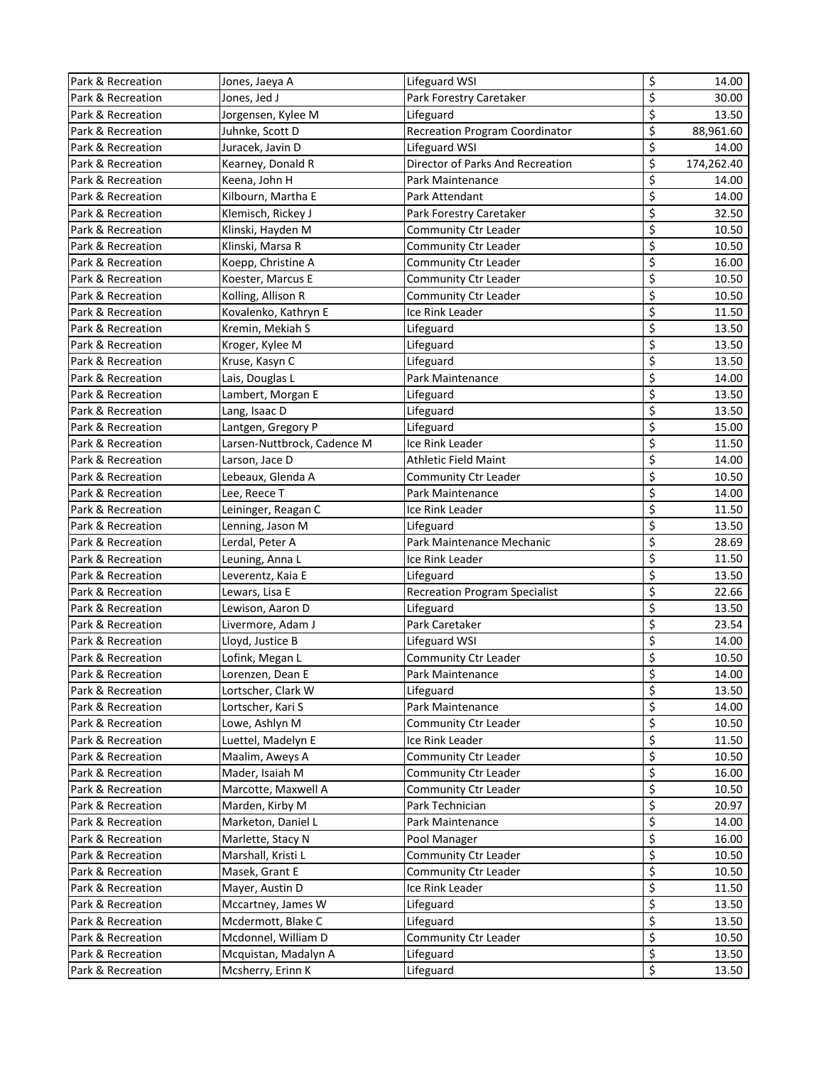| Park & Recreation | Jones, Jaeya A | Lifeguard WSI | $ | 14.00 |
|---|---|---|---|---|
| Park & Recreation | Jones, Jed J | Park Forestry Caretaker | $ | 30.00 |
| Park & Recreation | Jorgensen, Kylee M | Lifeguard | $ | 13.50 |
| Park & Recreation | Juhnke, Scott D | Recreation Program Coordinator | $ | 88,961.60 |
| Park & Recreation | Juracek, Javin D | Lifeguard WSI | $ | 14.00 |
| Park & Recreation | Kearney, Donald R | Director of Parks And Recreation | $ | 174,262.40 |
| Park & Recreation | Keena, John H | Park Maintenance | $ | 14.00 |
| Park & Recreation | Kilbourn, Martha E | Park Attendant | $ | 14.00 |
| Park & Recreation | Klemisch, Rickey J | Park Forestry Caretaker | $ | 32.50 |
| Park & Recreation | Klinski, Hayden M | Community Ctr Leader | $ | 10.50 |
| Park & Recreation | Klinski, Marsa R | Community Ctr Leader | $ | 10.50 |
| Park & Recreation | Koepp, Christine A | Community Ctr Leader | $ | 16.00 |
| Park & Recreation | Koester, Marcus E | Community Ctr Leader | $ | 10.50 |
| Park & Recreation | Kolling, Allison R | Community Ctr Leader | $ | 10.50 |
| Park & Recreation | Kovalenko, Kathryn E | Ice Rink Leader | $ | 11.50 |
| Park & Recreation | Kremin, Mekiah S | Lifeguard | $ | 13.50 |
| Park & Recreation | Kroger, Kylee M | Lifeguard | $ | 13.50 |
| Park & Recreation | Kruse, Kasyn C | Lifeguard | $ | 13.50 |
| Park & Recreation | Lais, Douglas L | Park Maintenance | $ | 14.00 |
| Park & Recreation | Lambert, Morgan E | Lifeguard | $ | 13.50 |
| Park & Recreation | Lang, Isaac D | Lifeguard | $ | 13.50 |
| Park & Recreation | Lantgen, Gregory P | Lifeguard | $ | 15.00 |
| Park & Recreation | Larsen-Nuttbrock, Cadence M | Ice Rink Leader | $ | 11.50 |
| Park & Recreation | Larson, Jace D | Athletic Field Maint | $ | 14.00 |
| Park & Recreation | Lebeaux, Glenda A | Community Ctr Leader | $ | 10.50 |
| Park & Recreation | Lee, Reece T | Park Maintenance | $ | 14.00 |
| Park & Recreation | Leininger, Reagan C | Ice Rink Leader | $ | 11.50 |
| Park & Recreation | Lenning, Jason M | Lifeguard | $ | 13.50 |
| Park & Recreation | Lerdal, Peter A | Park Maintenance Mechanic | $ | 28.69 |
| Park & Recreation | Leuning, Anna L | Ice Rink Leader | $ | 11.50 |
| Park & Recreation | Leverentz, Kaia E | Lifeguard | $ | 13.50 |
| Park & Recreation | Lewars, Lisa E | Recreation Program Specialist | $ | 22.66 |
| Park & Recreation | Lewison, Aaron D | Lifeguard | $ | 13.50 |
| Park & Recreation | Livermore, Adam J | Park Caretaker | $ | 23.54 |
| Park & Recreation | Lloyd, Justice B | Lifeguard WSI | $ | 14.00 |
| Park & Recreation | Lofink, Megan L | Community Ctr Leader | $ | 10.50 |
| Park & Recreation | Lorenzen, Dean E | Park Maintenance | $ | 14.00 |
| Park & Recreation | Lortscher, Clark W | Lifeguard | $ | 13.50 |
| Park & Recreation | Lortscher, Kari S | Park Maintenance | $ | 14.00 |
| Park & Recreation | Lowe, Ashlyn M | Community Ctr Leader | $ | 10.50 |
| Park & Recreation | Luettel, Madelyn E | Ice Rink Leader | $ | 11.50 |
| Park & Recreation | Maalim, Aweys A | Community Ctr Leader | $ | 10.50 |
| Park & Recreation | Mader, Isaiah M | Community Ctr Leader | $ | 16.00 |
| Park & Recreation | Marcotte, Maxwell A | Community Ctr Leader | $ | 10.50 |
| Park & Recreation | Marden, Kirby M | Park Technician | $ | 20.97 |
| Park & Recreation | Marketon, Daniel L | Park Maintenance | $ | 14.00 |
| Park & Recreation | Marlette, Stacy N | Pool Manager | $ | 16.00 |
| Park & Recreation | Marshall, Kristi L | Community Ctr Leader | $ | 10.50 |
| Park & Recreation | Masek, Grant E | Community Ctr Leader | $ | 10.50 |
| Park & Recreation | Mayer, Austin D | Ice Rink Leader | $ | 11.50 |
| Park & Recreation | Mccartney, James W | Lifeguard | $ | 13.50 |
| Park & Recreation | Mcdermott, Blake C | Lifeguard | $ | 13.50 |
| Park & Recreation | Mcdonnel, William D | Community Ctr Leader | $ | 10.50 |
| Park & Recreation | Mcquistan, Madalyn A | Lifeguard | $ | 13.50 |
| Park & Recreation | Mcsherry, Erinn K | Lifeguard | $ | 13.50 |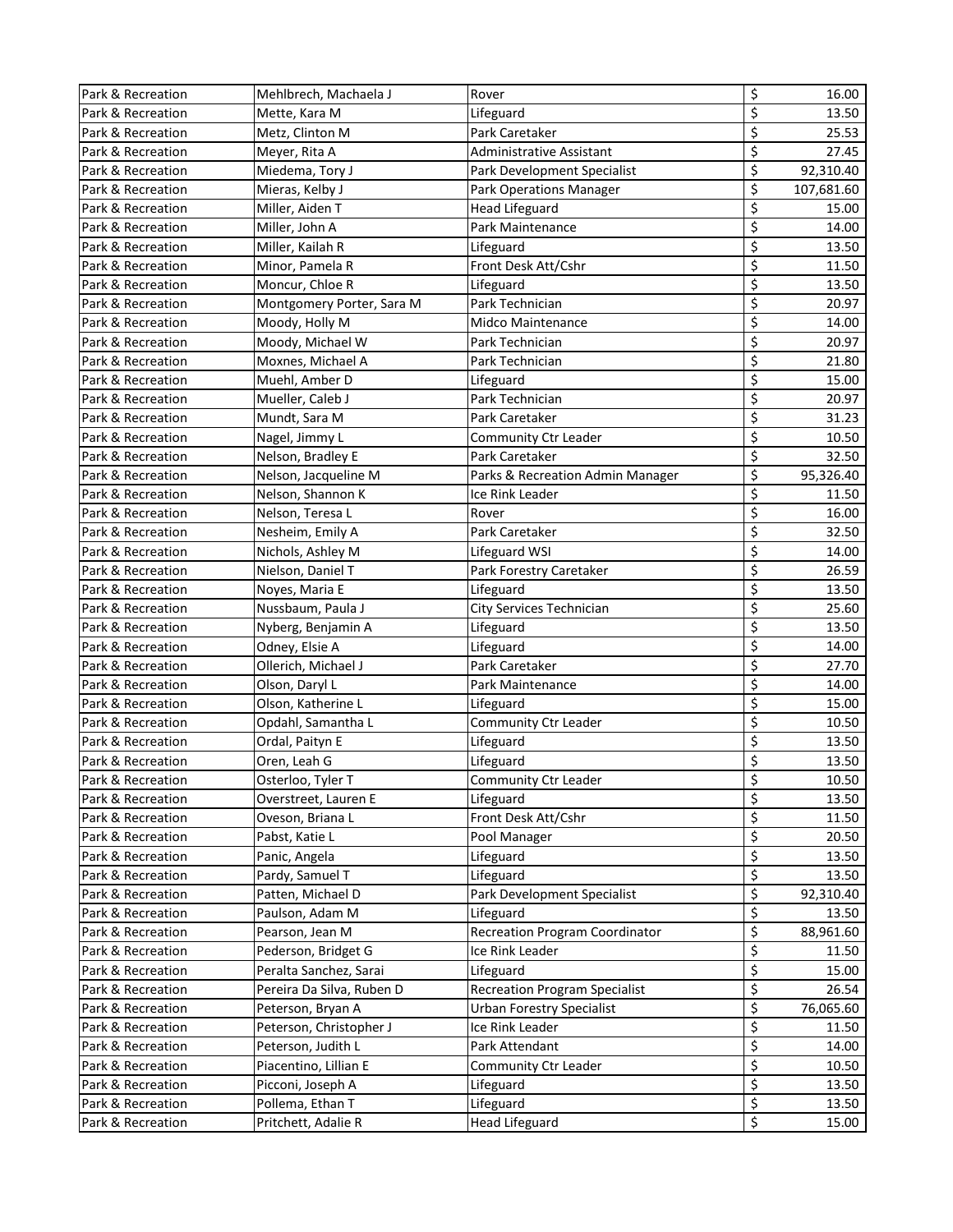| Park & Recreation | Mehlbrech, Machaela J | Rover | $ | 16.00 |
|---|---|---|---|---|
| Park & Recreation | Mette, Kara M | Lifeguard | $ | 13.50 |
| Park & Recreation | Metz, Clinton M | Park Caretaker | $ | 25.53 |
| Park & Recreation | Meyer, Rita A | Administrative Assistant | $ | 27.45 |
| Park & Recreation | Miedema, Tory J | Park Development Specialist | $ | 92,310.40 |
| Park & Recreation | Mieras, Kelby J | Park Operations Manager | $ | 107,681.60 |
| Park & Recreation | Miller, Aiden T | Head Lifeguard | $ | 15.00 |
| Park & Recreation | Miller, John A | Park Maintenance | $ | 14.00 |
| Park & Recreation | Miller, Kailah R | Lifeguard | $ | 13.50 |
| Park & Recreation | Minor, Pamela R | Front Desk Att/Cshr | $ | 11.50 |
| Park & Recreation | Moncur, Chloe R | Lifeguard | $ | 13.50 |
| Park & Recreation | Montgomery Porter, Sara M | Park Technician | $ | 20.97 |
| Park & Recreation | Moody, Holly M | Midco Maintenance | $ | 14.00 |
| Park & Recreation | Moody, Michael W | Park Technician | $ | 20.97 |
| Park & Recreation | Moxnes, Michael A | Park Technician | $ | 21.80 |
| Park & Recreation | Muehl, Amber D | Lifeguard | $ | 15.00 |
| Park & Recreation | Mueller, Caleb J | Park Technician | $ | 20.97 |
| Park & Recreation | Mundt, Sara M | Park Caretaker | $ | 31.23 |
| Park & Recreation | Nagel, Jimmy L | Community Ctr Leader | $ | 10.50 |
| Park & Recreation | Nelson, Bradley E | Park Caretaker | $ | 32.50 |
| Park & Recreation | Nelson, Jacqueline M | Parks & Recreation Admin Manager | $ | 95,326.40 |
| Park & Recreation | Nelson, Shannon K | Ice Rink Leader | $ | 11.50 |
| Park & Recreation | Nelson, Teresa L | Rover | $ | 16.00 |
| Park & Recreation | Nesheim, Emily A | Park Caretaker | $ | 32.50 |
| Park & Recreation | Nichols, Ashley M | Lifeguard WSI | $ | 14.00 |
| Park & Recreation | Nielson, Daniel T | Park Forestry Caretaker | $ | 26.59 |
| Park & Recreation | Noyes, Maria E | Lifeguard | $ | 13.50 |
| Park & Recreation | Nussbaum, Paula J | City Services Technician | $ | 25.60 |
| Park & Recreation | Nyberg, Benjamin A | Lifeguard | $ | 13.50 |
| Park & Recreation | Odney, Elsie A | Lifeguard | $ | 14.00 |
| Park & Recreation | Ollerich, Michael J | Park Caretaker | $ | 27.70 |
| Park & Recreation | Olson, Daryl L | Park Maintenance | $ | 14.00 |
| Park & Recreation | Olson, Katherine L | Lifeguard | $ | 15.00 |
| Park & Recreation | Opdahl, Samantha L | Community Ctr Leader | $ | 10.50 |
| Park & Recreation | Ordal, Paityn E | Lifeguard | $ | 13.50 |
| Park & Recreation | Oren, Leah G | Lifeguard | $ | 13.50 |
| Park & Recreation | Osterloo, Tyler T | Community Ctr Leader | $ | 10.50 |
| Park & Recreation | Overstreet, Lauren E | Lifeguard | $ | 13.50 |
| Park & Recreation | Oveson, Briana L | Front Desk Att/Cshr | $ | 11.50 |
| Park & Recreation | Pabst, Katie L | Pool Manager | $ | 20.50 |
| Park & Recreation | Panic, Angela | Lifeguard | $ | 13.50 |
| Park & Recreation | Pardy, Samuel T | Lifeguard | $ | 13.50 |
| Park & Recreation | Patten, Michael D | Park Development Specialist | $ | 92,310.40 |
| Park & Recreation | Paulson, Adam M | Lifeguard | $ | 13.50 |
| Park & Recreation | Pearson, Jean M | Recreation Program Coordinator | $ | 88,961.60 |
| Park & Recreation | Pederson, Bridget G | Ice Rink Leader | $ | 11.50 |
| Park & Recreation | Peralta Sanchez, Sarai | Lifeguard | $ | 15.00 |
| Park & Recreation | Pereira Da Silva, Ruben D | Recreation Program Specialist | $ | 26.54 |
| Park & Recreation | Peterson, Bryan A | Urban Forestry Specialist | $ | 76,065.60 |
| Park & Recreation | Peterson, Christopher J | Ice Rink Leader | $ | 11.50 |
| Park & Recreation | Peterson, Judith L | Park Attendant | $ | 14.00 |
| Park & Recreation | Piacentino, Lillian E | Community Ctr Leader | $ | 10.50 |
| Park & Recreation | Picconi, Joseph A | Lifeguard | $ | 13.50 |
| Park & Recreation | Pollema, Ethan T | Lifeguard | $ | 13.50 |
| Park & Recreation | Pritchett, Adalie R | Head Lifeguard | $ | 15.00 |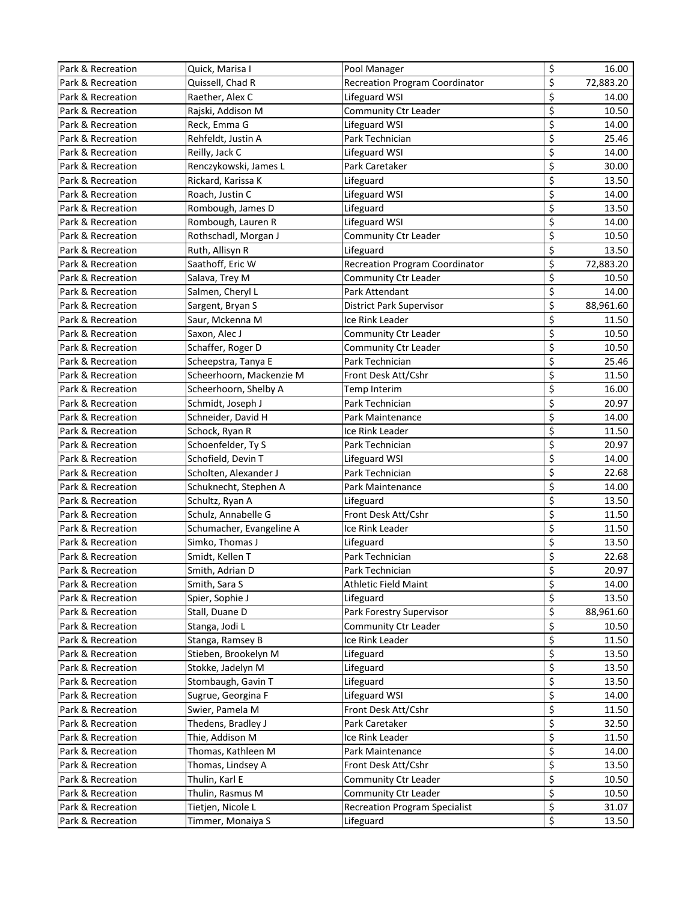| Park & Recreation | Quick, Marisa I | Pool Manager | $ | 16.00 |
|---|---|---|---|---|
| Park & Recreation | Quissell, Chad R | Recreation Program Coordinator | $ | 72,883.20 |
| Park & Recreation | Raether, Alex C | Lifeguard WSI | $ | 14.00 |
| Park & Recreation | Rajski, Addison M | Community Ctr Leader | $ | 10.50 |
| Park & Recreation | Reck, Emma G | Lifeguard WSI | $ | 14.00 |
| Park & Recreation | Rehfeldt, Justin A | Park Technician | $ | 25.46 |
| Park & Recreation | Reilly, Jack C | Lifeguard WSI | $ | 14.00 |
| Park & Recreation | Renczykowski, James L | Park Caretaker | $ | 30.00 |
| Park & Recreation | Rickard, Karissa K | Lifeguard | $ | 13.50 |
| Park & Recreation | Roach, Justin C | Lifeguard WSI | $ | 14.00 |
| Park & Recreation | Rombough, James D | Lifeguard | $ | 13.50 |
| Park & Recreation | Rombough, Lauren R | Lifeguard WSI | $ | 14.00 |
| Park & Recreation | Rothschadl, Morgan J | Community Ctr Leader | $ | 10.50 |
| Park & Recreation | Ruth, Allisyn R | Lifeguard | $ | 13.50 |
| Park & Recreation | Saathoff, Eric W | Recreation Program Coordinator | $ | 72,883.20 |
| Park & Recreation | Salava, Trey M | Community Ctr Leader | $ | 10.50 |
| Park & Recreation | Salmen, Cheryl L | Park Attendant | $ | 14.00 |
| Park & Recreation | Sargent, Bryan S | District Park Supervisor | $ | 88,961.60 |
| Park & Recreation | Saur, Mckenna M | Ice Rink Leader | $ | 11.50 |
| Park & Recreation | Saxon, Alec J | Community Ctr Leader | $ | 10.50 |
| Park & Recreation | Schaffer, Roger D | Community Ctr Leader | $ | 10.50 |
| Park & Recreation | Scheepstra, Tanya E | Park Technician | $ | 25.46 |
| Park & Recreation | Scheerhoorn, Mackenzie M | Front Desk Att/Cshr | $ | 11.50 |
| Park & Recreation | Scheerhoorn, Shelby A | Temp Interim | $ | 16.00 |
| Park & Recreation | Schmidt, Joseph J | Park Technician | $ | 20.97 |
| Park & Recreation | Schneider, David H | Park Maintenance | $ | 14.00 |
| Park & Recreation | Schock, Ryan R | Ice Rink Leader | $ | 11.50 |
| Park & Recreation | Schoenfelder, Ty S | Park Technician | $ | 20.97 |
| Park & Recreation | Schofield, Devin T | Lifeguard WSI | $ | 14.00 |
| Park & Recreation | Scholten, Alexander J | Park Technician | $ | 22.68 |
| Park & Recreation | Schuknecht, Stephen A | Park Maintenance | $ | 14.00 |
| Park & Recreation | Schultz, Ryan A | Lifeguard | $ | 13.50 |
| Park & Recreation | Schulz, Annabelle G | Front Desk Att/Cshr | $ | 11.50 |
| Park & Recreation | Schumacher, Evangeline A | Ice Rink Leader | $ | 11.50 |
| Park & Recreation | Simko, Thomas J | Lifeguard | $ | 13.50 |
| Park & Recreation | Smidt, Kellen T | Park Technician | $ | 22.68 |
| Park & Recreation | Smith, Adrian D | Park Technician | $ | 20.97 |
| Park & Recreation | Smith, Sara S | Athletic Field Maint | $ | 14.00 |
| Park & Recreation | Spier, Sophie J | Lifeguard | $ | 13.50 |
| Park & Recreation | Stall, Duane D | Park Forestry Supervisor | $ | 88,961.60 |
| Park & Recreation | Stanga, Jodi L | Community Ctr Leader | $ | 10.50 |
| Park & Recreation | Stanga, Ramsey B | Ice Rink Leader | $ | 11.50 |
| Park & Recreation | Stieben, Brookelyn M | Lifeguard | $ | 13.50 |
| Park & Recreation | Stokke, Jadelyn M | Lifeguard | $ | 13.50 |
| Park & Recreation | Stombaugh, Gavin T | Lifeguard | $ | 13.50 |
| Park & Recreation | Sugrue, Georgina F | Lifeguard WSI | $ | 14.00 |
| Park & Recreation | Swier, Pamela M | Front Desk Att/Cshr | $ | 11.50 |
| Park & Recreation | Thedens, Bradley J | Park Caretaker | $ | 32.50 |
| Park & Recreation | Thie, Addison M | Ice Rink Leader | $ | 11.50 |
| Park & Recreation | Thomas, Kathleen M | Park Maintenance | $ | 14.00 |
| Park & Recreation | Thomas, Lindsey A | Front Desk Att/Cshr | $ | 13.50 |
| Park & Recreation | Thulin, Karl E | Community Ctr Leader | $ | 10.50 |
| Park & Recreation | Thulin, Rasmus M | Community Ctr Leader | $ | 10.50 |
| Park & Recreation | Tietjen, Nicole L | Recreation Program Specialist | $ | 31.07 |
| Park & Recreation | Timmer, Monaiya S | Lifeguard | $ | 13.50 |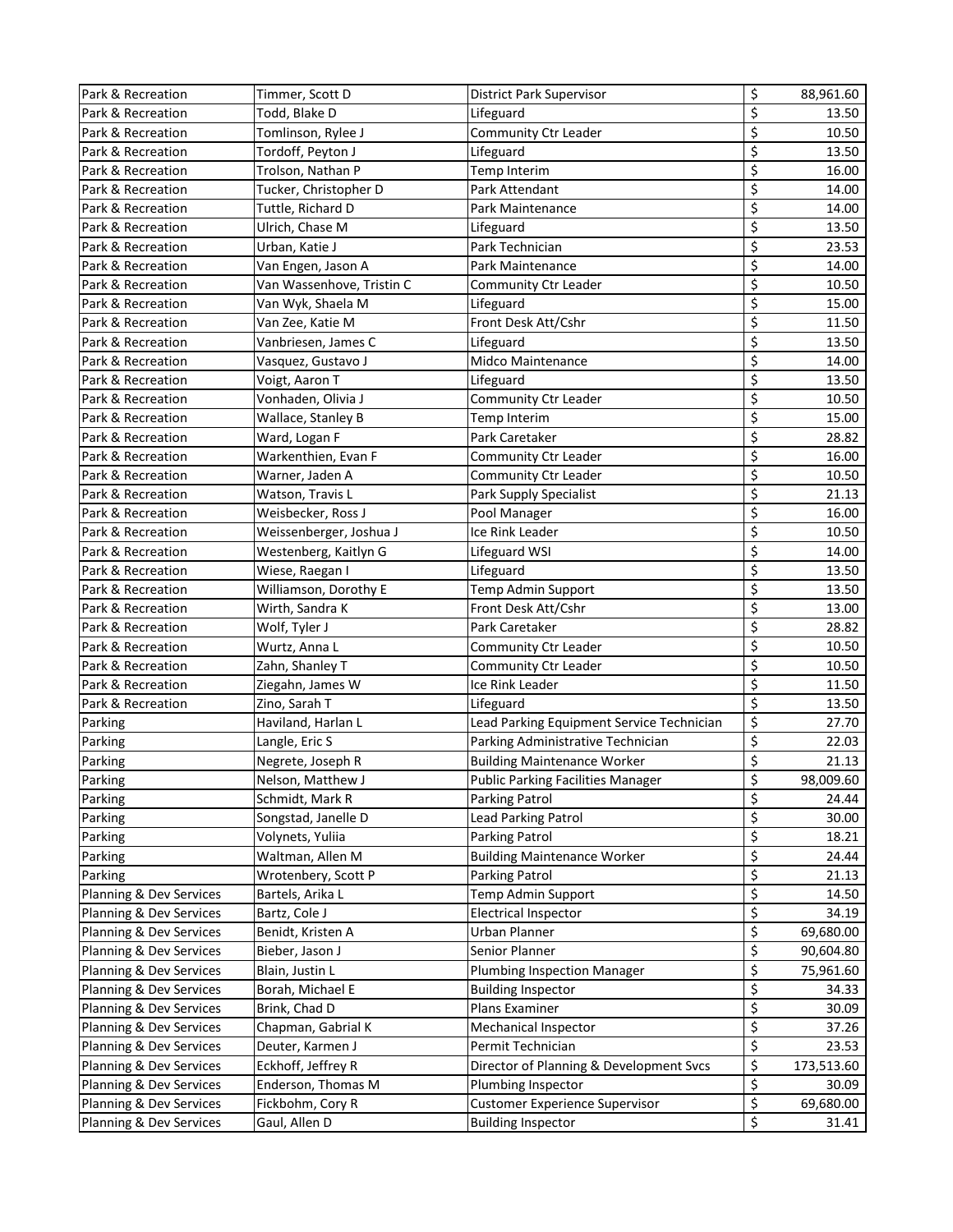| Park & Recreation | Timmer, Scott D | District Park Supervisor | $ | 88,961.60 |
|---|---|---|---|---|
| Park & Recreation | Todd, Blake D | Lifeguard | $ | 13.50 |
| Park & Recreation | Tomlinson, Rylee J | Community Ctr Leader | $ | 10.50 |
| Park & Recreation | Tordoff, Peyton J | Lifeguard | $ | 13.50 |
| Park & Recreation | Trolson, Nathan P | Temp Interim | $ | 16.00 |
| Park & Recreation | Tucker, Christopher D | Park Attendant | $ | 14.00 |
| Park & Recreation | Tuttle, Richard D | Park Maintenance | $ | 14.00 |
| Park & Recreation | Ulrich, Chase M | Lifeguard | $ | 13.50 |
| Park & Recreation | Urban, Katie J | Park Technician | $ | 23.53 |
| Park & Recreation | Van Engen, Jason A | Park Maintenance | $ | 14.00 |
| Park & Recreation | Van Wassenhove, Tristin C | Community Ctr Leader | $ | 10.50 |
| Park & Recreation | Van Wyk, Shaela M | Lifeguard | $ | 15.00 |
| Park & Recreation | Van Zee, Katie M | Front Desk Att/Cshr | $ | 11.50 |
| Park & Recreation | Vanbriesen, James C | Lifeguard | $ | 13.50 |
| Park & Recreation | Vasquez, Gustavo J | Midco Maintenance | $ | 14.00 |
| Park & Recreation | Voigt, Aaron T | Lifeguard | $ | 13.50 |
| Park & Recreation | Vonhaden, Olivia J | Community Ctr Leader | $ | 10.50 |
| Park & Recreation | Wallace, Stanley B | Temp Interim | $ | 15.00 |
| Park & Recreation | Ward, Logan F | Park Caretaker | $ | 28.82 |
| Park & Recreation | Warkenthien, Evan F | Community Ctr Leader | $ | 16.00 |
| Park & Recreation | Warner, Jaden A | Community Ctr Leader | $ | 10.50 |
| Park & Recreation | Watson, Travis L | Park Supply Specialist | $ | 21.13 |
| Park & Recreation | Weisbecker, Ross J | Pool Manager | $ | 16.00 |
| Park & Recreation | Weissenberger, Joshua J | Ice Rink Leader | $ | 10.50 |
| Park & Recreation | Westenberg, Kaitlyn G | Lifeguard WSI | $ | 14.00 |
| Park & Recreation | Wiese, Raegan I | Lifeguard | $ | 13.50 |
| Park & Recreation | Williamson, Dorothy E | Temp Admin Support | $ | 13.50 |
| Park & Recreation | Wirth, Sandra K | Front Desk Att/Cshr | $ | 13.00 |
| Park & Recreation | Wolf, Tyler J | Park Caretaker | $ | 28.82 |
| Park & Recreation | Wurtz, Anna L | Community Ctr Leader | $ | 10.50 |
| Park & Recreation | Zahn, Shanley T | Community Ctr Leader | $ | 10.50 |
| Park & Recreation | Ziegahn, James W | Ice Rink Leader | $ | 11.50 |
| Park & Recreation | Zino, Sarah T | Lifeguard | $ | 13.50 |
| Parking | Haviland, Harlan L | Lead Parking Equipment Service Technician | $ | 27.70 |
| Parking | Langle, Eric S | Parking Administrative Technician | $ | 22.03 |
| Parking | Negrete, Joseph R | Building Maintenance Worker | $ | 21.13 |
| Parking | Nelson, Matthew J | Public Parking Facilities Manager | $ | 98,009.60 |
| Parking | Schmidt, Mark R | Parking Patrol | $ | 24.44 |
| Parking | Songstad, Janelle D | Lead Parking Patrol | $ | 30.00 |
| Parking | Volynets, Yuliia | Parking Patrol | $ | 18.21 |
| Parking | Waltman, Allen M | Building Maintenance Worker | $ | 24.44 |
| Parking | Wrotenbery, Scott P | Parking Patrol | $ | 21.13 |
| Planning & Dev Services | Bartels, Arika L | Temp Admin Support | $ | 14.50 |
| Planning & Dev Services | Bartz, Cole J | Electrical Inspector | $ | 34.19 |
| Planning & Dev Services | Benidt, Kristen A | Urban Planner | $ | 69,680.00 |
| Planning & Dev Services | Bieber, Jason J | Senior Planner | $ | 90,604.80 |
| Planning & Dev Services | Blain, Justin L | Plumbing Inspection Manager | $ | 75,961.60 |
| Planning & Dev Services | Borah, Michael E | Building Inspector | $ | 34.33 |
| Planning & Dev Services | Brink, Chad D | Plans Examiner | $ | 30.09 |
| Planning & Dev Services | Chapman, Gabrial K | Mechanical Inspector | $ | 37.26 |
| Planning & Dev Services | Deuter, Karmen J | Permit Technician | $ | 23.53 |
| Planning & Dev Services | Eckhoff, Jeffrey R | Director of Planning & Development Svcs | $ | 173,513.60 |
| Planning & Dev Services | Enderson, Thomas M | Plumbing Inspector | $ | 30.09 |
| Planning & Dev Services | Fickbohm, Cory R | Customer Experience Supervisor | $ | 69,680.00 |
| Planning & Dev Services | Gaul, Allen D | Building Inspector | $ | 31.41 |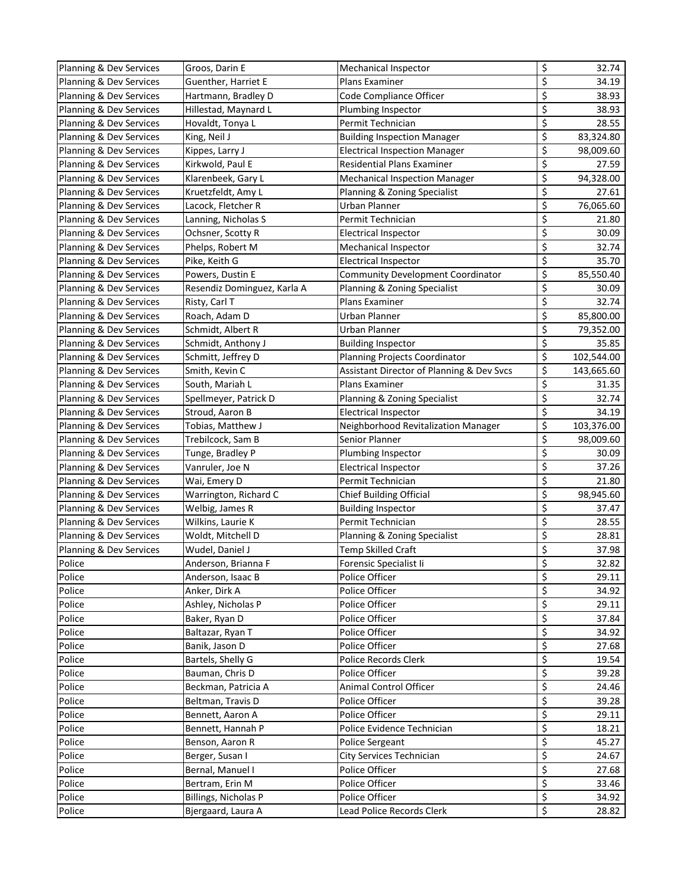| Planning & Dev Services | Groos, Darin E | Mechanical Inspector | $ | 32.74 |
|---|---|---|---|---|
| Planning & Dev Services | Guenther, Harriet E | Plans Examiner | $ | 34.19 |
| Planning & Dev Services | Hartmann, Bradley D | Code Compliance Officer | $ | 38.93 |
| Planning & Dev Services | Hillestad, Maynard L | Plumbing Inspector | $ | 38.93 |
| Planning & Dev Services | Hovaldt, Tonya L | Permit Technician | $ | 28.55 |
| Planning & Dev Services | King, Neil J | Building Inspection Manager | $ | 83,324.80 |
| Planning & Dev Services | Kippes, Larry J | Electrical Inspection Manager | $ | 98,009.60 |
| Planning & Dev Services | Kirkwold, Paul E | Residential Plans Examiner | $ | 27.59 |
| Planning & Dev Services | Klarenbeek, Gary L | Mechanical Inspection Manager | $ | 94,328.00 |
| Planning & Dev Services | Kruetzfeldt, Amy L | Planning & Zoning Specialist | $ | 27.61 |
| Planning & Dev Services | Lacock, Fletcher R | Urban Planner | $ | 76,065.60 |
| Planning & Dev Services | Lanning, Nicholas S | Permit Technician | $ | 21.80 |
| Planning & Dev Services | Ochsner, Scotty R | Electrical Inspector | $ | 30.09 |
| Planning & Dev Services | Phelps, Robert M | Mechanical Inspector | $ | 32.74 |
| Planning & Dev Services | Pike, Keith G | Electrical Inspector | $ | 35.70 |
| Planning & Dev Services | Powers, Dustin E | Community Development Coordinator | $ | 85,550.40 |
| Planning & Dev Services | Resendiz Dominguez, Karla A | Planning & Zoning Specialist | $ | 30.09 |
| Planning & Dev Services | Risty, Carl T | Plans Examiner | $ | 32.74 |
| Planning & Dev Services | Roach, Adam D | Urban Planner | $ | 85,800.00 |
| Planning & Dev Services | Schmidt, Albert R | Urban Planner | $ | 79,352.00 |
| Planning & Dev Services | Schmidt, Anthony J | Building Inspector | $ | 35.85 |
| Planning & Dev Services | Schmitt, Jeffrey D | Planning Projects Coordinator | $ | 102,544.00 |
| Planning & Dev Services | Smith, Kevin C | Assistant Director of Planning & Dev Svcs | $ | 143,665.60 |
| Planning & Dev Services | South, Mariah L | Plans Examiner | $ | 31.35 |
| Planning & Dev Services | Spellmeyer, Patrick D | Planning & Zoning Specialist | $ | 32.74 |
| Planning & Dev Services | Stroud, Aaron B | Electrical Inspector | $ | 34.19 |
| Planning & Dev Services | Tobias, Matthew J | Neighborhood Revitalization Manager | $ | 103,376.00 |
| Planning & Dev Services | Trebilcock, Sam B | Senior Planner | $ | 98,009.60 |
| Planning & Dev Services | Tunge, Bradley P | Plumbing Inspector | $ | 30.09 |
| Planning & Dev Services | Vanruler, Joe N | Electrical Inspector | $ | 37.26 |
| Planning & Dev Services | Wai, Emery D | Permit Technician | $ | 21.80 |
| Planning & Dev Services | Warrington, Richard C | Chief Building Official | $ | 98,945.60 |
| Planning & Dev Services | Welbig, James R | Building Inspector | $ | 37.47 |
| Planning & Dev Services | Wilkins, Laurie K | Permit Technician | $ | 28.55 |
| Planning & Dev Services | Woldt, Mitchell D | Planning & Zoning Specialist | $ | 28.81 |
| Planning & Dev Services | Wudel, Daniel J | Temp Skilled Craft | $ | 37.98 |
| Police | Anderson, Brianna F | Forensic Specialist Ii | $ | 32.82 |
| Police | Anderson, Isaac B | Police Officer | $ | 29.11 |
| Police | Anker, Dirk A | Police Officer | $ | 34.92 |
| Police | Ashley, Nicholas P | Police Officer | $ | 29.11 |
| Police | Baker, Ryan D | Police Officer | $ | 37.84 |
| Police | Baltazar, Ryan T | Police Officer | $ | 34.92 |
| Police | Banik, Jason D | Police Officer | $ | 27.68 |
| Police | Bartels, Shelly G | Police Records Clerk | $ | 19.54 |
| Police | Bauman, Chris D | Police Officer | $ | 39.28 |
| Police | Beckman, Patricia A | Animal Control Officer | $ | 24.46 |
| Police | Beltman, Travis D | Police Officer | $ | 39.28 |
| Police | Bennett, Aaron A | Police Officer | $ | 29.11 |
| Police | Bennett, Hannah P | Police Evidence Technician | $ | 18.21 |
| Police | Benson, Aaron R | Police Sergeant | $ | 45.27 |
| Police | Berger, Susan I | City Services Technician | $ | 24.67 |
| Police | Bernal, Manuel I | Police Officer | $ | 27.68 |
| Police | Bertram, Erin M | Police Officer | $ | 33.46 |
| Police | Billings, Nicholas P | Police Officer | $ | 34.92 |
| Police | Bjergaard, Laura A | Lead Police Records Clerk | $ | 28.82 |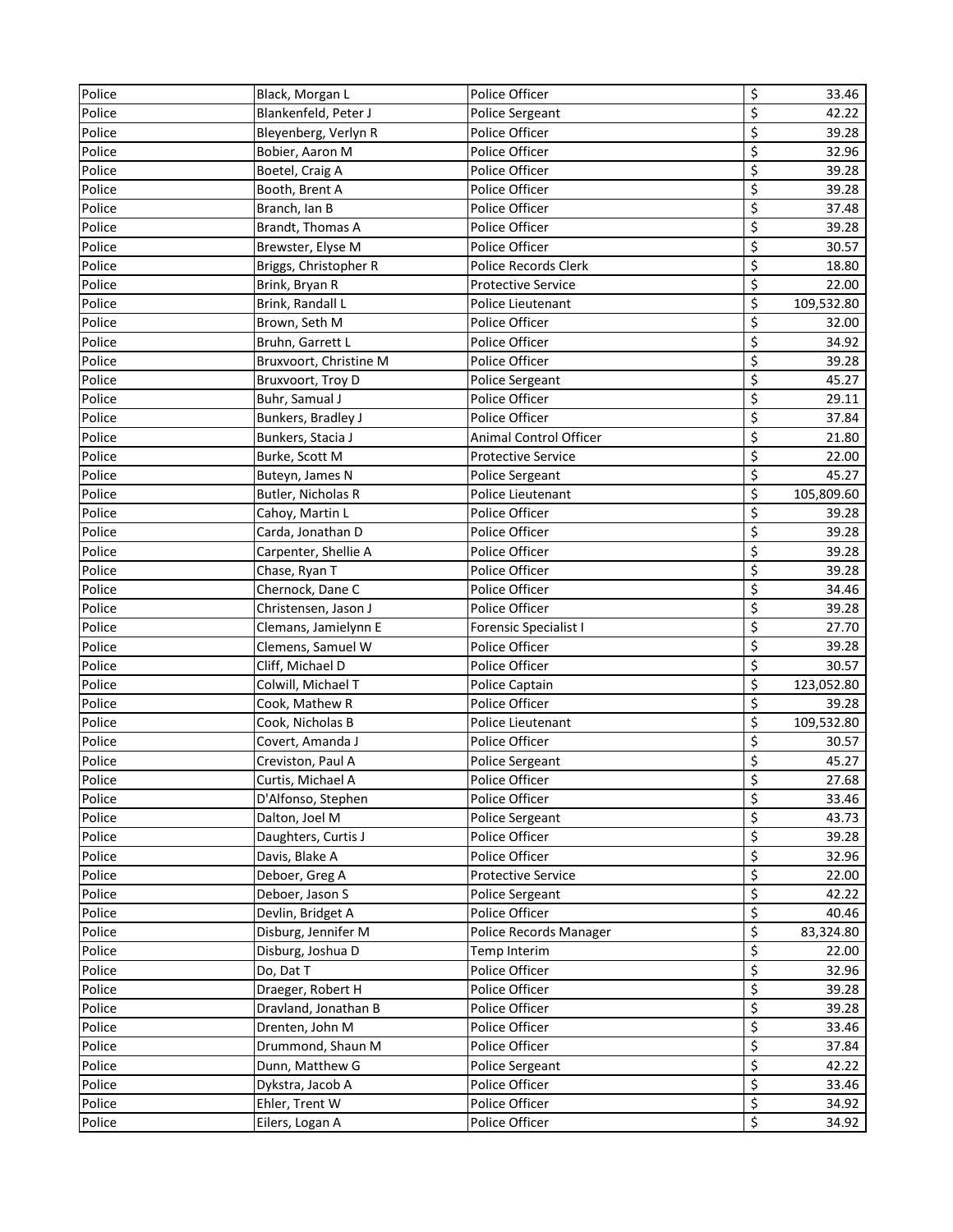| Police | Black, Morgan L | Police Officer | $ | 33.46 |
|---|---|---|---|---|
| Police | Blankenfeld, Peter J | Police Sergeant | $ | 42.22 |
| Police | Bleyenberg, Verlyn R | Police Officer | $ | 39.28 |
| Police | Bobier, Aaron M | Police Officer | $ | 32.96 |
| Police | Boetel, Craig A | Police Officer | $ | 39.28 |
| Police | Booth, Brent A | Police Officer | $ | 39.28 |
| Police | Branch, Ian B | Police Officer | $ | 37.48 |
| Police | Brandt, Thomas A | Police Officer | $ | 39.28 |
| Police | Brewster, Elyse M | Police Officer | $ | 30.57 |
| Police | Briggs, Christopher R | Police Records Clerk | $ | 18.80 |
| Police | Brink, Bryan R | Protective Service | $ | 22.00 |
| Police | Brink, Randall L | Police Lieutenant | $ | 109,532.80 |
| Police | Brown, Seth M | Police Officer | $ | 32.00 |
| Police | Bruhn, Garrett L | Police Officer | $ | 34.92 |
| Police | Bruxvoort, Christine M | Police Officer | $ | 39.28 |
| Police | Bruxvoort, Troy D | Police Sergeant | $ | 45.27 |
| Police | Buhr, Samual J | Police Officer | $ | 29.11 |
| Police | Bunkers, Bradley J | Police Officer | $ | 37.84 |
| Police | Bunkers, Stacia J | Animal Control Officer | $ | 21.80 |
| Police | Burke, Scott M | Protective Service | $ | 22.00 |
| Police | Buteyn, James N | Police Sergeant | $ | 45.27 |
| Police | Butler, Nicholas R | Police Lieutenant | $ | 105,809.60 |
| Police | Cahoy, Martin L | Police Officer | $ | 39.28 |
| Police | Carda, Jonathan D | Police Officer | $ | 39.28 |
| Police | Carpenter, Shellie A | Police Officer | $ | 39.28 |
| Police | Chase, Ryan T | Police Officer | $ | 39.28 |
| Police | Chernock, Dane C | Police Officer | $ | 34.46 |
| Police | Christensen, Jason J | Police Officer | $ | 39.28 |
| Police | Clemans, Jamielynn E | Forensic Specialist I | $ | 27.70 |
| Police | Clemens, Samuel W | Police Officer | $ | 39.28 |
| Police | Cliff, Michael D | Police Officer | $ | 30.57 |
| Police | Colwill, Michael T | Police Captain | $ | 123,052.80 |
| Police | Cook, Mathew R | Police Officer | $ | 39.28 |
| Police | Cook, Nicholas B | Police Lieutenant | $ | 109,532.80 |
| Police | Covert, Amanda J | Police Officer | $ | 30.57 |
| Police | Creviston, Paul A | Police Sergeant | $ | 45.27 |
| Police | Curtis, Michael A | Police Officer | $ | 27.68 |
| Police | D'Alfonso, Stephen | Police Officer | $ | 33.46 |
| Police | Dalton, Joel M | Police Sergeant | $ | 43.73 |
| Police | Daughters, Curtis J | Police Officer | $ | 39.28 |
| Police | Davis, Blake A | Police Officer | $ | 32.96 |
| Police | Deboer, Greg A | Protective Service | $ | 22.00 |
| Police | Deboer, Jason S | Police Sergeant | $ | 42.22 |
| Police | Devlin, Bridget A | Police Officer | $ | 40.46 |
| Police | Disburg, Jennifer M | Police Records Manager | $ | 83,324.80 |
| Police | Disburg, Joshua D | Temp Interim | $ | 22.00 |
| Police | Do, Dat T | Police Officer | $ | 32.96 |
| Police | Draeger, Robert H | Police Officer | $ | 39.28 |
| Police | Dravland, Jonathan B | Police Officer | $ | 39.28 |
| Police | Drenten, John M | Police Officer | $ | 33.46 |
| Police | Drummond, Shaun M | Police Officer | $ | 37.84 |
| Police | Dunn, Matthew G | Police Sergeant | $ | 42.22 |
| Police | Dykstra, Jacob A | Police Officer | $ | 33.46 |
| Police | Ehler, Trent W | Police Officer | $ | 34.92 |
| Police | Eilers, Logan A | Police Officer | $ | 34.92 |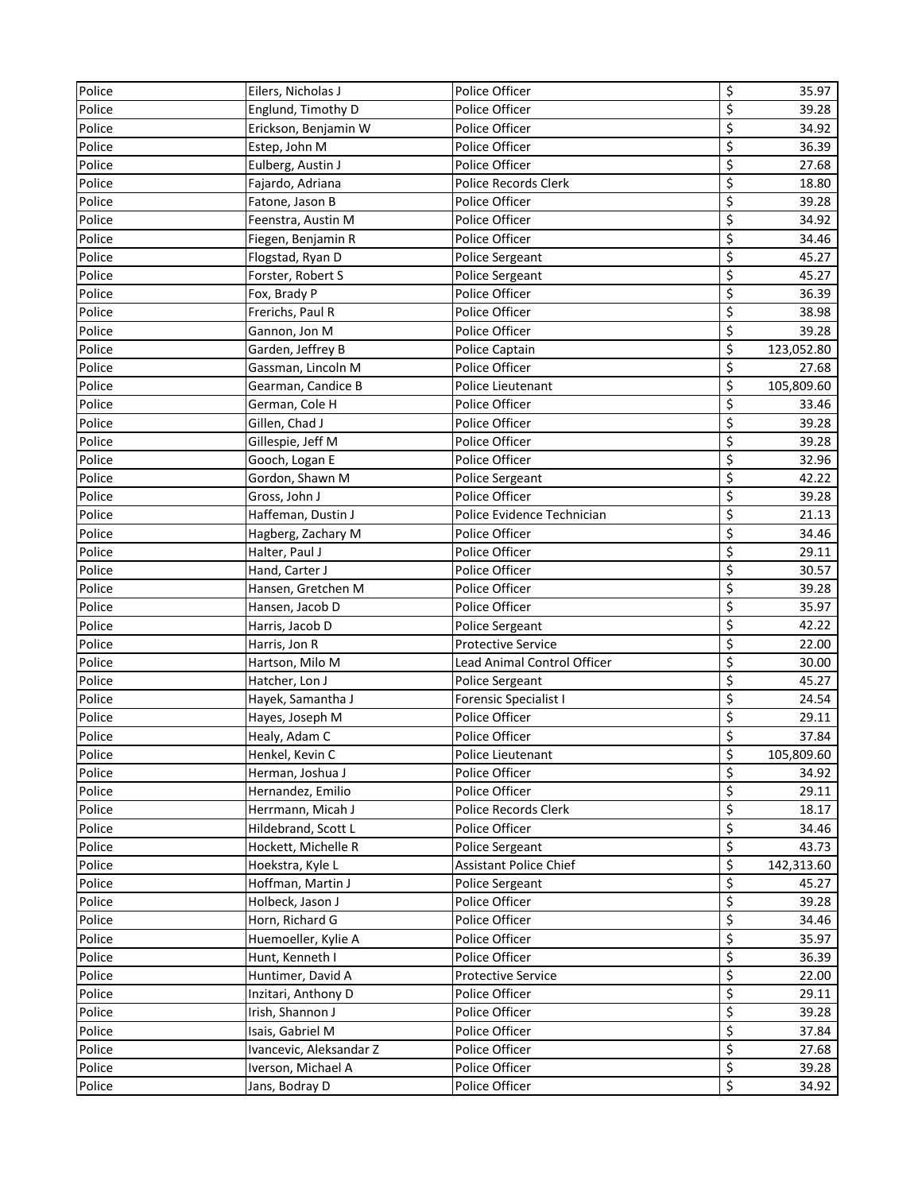| Police | Eilers, Nicholas J | Police Officer | $ | 35.97 |
|---|---|---|---|---|
| Police | Englund, Timothy D | Police Officer | $ | 39.28 |
| Police | Erickson, Benjamin W | Police Officer | $ | 34.92 |
| Police | Estep, John M | Police Officer | $ | 36.39 |
| Police | Eulberg, Austin J | Police Officer | $ | 27.68 |
| Police | Fajardo, Adriana | Police Records Clerk | $ | 18.80 |
| Police | Fatone, Jason B | Police Officer | $ | 39.28 |
| Police | Feenstra, Austin M | Police Officer | $ | 34.92 |
| Police | Fiegen, Benjamin R | Police Officer | $ | 34.46 |
| Police | Flogstad, Ryan D | Police Sergeant | $ | 45.27 |
| Police | Forster, Robert S | Police Sergeant | $ | 45.27 |
| Police | Fox, Brady P | Police Officer | $ | 36.39 |
| Police | Frerichs, Paul R | Police Officer | $ | 38.98 |
| Police | Gannon, Jon M | Police Officer | $ | 39.28 |
| Police | Garden, Jeffrey B | Police Captain | $ | 123,052.80 |
| Police | Gassman, Lincoln M | Police Officer | $ | 27.68 |
| Police | Gearman, Candice B | Police Lieutenant | $ | 105,809.60 |
| Police | German, Cole H | Police Officer | $ | 33.46 |
| Police | Gillen, Chad J | Police Officer | $ | 39.28 |
| Police | Gillespie, Jeff M | Police Officer | $ | 39.28 |
| Police | Gooch, Logan E | Police Officer | $ | 32.96 |
| Police | Gordon, Shawn M | Police Sergeant | $ | 42.22 |
| Police | Gross, John J | Police Officer | $ | 39.28 |
| Police | Haffeman, Dustin J | Police Evidence Technician | $ | 21.13 |
| Police | Hagberg, Zachary M | Police Officer | $ | 34.46 |
| Police | Halter, Paul J | Police Officer | $ | 29.11 |
| Police | Hand, Carter J | Police Officer | $ | 30.57 |
| Police | Hansen, Gretchen M | Police Officer | $ | 39.28 |
| Police | Hansen, Jacob D | Police Officer | $ | 35.97 |
| Police | Harris, Jacob D | Police Sergeant | $ | 42.22 |
| Police | Harris, Jon R | Protective Service | $ | 22.00 |
| Police | Hartson, Milo M | Lead Animal Control Officer | $ | 30.00 |
| Police | Hatcher, Lon J | Police Sergeant | $ | 45.27 |
| Police | Hayek, Samantha J | Forensic Specialist I | $ | 24.54 |
| Police | Hayes, Joseph M | Police Officer | $ | 29.11 |
| Police | Healy, Adam C | Police Officer | $ | 37.84 |
| Police | Henkel, Kevin C | Police Lieutenant | $ | 105,809.60 |
| Police | Herman, Joshua J | Police Officer | $ | 34.92 |
| Police | Hernandez, Emilio | Police Officer | $ | 29.11 |
| Police | Herrmann, Micah J | Police Records Clerk | $ | 18.17 |
| Police | Hildebrand, Scott L | Police Officer | $ | 34.46 |
| Police | Hockett, Michelle R | Police Sergeant | $ | 43.73 |
| Police | Hoekstra, Kyle L | Assistant Police Chief | $ | 142,313.60 |
| Police | Hoffman, Martin J | Police Sergeant | $ | 45.27 |
| Police | Holbeck, Jason J | Police Officer | $ | 39.28 |
| Police | Horn, Richard G | Police Officer | $ | 34.46 |
| Police | Huemoeller, Kylie A | Police Officer | $ | 35.97 |
| Police | Hunt, Kenneth I | Police Officer | $ | 36.39 |
| Police | Huntimer, David A | Protective Service | $ | 22.00 |
| Police | Inzitari, Anthony D | Police Officer | $ | 29.11 |
| Police | Irish, Shannon J | Police Officer | $ | 39.28 |
| Police | Isais, Gabriel M | Police Officer | $ | 37.84 |
| Police | Ivancevic, Aleksandar Z | Police Officer | $ | 27.68 |
| Police | Iverson, Michael A | Police Officer | $ | 39.28 |
| Police | Jans, Bodray D | Police Officer | $ | 34.92 |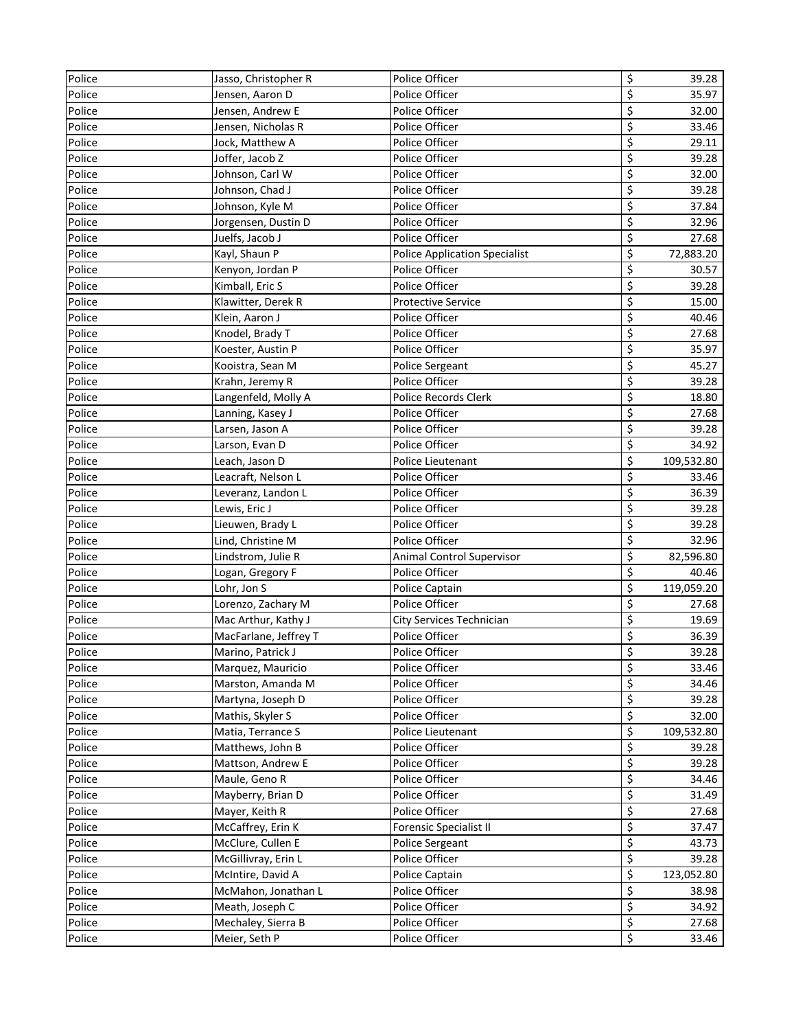| Police | Jasso, Christopher R | Police Officer | $ | 39.28 |
|---|---|---|---|---|
| Police | Jensen, Aaron D | Police Officer | $ | 35.97 |
| Police | Jensen, Andrew E | Police Officer | $ | 32.00 |
| Police | Jensen, Nicholas R | Police Officer | $ | 33.46 |
| Police | Jock, Matthew A | Police Officer | $ | 29.11 |
| Police | Joffer, Jacob Z | Police Officer | $ | 39.28 |
| Police | Johnson, Carl W | Police Officer | $ | 32.00 |
| Police | Johnson, Chad J | Police Officer | $ | 39.28 |
| Police | Johnson, Kyle M | Police Officer | $ | 37.84 |
| Police | Jorgensen, Dustin D | Police Officer | $ | 32.96 |
| Police | Juelfs, Jacob J | Police Officer | $ | 27.68 |
| Police | Kayl, Shaun P | Police Application Specialist | $ | 72,883.20 |
| Police | Kenyon, Jordan P | Police Officer | $ | 30.57 |
| Police | Kimball, Eric S | Police Officer | $ | 39.28 |
| Police | Klawitter, Derek R | Protective Service | $ | 15.00 |
| Police | Klein, Aaron J | Police Officer | $ | 40.46 |
| Police | Knodel, Brady T | Police Officer | $ | 27.68 |
| Police | Koester, Austin P | Police Officer | $ | 35.97 |
| Police | Kooistra, Sean M | Police Sergeant | $ | 45.27 |
| Police | Krahn, Jeremy R | Police Officer | $ | 39.28 |
| Police | Langenfeld, Molly A | Police Records Clerk | $ | 18.80 |
| Police | Lanning, Kasey J | Police Officer | $ | 27.68 |
| Police | Larsen, Jason A | Police Officer | $ | 39.28 |
| Police | Larson, Evan D | Police Officer | $ | 34.92 |
| Police | Leach, Jason D | Police Lieutenant | $ | 109,532.80 |
| Police | Leacraft, Nelson L | Police Officer | $ | 33.46 |
| Police | Leveranz, Landon L | Police Officer | $ | 36.39 |
| Police | Lewis, Eric J | Police Officer | $ | 39.28 |
| Police | Lieuwen, Brady L | Police Officer | $ | 39.28 |
| Police | Lind, Christine M | Police Officer | $ | 32.96 |
| Police | Lindstrom, Julie R | Animal Control Supervisor | $ | 82,596.80 |
| Police | Logan, Gregory F | Police Officer | $ | 40.46 |
| Police | Lohr, Jon S | Police Captain | $ | 119,059.20 |
| Police | Lorenzo, Zachary M | Police Officer | $ | 27.68 |
| Police | Mac Arthur, Kathy J | City Services Technician | $ | 19.69 |
| Police | MacFarlane, Jeffrey T | Police Officer | $ | 36.39 |
| Police | Marino, Patrick J | Police Officer | $ | 39.28 |
| Police | Marquez, Mauricio | Police Officer | $ | 33.46 |
| Police | Marston, Amanda M | Police Officer | $ | 34.46 |
| Police | Martyna, Joseph D | Police Officer | $ | 39.28 |
| Police | Mathis, Skyler S | Police Officer | $ | 32.00 |
| Police | Matia, Terrance S | Police Lieutenant | $ | 109,532.80 |
| Police | Matthews, John B | Police Officer | $ | 39.28 |
| Police | Mattson, Andrew E | Police Officer | $ | 39.28 |
| Police | Maule, Geno R | Police Officer | $ | 34.46 |
| Police | Mayberry, Brian D | Police Officer | $ | 31.49 |
| Police | Mayer, Keith R | Police Officer | $ | 27.68 |
| Police | McCaffrey, Erin K | Forensic Specialist II | $ | 37.47 |
| Police | McClure, Cullen E | Police Sergeant | $ | 43.73 |
| Police | McGillivray, Erin L | Police Officer | $ | 39.28 |
| Police | McIntire, David A | Police Captain | $ | 123,052.80 |
| Police | McMahon, Jonathan L | Police Officer | $ | 38.98 |
| Police | Meath, Joseph C | Police Officer | $ | 34.92 |
| Police | Mechaley, Sierra B | Police Officer | $ | 27.68 |
| Police | Meier, Seth P | Police Officer | $ | 33.46 |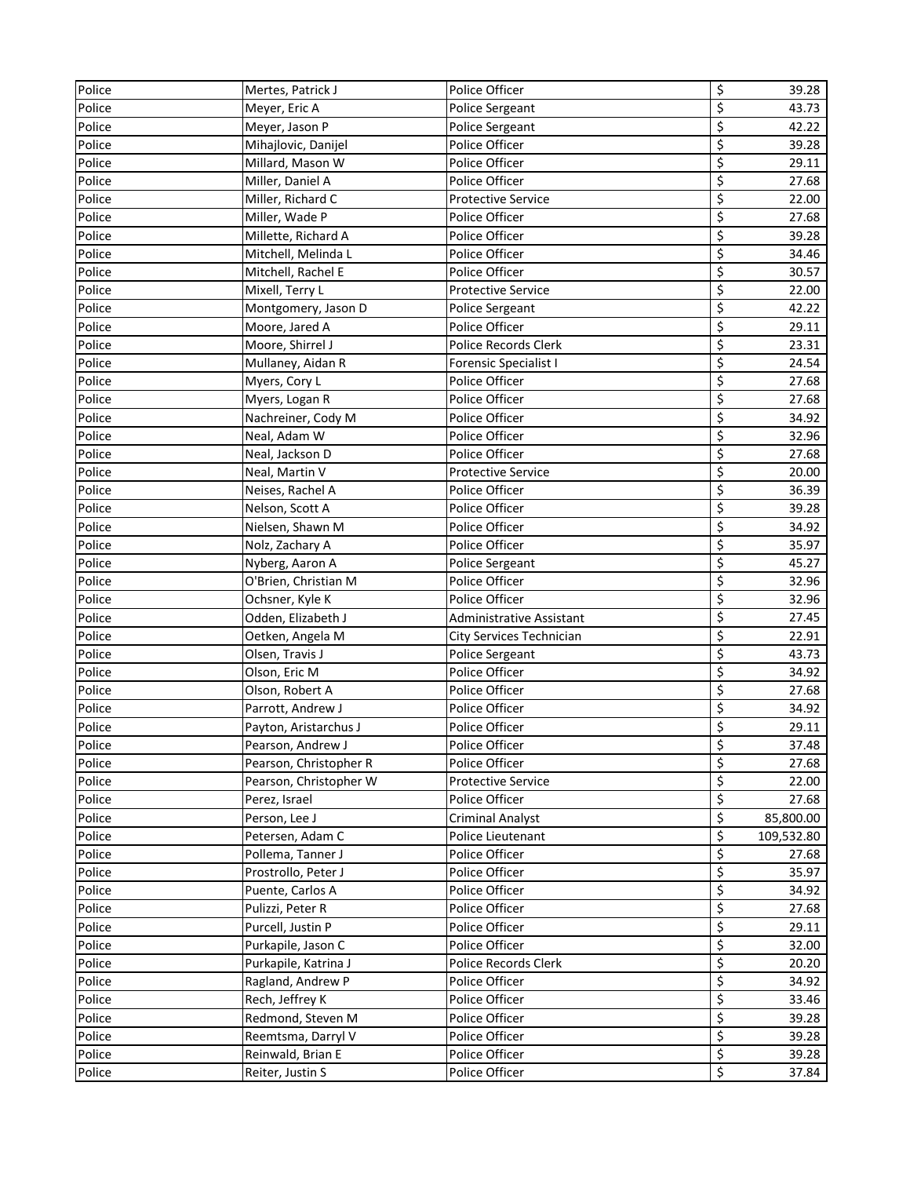| Police | Mertes, Patrick J | Police Officer | $ | 39.28 |
|---|---|---|---|---|
| Police | Meyer, Eric A | Police Sergeant | $ | 43.73 |
| Police | Meyer, Jason P | Police Sergeant | $ | 42.22 |
| Police | Mihajlovic, Danijel | Police Officer | $ | 39.28 |
| Police | Millard, Mason W | Police Officer | $ | 29.11 |
| Police | Miller, Daniel A | Police Officer | $ | 27.68 |
| Police | Miller, Richard C | Protective Service | $ | 22.00 |
| Police | Miller, Wade P | Police Officer | $ | 27.68 |
| Police | Millette, Richard A | Police Officer | $ | 39.28 |
| Police | Mitchell, Melinda L | Police Officer | $ | 34.46 |
| Police | Mitchell, Rachel E | Police Officer | $ | 30.57 |
| Police | Mixell, Terry L | Protective Service | $ | 22.00 |
| Police | Montgomery, Jason D | Police Sergeant | $ | 42.22 |
| Police | Moore, Jared A | Police Officer | $ | 29.11 |
| Police | Moore, Shirrel J | Police Records Clerk | $ | 23.31 |
| Police | Mullaney, Aidan R | Forensic Specialist I | $ | 24.54 |
| Police | Myers, Cory L | Police Officer | $ | 27.68 |
| Police | Myers, Logan R | Police Officer | $ | 27.68 |
| Police | Nachreiner, Cody M | Police Officer | $ | 34.92 |
| Police | Neal, Adam W | Police Officer | $ | 32.96 |
| Police | Neal, Jackson D | Police Officer | $ | 27.68 |
| Police | Neal, Martin V | Protective Service | $ | 20.00 |
| Police | Neises, Rachel A | Police Officer | $ | 36.39 |
| Police | Nelson, Scott A | Police Officer | $ | 39.28 |
| Police | Nielsen, Shawn M | Police Officer | $ | 34.92 |
| Police | Nolz, Zachary A | Police Officer | $ | 35.97 |
| Police | Nyberg, Aaron A | Police Sergeant | $ | 45.27 |
| Police | O'Brien, Christian M | Police Officer | $ | 32.96 |
| Police | Ochsner, Kyle K | Police Officer | $ | 32.96 |
| Police | Odden, Elizabeth J | Administrative Assistant | $ | 27.45 |
| Police | Oetken, Angela M | City Services Technician | $ | 22.91 |
| Police | Olsen, Travis J | Police Sergeant | $ | 43.73 |
| Police | Olson, Eric M | Police Officer | $ | 34.92 |
| Police | Olson, Robert A | Police Officer | $ | 27.68 |
| Police | Parrott, Andrew J | Police Officer | $ | 34.92 |
| Police | Payton, Aristarchus J | Police Officer | $ | 29.11 |
| Police | Pearson, Andrew J | Police Officer | $ | 37.48 |
| Police | Pearson, Christopher R | Police Officer | $ | 27.68 |
| Police | Pearson, Christopher W | Protective Service | $ | 22.00 |
| Police | Perez, Israel | Police Officer | $ | 27.68 |
| Police | Person, Lee J | Criminal Analyst | $ | 85,800.00 |
| Police | Petersen, Adam C | Police Lieutenant | $ | 109,532.80 |
| Police | Pollema, Tanner J | Police Officer | $ | 27.68 |
| Police | Prostrollo, Peter J | Police Officer | $ | 35.97 |
| Police | Puente, Carlos A | Police Officer | $ | 34.92 |
| Police | Pulizzi, Peter R | Police Officer | $ | 27.68 |
| Police | Purcell, Justin P | Police Officer | $ | 29.11 |
| Police | Purkapile, Jason C | Police Officer | $ | 32.00 |
| Police | Purkapile, Katrina J | Police Records Clerk | $ | 20.20 |
| Police | Ragland, Andrew P | Police Officer | $ | 34.92 |
| Police | Rech, Jeffrey K | Police Officer | $ | 33.46 |
| Police | Redmond, Steven M | Police Officer | $ | 39.28 |
| Police | Reemtsma, Darryl V | Police Officer | $ | 39.28 |
| Police | Reinwald, Brian E | Police Officer | $ | 39.28 |
| Police | Reiter, Justin S | Police Officer | $ | 37.84 |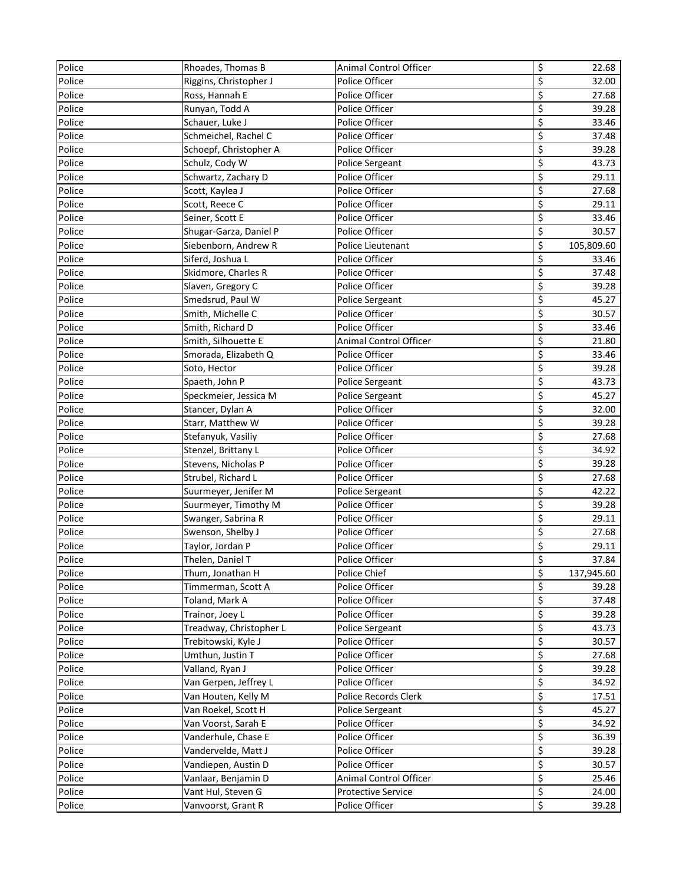| Police | Rhoades, Thomas B | Animal Control Officer | $ | 22.68 |
|---|---|---|---|---|
| Police | Riggins, Christopher J | Police Officer | $ | 32.00 |
| Police | Ross, Hannah E | Police Officer | $ | 27.68 |
| Police | Runyan, Todd A | Police Officer | $ | 39.28 |
| Police | Schauer, Luke J | Police Officer | $ | 33.46 |
| Police | Schmeichel, Rachel C | Police Officer | $ | 37.48 |
| Police | Schoepf, Christopher A | Police Officer | $ | 39.28 |
| Police | Schulz, Cody W | Police Sergeant | $ | 43.73 |
| Police | Schwartz, Zachary D | Police Officer | $ | 29.11 |
| Police | Scott, Kaylea J | Police Officer | $ | 27.68 |
| Police | Scott, Reece C | Police Officer | $ | 29.11 |
| Police | Seiner, Scott E | Police Officer | $ | 33.46 |
| Police | Shugar-Garza, Daniel P | Police Officer | $ | 30.57 |
| Police | Siebenborn, Andrew R | Police Lieutenant | $ | 105,809.60 |
| Police | Siferd, Joshua L | Police Officer | $ | 33.46 |
| Police | Skidmore, Charles R | Police Officer | $ | 37.48 |
| Police | Slaven, Gregory C | Police Officer | $ | 39.28 |
| Police | Smedsrud, Paul W | Police Sergeant | $ | 45.27 |
| Police | Smith, Michelle C | Police Officer | $ | 30.57 |
| Police | Smith, Richard D | Police Officer | $ | 33.46 |
| Police | Smith, Silhouette E | Animal Control Officer | $ | 21.80 |
| Police | Smorada, Elizabeth Q | Police Officer | $ | 33.46 |
| Police | Soto, Hector | Police Officer | $ | 39.28 |
| Police | Spaeth, John P | Police Sergeant | $ | 43.73 |
| Police | Speckmeier, Jessica M | Police Sergeant | $ | 45.27 |
| Police | Stancer, Dylan A | Police Officer | $ | 32.00 |
| Police | Starr, Matthew W | Police Officer | $ | 39.28 |
| Police | Stefanyuk, Vasiliy | Police Officer | $ | 27.68 |
| Police | Stenzel, Brittany L | Police Officer | $ | 34.92 |
| Police | Stevens, Nicholas P | Police Officer | $ | 39.28 |
| Police | Strubel, Richard L | Police Officer | $ | 27.68 |
| Police | Suurmeyer, Jenifer M | Police Sergeant | $ | 42.22 |
| Police | Suurmeyer, Timothy M | Police Officer | $ | 39.28 |
| Police | Swanger, Sabrina R | Police Officer | $ | 29.11 |
| Police | Swenson, Shelby J | Police Officer | $ | 27.68 |
| Police | Taylor, Jordan P | Police Officer | $ | 29.11 |
| Police | Thelen, Daniel T | Police Officer | $ | 37.84 |
| Police | Thum, Jonathan H | Police Chief | $ | 137,945.60 |
| Police | Timmerman, Scott A | Police Officer | $ | 39.28 |
| Police | Toland, Mark A | Police Officer | $ | 37.48 |
| Police | Trainor, Joey L | Police Officer | $ | 39.28 |
| Police | Treadway, Christopher L | Police Sergeant | $ | 43.73 |
| Police | Trebitowski, Kyle J | Police Officer | $ | 30.57 |
| Police | Umthun, Justin T | Police Officer | $ | 27.68 |
| Police | Valland, Ryan J | Police Officer | $ | 39.28 |
| Police | Van Gerpen, Jeffrey L | Police Officer | $ | 34.92 |
| Police | Van Houten, Kelly M | Police Records Clerk | $ | 17.51 |
| Police | Van Roekel, Scott H | Police Sergeant | $ | 45.27 |
| Police | Van Voorst, Sarah E | Police Officer | $ | 34.92 |
| Police | Vanderhule, Chase E | Police Officer | $ | 36.39 |
| Police | Vandervelde, Matt J | Police Officer | $ | 39.28 |
| Police | Vandiepen, Austin D | Police Officer | $ | 30.57 |
| Police | Vanlaar, Benjamin D | Animal Control Officer | $ | 25.46 |
| Police | Vant Hul, Steven G | Protective Service | $ | 24.00 |
| Police | Vanvoorst, Grant R | Police Officer | $ | 39.28 |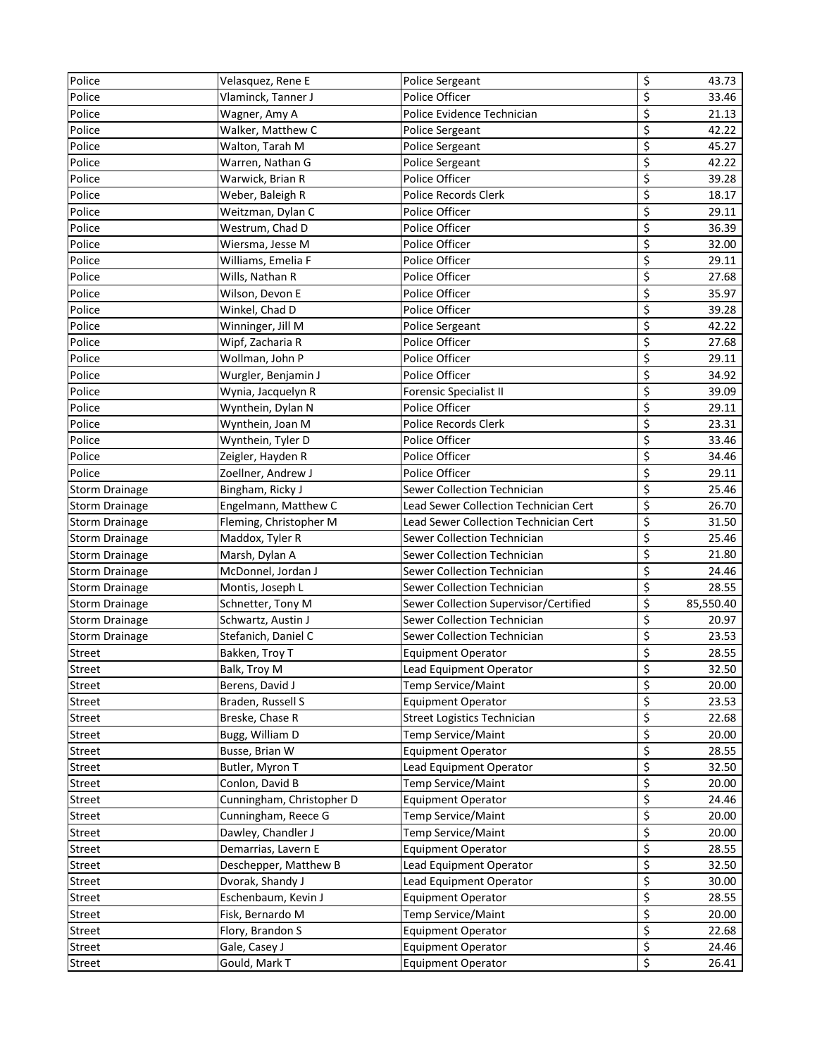| Police | Velasquez, Rene E | Police Sergeant | $ | 43.73 |
|---|---|---|---|---|
| Police | Vlaminck, Tanner J | Police Officer | $ | 33.46 |
| Police | Wagner, Amy A | Police Evidence Technician | $ | 21.13 |
| Police | Walker, Matthew C | Police Sergeant | $ | 42.22 |
| Police | Walton, Tarah M | Police Sergeant | $ | 45.27 |
| Police | Warren, Nathan G | Police Sergeant | $ | 42.22 |
| Police | Warwick, Brian R | Police Officer | $ | 39.28 |
| Police | Weber, Baleigh R | Police Records Clerk | $ | 18.17 |
| Police | Weitzman, Dylan C | Police Officer | $ | 29.11 |
| Police | Westrum, Chad D | Police Officer | $ | 36.39 |
| Police | Wiersma, Jesse M | Police Officer | $ | 32.00 |
| Police | Williams, Emelia F | Police Officer | $ | 29.11 |
| Police | Wills, Nathan R | Police Officer | $ | 27.68 |
| Police | Wilson, Devon E | Police Officer | $ | 35.97 |
| Police | Winkel, Chad D | Police Officer | $ | 39.28 |
| Police | Winninger, Jill M | Police Sergeant | $ | 42.22 |
| Police | Wipf, Zacharia R | Police Officer | $ | 27.68 |
| Police | Wollman, John P | Police Officer | $ | 29.11 |
| Police | Wurgler, Benjamin J | Police Officer | $ | 34.92 |
| Police | Wynia, Jacquelyn R | Forensic Specialist II | $ | 39.09 |
| Police | Wynthein, Dylan N | Police Officer | $ | 29.11 |
| Police | Wynthein, Joan M | Police Records Clerk | $ | 23.31 |
| Police | Wynthein, Tyler D | Police Officer | $ | 33.46 |
| Police | Zeigler, Hayden R | Police Officer | $ | 34.46 |
| Police | Zoellner, Andrew J | Police Officer | $ | 29.11 |
| Storm Drainage | Bingham, Ricky J | Sewer Collection Technician | $ | 25.46 |
| Storm Drainage | Engelmann, Matthew C | Lead Sewer Collection Technician Cert | $ | 26.70 |
| Storm Drainage | Fleming, Christopher M | Lead Sewer Collection Technician Cert | $ | 31.50 |
| Storm Drainage | Maddox, Tyler R | Sewer Collection Technician | $ | 25.46 |
| Storm Drainage | Marsh, Dylan A | Sewer Collection Technician | $ | 21.80 |
| Storm Drainage | McDonnel, Jordan J | Sewer Collection Technician | $ | 24.46 |
| Storm Drainage | Montis, Joseph L | Sewer Collection Technician | $ | 28.55 |
| Storm Drainage | Schnetter, Tony M | Sewer Collection Supervisor/Certified | $ | 85,550.40 |
| Storm Drainage | Schwartz, Austin J | Sewer Collection Technician | $ | 20.97 |
| Storm Drainage | Stefanich, Daniel C | Sewer Collection Technician | $ | 23.53 |
| Street | Bakken, Troy T | Equipment Operator | $ | 28.55 |
| Street | Balk, Troy M | Lead Equipment Operator | $ | 32.50 |
| Street | Berens, David J | Temp Service/Maint | $ | 20.00 |
| Street | Braden, Russell S | Equipment Operator | $ | 23.53 |
| Street | Breske, Chase R | Street Logistics Technician | $ | 22.68 |
| Street | Bugg, William D | Temp Service/Maint | $ | 20.00 |
| Street | Busse, Brian W | Equipment Operator | $ | 28.55 |
| Street | Butler, Myron T | Lead Equipment Operator | $ | 32.50 |
| Street | Conlon, David B | Temp Service/Maint | $ | 20.00 |
| Street | Cunningham, Christopher D | Equipment Operator | $ | 24.46 |
| Street | Cunningham, Reece G | Temp Service/Maint | $ | 20.00 |
| Street | Dawley, Chandler J | Temp Service/Maint | $ | 20.00 |
| Street | Demarrias, Lavern E | Equipment Operator | $ | 28.55 |
| Street | Deschepper, Matthew B | Lead Equipment Operator | $ | 32.50 |
| Street | Dvorak, Shandy J | Lead Equipment Operator | $ | 30.00 |
| Street | Eschenbaum, Kevin J | Equipment Operator | $ | 28.55 |
| Street | Fisk, Bernardo M | Temp Service/Maint | $ | 20.00 |
| Street | Flory, Brandon S | Equipment Operator | $ | 22.68 |
| Street | Gale, Casey J | Equipment Operator | $ | 24.46 |
| Street | Gould, Mark T | Equipment Operator | $ | 26.41 |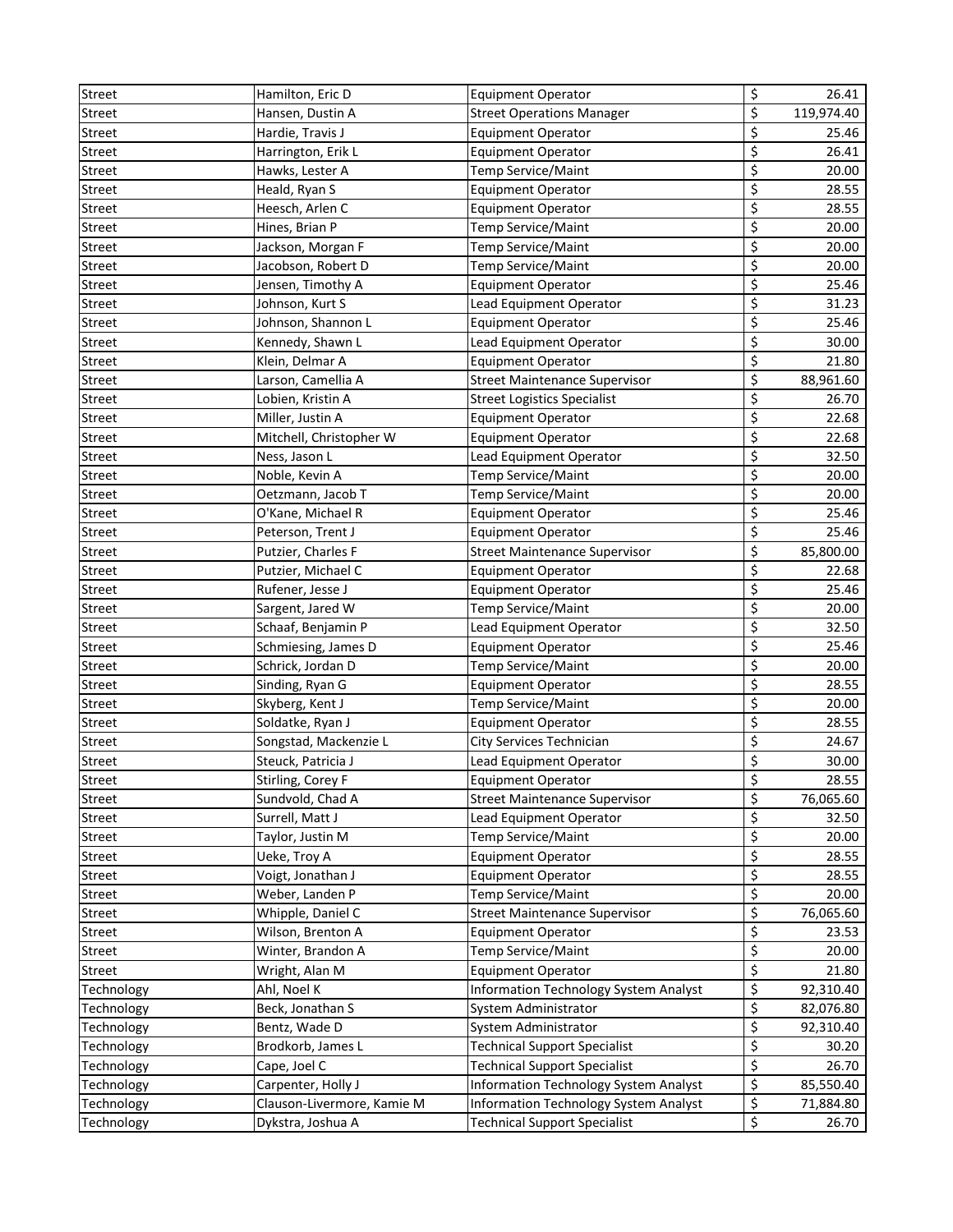| Street | Hamilton, Eric D | Equipment Operator | $ | 26.41 |
|---|---|---|---|---|
| Street | Hansen, Dustin A | Street Operations Manager | $ | 119,974.40 |
| Street | Hardie, Travis J | Equipment Operator | $ | 25.46 |
| Street | Harrington, Erik L | Equipment Operator | $ | 26.41 |
| Street | Hawks, Lester A | Temp Service/Maint | $ | 20.00 |
| Street | Heald, Ryan S | Equipment Operator | $ | 28.55 |
| Street | Heesch, Arlen C | Equipment Operator | $ | 28.55 |
| Street | Hines, Brian P | Temp Service/Maint | $ | 20.00 |
| Street | Jackson, Morgan F | Temp Service/Maint | $ | 20.00 |
| Street | Jacobson, Robert D | Temp Service/Maint | $ | 20.00 |
| Street | Jensen, Timothy A | Equipment Operator | $ | 25.46 |
| Street | Johnson, Kurt S | Lead Equipment Operator | $ | 31.23 |
| Street | Johnson, Shannon L | Equipment Operator | $ | 25.46 |
| Street | Kennedy, Shawn L | Lead Equipment Operator | $ | 30.00 |
| Street | Klein, Delmar A | Equipment Operator | $ | 21.80 |
| Street | Larson, Camellia A | Street Maintenance Supervisor | $ | 88,961.60 |
| Street | Lobien, Kristin A | Street Logistics Specialist | $ | 26.70 |
| Street | Miller, Justin A | Equipment Operator | $ | 22.68 |
| Street | Mitchell, Christopher W | Equipment Operator | $ | 22.68 |
| Street | Ness, Jason L | Lead Equipment Operator | $ | 32.50 |
| Street | Noble, Kevin A | Temp Service/Maint | $ | 20.00 |
| Street | Oetzmann, Jacob T | Temp Service/Maint | $ | 20.00 |
| Street | O'Kane, Michael R | Equipment Operator | $ | 25.46 |
| Street | Peterson, Trent J | Equipment Operator | $ | 25.46 |
| Street | Putzier, Charles F | Street Maintenance Supervisor | $ | 85,800.00 |
| Street | Putzier, Michael C | Equipment Operator | $ | 22.68 |
| Street | Rufener, Jesse J | Equipment Operator | $ | 25.46 |
| Street | Sargent, Jared W | Temp Service/Maint | $ | 20.00 |
| Street | Schaaf, Benjamin P | Lead Equipment Operator | $ | 32.50 |
| Street | Schmiesing, James D | Equipment Operator | $ | 25.46 |
| Street | Schrick, Jordan D | Temp Service/Maint | $ | 20.00 |
| Street | Sinding, Ryan G | Equipment Operator | $ | 28.55 |
| Street | Skyberg, Kent J | Temp Service/Maint | $ | 20.00 |
| Street | Soldatke, Ryan J | Equipment Operator | $ | 28.55 |
| Street | Songstad, Mackenzie L | City Services Technician | $ | 24.67 |
| Street | Steuck, Patricia J | Lead Equipment Operator | $ | 30.00 |
| Street | Stirling, Corey F | Equipment Operator | $ | 28.55 |
| Street | Sundvold, Chad A | Street Maintenance Supervisor | $ | 76,065.60 |
| Street | Surrell, Matt J | Lead Equipment Operator | $ | 32.50 |
| Street | Taylor, Justin M | Temp Service/Maint | $ | 20.00 |
| Street | Ueke, Troy A | Equipment Operator | $ | 28.55 |
| Street | Voigt, Jonathan J | Equipment Operator | $ | 28.55 |
| Street | Weber, Landen P | Temp Service/Maint | $ | 20.00 |
| Street | Whipple, Daniel C | Street Maintenance Supervisor | $ | 76,065.60 |
| Street | Wilson, Brenton A | Equipment Operator | $ | 23.53 |
| Street | Winter, Brandon A | Temp Service/Maint | $ | 20.00 |
| Street | Wright, Alan M | Equipment Operator | $ | 21.80 |
| Technology | Ahl, Noel K | Information Technology System Analyst | $ | 92,310.40 |
| Technology | Beck, Jonathan S | System Administrator | $ | 82,076.80 |
| Technology | Bentz, Wade D | System Administrator | $ | 92,310.40 |
| Technology | Brodkorb, James L | Technical Support Specialist | $ | 30.20 |
| Technology | Cape, Joel C | Technical Support Specialist | $ | 26.70 |
| Technology | Carpenter, Holly J | Information Technology System Analyst | $ | 85,550.40 |
| Technology | Clauson-Livermore, Kamie M | Information Technology System Analyst | $ | 71,884.80 |
| Technology | Dykstra, Joshua A | Technical Support Specialist | $ | 26.70 |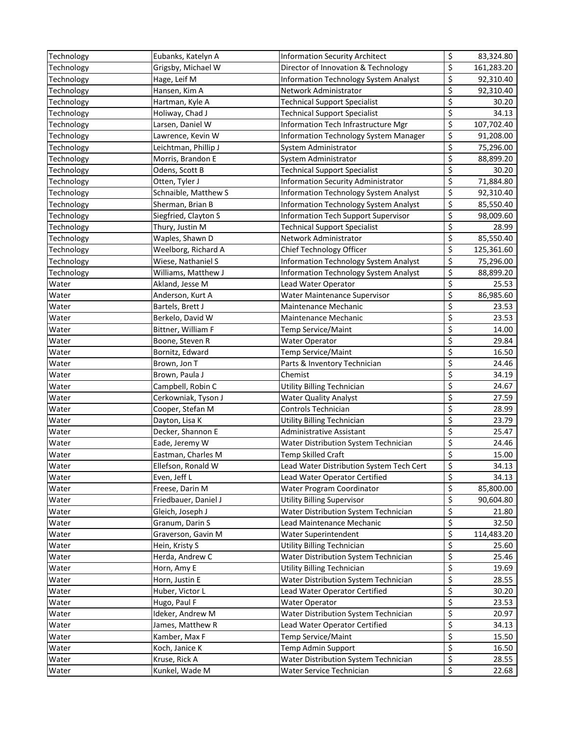| | | | | |
|---|---|---|---|---|
| Technology | Eubanks, Katelyn A | Information Security Architect | $ | 83,324.80 |
| Technology | Grigsby, Michael W | Director of Innovation & Technology | $ | 161,283.20 |
| Technology | Hage, Leif M | Information Technology System Analyst | $ | 92,310.40 |
| Technology | Hansen, Kim A | Network Administrator | $ | 92,310.40 |
| Technology | Hartman, Kyle A | Technical Support Specialist | $ | 30.20 |
| Technology | Holiway, Chad J | Technical Support Specialist | $ | 34.13 |
| Technology | Larsen, Daniel W | Information Tech Infrastructure Mgr | $ | 107,702.40 |
| Technology | Lawrence, Kevin W | Information Technology System Manager | $ | 91,208.00 |
| Technology | Leichtman, Phillip J | System Administrator | $ | 75,296.00 |
| Technology | Morris, Brandon E | System Administrator | $ | 88,899.20 |
| Technology | Odens, Scott B | Technical Support Specialist | $ | 30.20 |
| Technology | Otten, Tyler J | Information Security Administrator | $ | 71,884.80 |
| Technology | Schnaible, Matthew S | Information Technology System Analyst | $ | 92,310.40 |
| Technology | Sherman, Brian B | Information Technology System Analyst | $ | 85,550.40 |
| Technology | Siegfried, Clayton S | Information Tech Support Supervisor | $ | 98,009.60 |
| Technology | Thury, Justin M | Technical Support Specialist | $ | 28.99 |
| Technology | Waples, Shawn D | Network Administrator | $ | 85,550.40 |
| Technology | Weelborg, Richard A | Chief Technology Officer | $ | 125,361.60 |
| Technology | Wiese, Nathaniel S | Information Technology System Analyst | $ | 75,296.00 |
| Technology | Williams, Matthew J | Information Technology System Analyst | $ | 88,899.20 |
| Water | Akland, Jesse M | Lead Water Operator | $ | 25.53 |
| Water | Anderson, Kurt A | Water Maintenance Supervisor | $ | 86,985.60 |
| Water | Bartels, Brett J | Maintenance Mechanic | $ | 23.53 |
| Water | Berkelo, David W | Maintenance Mechanic | $ | 23.53 |
| Water | Bittner, William F | Temp Service/Maint | $ | 14.00 |
| Water | Boone, Steven R | Water Operator | $ | 29.84 |
| Water | Bornitz, Edward | Temp Service/Maint | $ | 16.50 |
| Water | Brown, Jon T | Parts & Inventory Technician | $ | 24.46 |
| Water | Brown, Paula J | Chemist | $ | 34.19 |
| Water | Campbell, Robin C | Utility Billing Technician | $ | 24.67 |
| Water | Cerkowniak, Tyson J | Water Quality Analyst | $ | 27.59 |
| Water | Cooper, Stefan M | Controls Technician | $ | 28.99 |
| Water | Dayton, Lisa K | Utility Billing Technician | $ | 23.79 |
| Water | Decker, Shannon E | Administrative Assistant | $ | 25.47 |
| Water | Eade, Jeremy W | Water Distribution System Technician | $ | 24.46 |
| Water | Eastman, Charles M | Temp Skilled Craft | $ | 15.00 |
| Water | Ellefson, Ronald W | Lead Water Distribution System Tech Cert | $ | 34.13 |
| Water | Even, Jeff L | Lead Water Operator Certified | $ | 34.13 |
| Water | Freese, Darin M | Water Program Coordinator | $ | 85,800.00 |
| Water | Friedbauer, Daniel J | Utility Billing Supervisor | $ | 90,604.80 |
| Water | Gleich, Joseph J | Water Distribution System Technician | $ | 21.80 |
| Water | Granum, Darin S | Lead Maintenance Mechanic | $ | 32.50 |
| Water | Graverson, Gavin M | Water Superintendent | $ | 114,483.20 |
| Water | Hein, Kristy S | Utility Billing Technician | $ | 25.60 |
| Water | Herda, Andrew C | Water Distribution System Technician | $ | 25.46 |
| Water | Horn, Amy E | Utility Billing Technician | $ | 19.69 |
| Water | Horn, Justin E | Water Distribution System Technician | $ | 28.55 |
| Water | Huber, Victor L | Lead Water Operator Certified | $ | 30.20 |
| Water | Hugo, Paul F | Water Operator | $ | 23.53 |
| Water | Ideker, Andrew M | Water Distribution System Technician | $ | 20.97 |
| Water | James, Matthew R | Lead Water Operator Certified | $ | 34.13 |
| Water | Kamber, Max F | Temp Service/Maint | $ | 15.50 |
| Water | Koch, Janice K | Temp Admin Support | $ | 16.50 |
| Water | Kruse, Rick A | Water Distribution System Technician | $ | 28.55 |
| Water | Kunkel, Wade M | Water Service Technician | $ | 22.68 |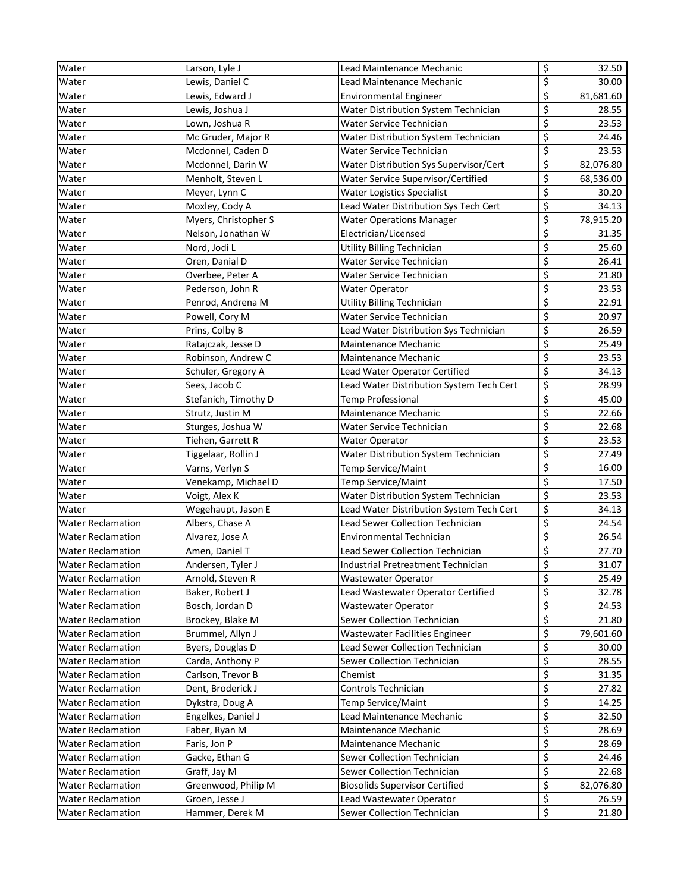| Water | Larson, Lyle J | Lead Maintenance Mechanic | $ | 32.50 |
|---|---|---|---|---|
| Water | Lewis, Daniel C | Lead Maintenance Mechanic | $ | 30.00 |
| Water | Lewis, Edward J | Environmental Engineer | $ | 81,681.60 |
| Water | Lewis, Joshua J | Water Distribution System Technician | $ | 28.55 |
| Water | Lown, Joshua R | Water Service Technician | $ | 23.53 |
| Water | Mc Gruder, Major R | Water Distribution System Technician | $ | 24.46 |
| Water | Mcdonnel, Caden D | Water Service Technician | $ | 23.53 |
| Water | Mcdonnel, Darin W | Water Distribution Sys Supervisor/Cert | $ | 82,076.80 |
| Water | Menholt, Steven L | Water Service Supervisor/Certified | $ | 68,536.00 |
| Water | Meyer, Lynn C | Water Logistics Specialist | $ | 30.20 |
| Water | Moxley, Cody A | Lead Water Distribution Sys Tech Cert | $ | 34.13 |
| Water | Myers, Christopher S | Water Operations Manager | $ | 78,915.20 |
| Water | Nelson, Jonathan W | Electrician/Licensed | $ | 31.35 |
| Water | Nord, Jodi L | Utility Billing Technician | $ | 25.60 |
| Water | Oren, Danial D | Water Service Technician | $ | 26.41 |
| Water | Overbee, Peter A | Water Service Technician | $ | 21.80 |
| Water | Pederson, John R | Water Operator | $ | 23.53 |
| Water | Penrod, Andrena M | Utility Billing Technician | $ | 22.91 |
| Water | Powell, Cory M | Water Service Technician | $ | 20.97 |
| Water | Prins, Colby B | Lead Water Distribution Sys Technician | $ | 26.59 |
| Water | Ratajczak, Jesse D | Maintenance Mechanic | $ | 25.49 |
| Water | Robinson, Andrew C | Maintenance Mechanic | $ | 23.53 |
| Water | Schuler, Gregory A | Lead Water Operator Certified | $ | 34.13 |
| Water | Sees, Jacob C | Lead Water Distribution System Tech Cert | $ | 28.99 |
| Water | Stefanich, Timothy D | Temp Professional | $ | 45.00 |
| Water | Strutz, Justin M | Maintenance Mechanic | $ | 22.66 |
| Water | Sturges, Joshua W | Water Service Technician | $ | 22.68 |
| Water | Tiehen, Garrett R | Water Operator | $ | 23.53 |
| Water | Tiggelaar, Rollin J | Water Distribution System Technician | $ | 27.49 |
| Water | Varns, Verlyn S | Temp Service/Maint | $ | 16.00 |
| Water | Venekamp, Michael D | Temp Service/Maint | $ | 17.50 |
| Water | Voigt, Alex K | Water Distribution System Technician | $ | 23.53 |
| Water | Wegehaupt, Jason E | Lead Water Distribution System Tech Cert | $ | 34.13 |
| Water Reclamation | Albers, Chase A | Lead Sewer Collection Technician | $ | 24.54 |
| Water Reclamation | Alvarez, Jose A | Environmental Technician | $ | 26.54 |
| Water Reclamation | Amen, Daniel T | Lead Sewer Collection Technician | $ | 27.70 |
| Water Reclamation | Andersen, Tyler J | Industrial Pretreatment Technician | $ | 31.07 |
| Water Reclamation | Arnold, Steven R | Wastewater Operator | $ | 25.49 |
| Water Reclamation | Baker, Robert J | Lead Wastewater Operator Certified | $ | 32.78 |
| Water Reclamation | Bosch, Jordan D | Wastewater Operator | $ | 24.53 |
| Water Reclamation | Brockey, Blake M | Sewer Collection Technician | $ | 21.80 |
| Water Reclamation | Brummel, Allyn J | Wastewater Facilities Engineer | $ | 79,601.60 |
| Water Reclamation | Byers, Douglas D | Lead Sewer Collection Technician | $ | 30.00 |
| Water Reclamation | Carda, Anthony P | Sewer Collection Technician | $ | 28.55 |
| Water Reclamation | Carlson, Trevor B | Chemist | $ | 31.35 |
| Water Reclamation | Dent, Broderick J | Controls Technician | $ | 27.82 |
| Water Reclamation | Dykstra, Doug A | Temp Service/Maint | $ | 14.25 |
| Water Reclamation | Engelkes, Daniel J | Lead Maintenance Mechanic | $ | 32.50 |
| Water Reclamation | Faber, Ryan M | Maintenance Mechanic | $ | 28.69 |
| Water Reclamation | Faris, Jon P | Maintenance Mechanic | $ | 28.69 |
| Water Reclamation | Gacke, Ethan G | Sewer Collection Technician | $ | 24.46 |
| Water Reclamation | Graff, Jay M | Sewer Collection Technician | $ | 22.68 |
| Water Reclamation | Greenwood, Philip M | Biosolids Supervisor Certified | $ | 82,076.80 |
| Water Reclamation | Groen, Jesse J | Lead Wastewater Operator | $ | 26.59 |
| Water Reclamation | Hammer, Derek M | Sewer Collection Technician | $ | 21.80 |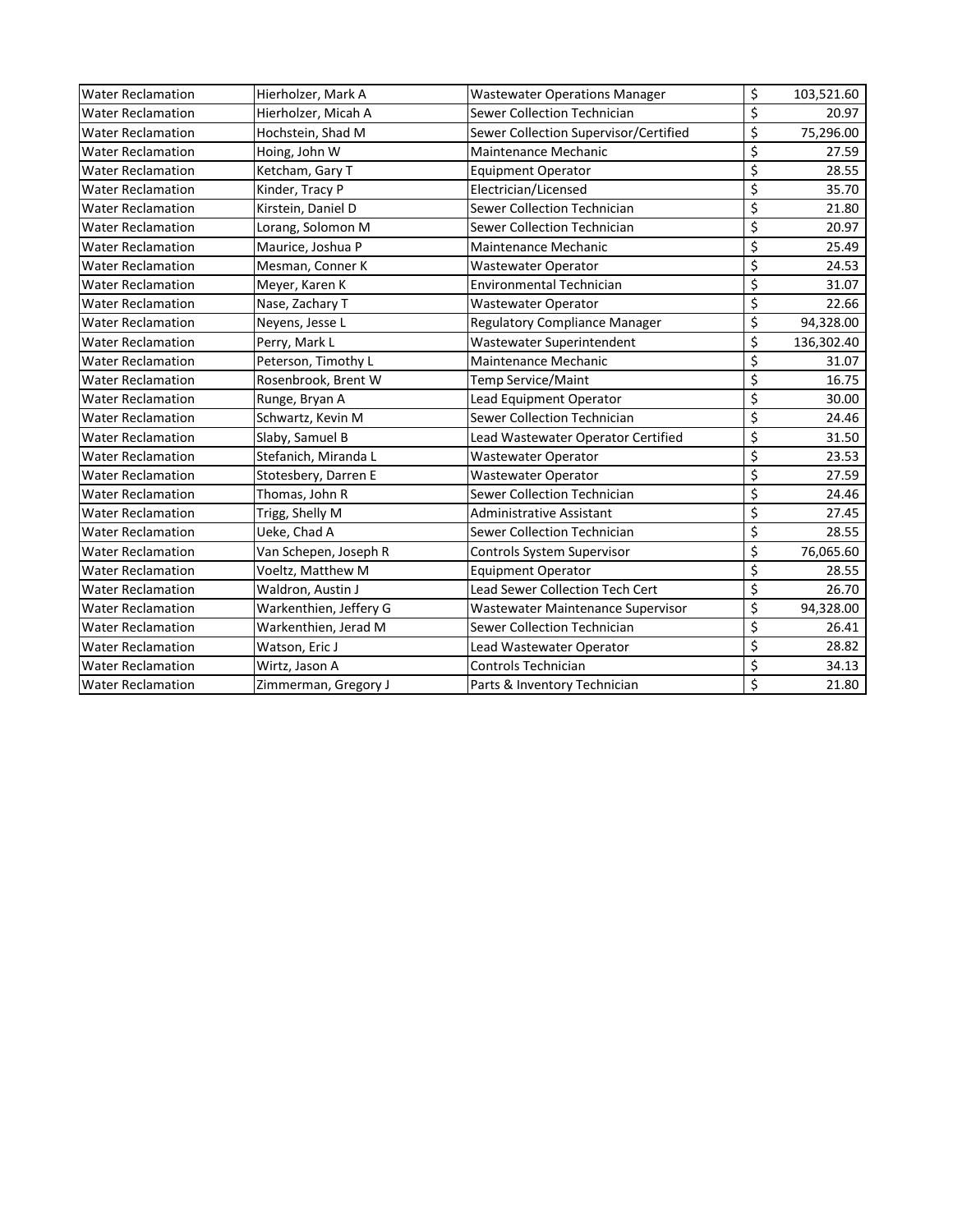| | | | | |
|---|---|---|---|---|
| Water Reclamation | Hierholzer, Mark A | Wastewater Operations Manager | $ | 103,521.60 |
| Water Reclamation | Hierholzer, Micah A | Sewer Collection Technician | $ | 20.97 |
| Water Reclamation | Hochstein, Shad M | Sewer Collection Supervisor/Certified | $ | 75,296.00 |
| Water Reclamation | Hoing, John W | Maintenance Mechanic | $ | 27.59 |
| Water Reclamation | Ketcham, Gary T | Equipment Operator | $ | 28.55 |
| Water Reclamation | Kinder, Tracy P | Electrician/Licensed | $ | 35.70 |
| Water Reclamation | Kirstein, Daniel D | Sewer Collection Technician | $ | 21.80 |
| Water Reclamation | Lorang, Solomon M | Sewer Collection Technician | $ | 20.97 |
| Water Reclamation | Maurice, Joshua P | Maintenance Mechanic | $ | 25.49 |
| Water Reclamation | Mesman, Conner K | Wastewater Operator | $ | 24.53 |
| Water Reclamation | Meyer, Karen K | Environmental Technician | $ | 31.07 |
| Water Reclamation | Nase, Zachary T | Wastewater Operator | $ | 22.66 |
| Water Reclamation | Neyens, Jesse L | Regulatory Compliance Manager | $ | 94,328.00 |
| Water Reclamation | Perry, Mark L | Wastewater Superintendent | $ | 136,302.40 |
| Water Reclamation | Peterson, Timothy L | Maintenance Mechanic | $ | 31.07 |
| Water Reclamation | Rosenbrook, Brent W | Temp Service/Maint | $ | 16.75 |
| Water Reclamation | Runge, Bryan A | Lead Equipment Operator | $ | 30.00 |
| Water Reclamation | Schwartz, Kevin M | Sewer Collection Technician | $ | 24.46 |
| Water Reclamation | Slaby, Samuel B | Lead Wastewater Operator Certified | $ | 31.50 |
| Water Reclamation | Stefanich, Miranda L | Wastewater Operator | $ | 23.53 |
| Water Reclamation | Stotesbery, Darren E | Wastewater Operator | $ | 27.59 |
| Water Reclamation | Thomas, John R | Sewer Collection Technician | $ | 24.46 |
| Water Reclamation | Trigg, Shelly M | Administrative Assistant | $ | 27.45 |
| Water Reclamation | Ueke, Chad A | Sewer Collection Technician | $ | 28.55 |
| Water Reclamation | Van Schepen, Joseph R | Controls System Supervisor | $ | 76,065.60 |
| Water Reclamation | Voeltz, Matthew M | Equipment Operator | $ | 28.55 |
| Water Reclamation | Waldron, Austin J | Lead Sewer Collection Tech Cert | $ | 26.70 |
| Water Reclamation | Warkenthien, Jeffery G | Wastewater Maintenance Supervisor | $ | 94,328.00 |
| Water Reclamation | Warkenthien, Jerad M | Sewer Collection Technician | $ | 26.41 |
| Water Reclamation | Watson, Eric J | Lead Wastewater Operator | $ | 28.82 |
| Water Reclamation | Wirtz, Jason A | Controls Technician | $ | 34.13 |
| Water Reclamation | Zimmerman, Gregory J | Parts & Inventory Technician | $ | 21.80 |